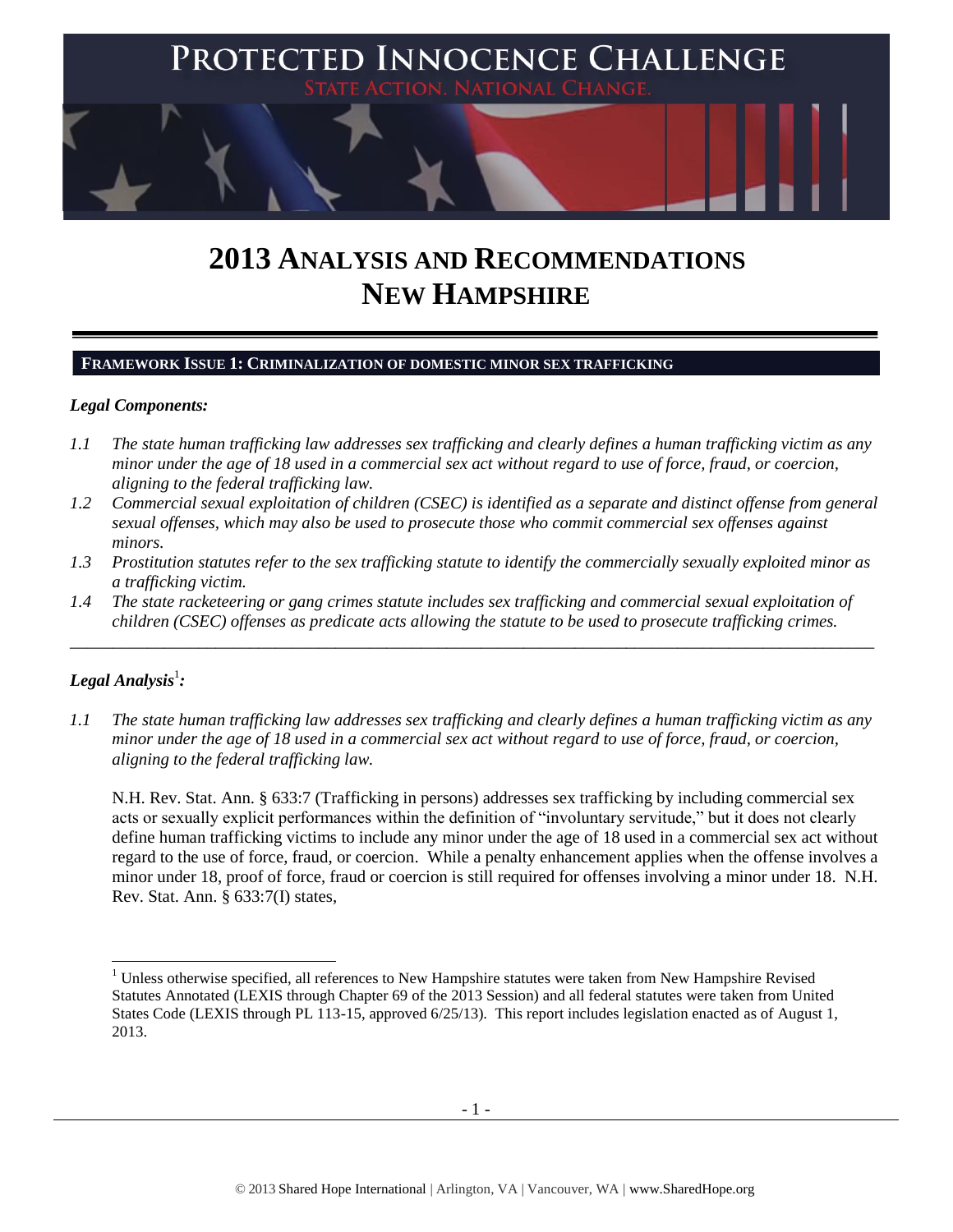# PROTECTED INNOCENCE CHALLENGE

STATE ACTION. NATIONAL CHANGE.

# 2013 ANALYSIS AND RECOMMENDATIONS NEW HAMPSHIRE

## FRAMEWORK ISSUE 1: CRIMINALIZATION OF DOMESTIC MINOR SEX TRAFFICKING

### *Legal Components:*

*1.1 The state human trafficking law addresses sex trafficking and clearly defines a human trafficking victim as any minor under the age of 18 used in a commercial sex act without regard to use of force, fraud, or coercion, aligning to the federal trafficking law.*

*1.2 Commercial sexual exploitation of children (CSEC) is identified as a separate and distinct offense from general sexual offenses, which may also be used to prosecute those who commit commercial sex offenses against minors.*

*1.3 Prostitution statutes refer to the sex trafficking statute to identify the commercially sexually exploited minor as a trafficking victim.*

*1.4 The state racketeering or gang crimes statute includes sex trafficking and commercial sexual exploitation of children (CSEC) offenses as predicate acts allowing the statute to be used to prosecute trafficking crimes.*

---

### *Legal Analysis*[1]*:*

*1.1 The state human trafficking law addresses sex trafficking and clearly defines a human trafficking victim as any minor under the age of 18 used in a commercial sex act without regard to use of force, fraud, or coercion, aligning to the federal trafficking law.*

N.H. Rev. Stat. Ann. § 633:7 (Trafficking in persons) addresses sex trafficking by including commercial sex acts or sexually explicit performances within the definition of "involuntary servitude," but it does not clearly define human trafficking victims to include any minor under the age of 18 used in a commercial sex act without regard to the use of force, fraud, or coercion. While a penalty enhancement applies when the offense involves a minor under 18, proof of force, fraud or coercion is still required for offenses involving a minor under 18. N.H. Rev. Stat. Ann. § 633:7(I) states,

[1] Unless otherwise specified, all references to New Hampshire statutes were taken from New Hampshire Revised Statutes Annotated (LEXIS through Chapter 69 of the 2013 Session) and all federal statutes were taken from United States Code (LEXIS through PL 113-15, approved 6/25/13). This report includes legislation enacted as of August 1, 2013.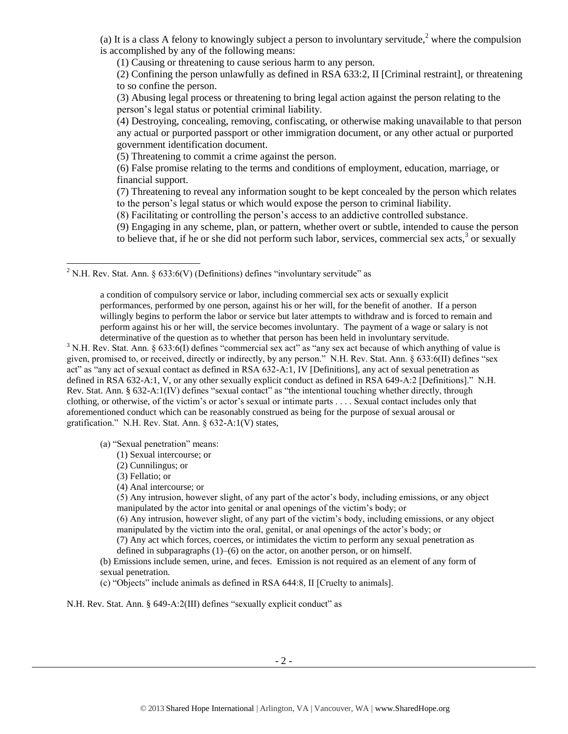(a) It is a class A felony to knowingly subject a person to involuntary servitude,[2] where the compulsion is accomplished by any of the following means:

(1) Causing or threatening to cause serious harm to any person.

(2) Confining the person unlawfully as defined in RSA 633:2, II [Criminal restraint], or threatening to so confine the person.

(3) Abusing legal process or threatening to bring legal action against the person relating to the person's legal status or potential criminal liability.

(4) Destroying, concealing, removing, confiscating, or otherwise making unavailable to that person any actual or purported passport or other immigration document, or any other actual or purported government identification document.

(5) Threatening to commit a crime against the person.

(6) False promise relating to the terms and conditions of employment, education, marriage, or financial support.

(7) Threatening to reveal any information sought to be kept concealed by the person which relates to the person's legal status or which would expose the person to criminal liability.

(8) Facilitating or controlling the person's access to an addictive controlled substance.

(9) Engaging in any scheme, plan, or pattern, whether overt or subtle, intended to cause the person to believe that, if he or she did not perform such labor, services, commercial sex acts,[3] or sexually

---

[2] N.H. Rev. Stat. Ann. § 633:6(V) (Definitions) defines "involuntary servitude" as

> a condition of compulsory service or labor, including commercial sex acts or sexually explicit performances, performed by one person, against his or her will, for the benefit of another. If a person willingly begins to perform the labor or service but later attempts to withdraw and is forced to remain and perform against his or her will, the service becomes involuntary. The payment of a wage or salary is not determinative of the question as to whether that person has been held in involuntary servitude.

[3] N.H. Rev. Stat. Ann. § 633:6(I) defines "commercial sex act" as "any sex act because of which anything of value is given, promised to, or received, directly or indirectly, by any person." N.H. Rev. Stat. Ann. § 633:6(II) defines "sex act" as "any act of sexual contact as defined in RSA 632-A:1, IV [Definitions], any act of sexual penetration as defined in RSA 632-A:1, V, or any other sexually explicit conduct as defined in RSA 649-A:2 [Definitions]." N.H. Rev. Stat. Ann. § 632-A:1(IV) defines "sexual contact" as "the intentional touching whether directly, through clothing, or otherwise, of the victim's or actor's sexual or intimate parts . . . . Sexual contact includes only that aforementioned conduct which can be reasonably construed as being for the purpose of sexual arousal or gratification." N.H. Rev. Stat. Ann. § 632-A:1(V) states,

> (a) "Sexual penetration" means:
>
> (1) Sexual intercourse; or
>
> (2) Cunnilingus; or
>
> (3) Fellatio; or
>
> (4) Anal intercourse; or
>
> (5) Any intrusion, however slight, of any part of the actor's body, including emissions, or any object manipulated by the actor into genital or anal openings of the victim's body; or
>
> (6) Any intrusion, however slight, of any part of the victim's body, including emissions, or any object manipulated by the victim into the oral, genital, or anal openings of the actor's body; or
>
> (7) Any act which forces, coerces, or intimidates the victim to perform any sexual penetration as defined in subparagraphs (1)–(6) on the actor, on another person, or on himself.
>
> (b) Emissions include semen, urine, and feces. Emission is not required as an element of any form of sexual penetration.
>
> (c) "Objects" include animals as defined in RSA 644:8, II [Cruelty to animals].

N.H. Rev. Stat. Ann. § 649-A:2(III) defines "sexually explicit conduct" as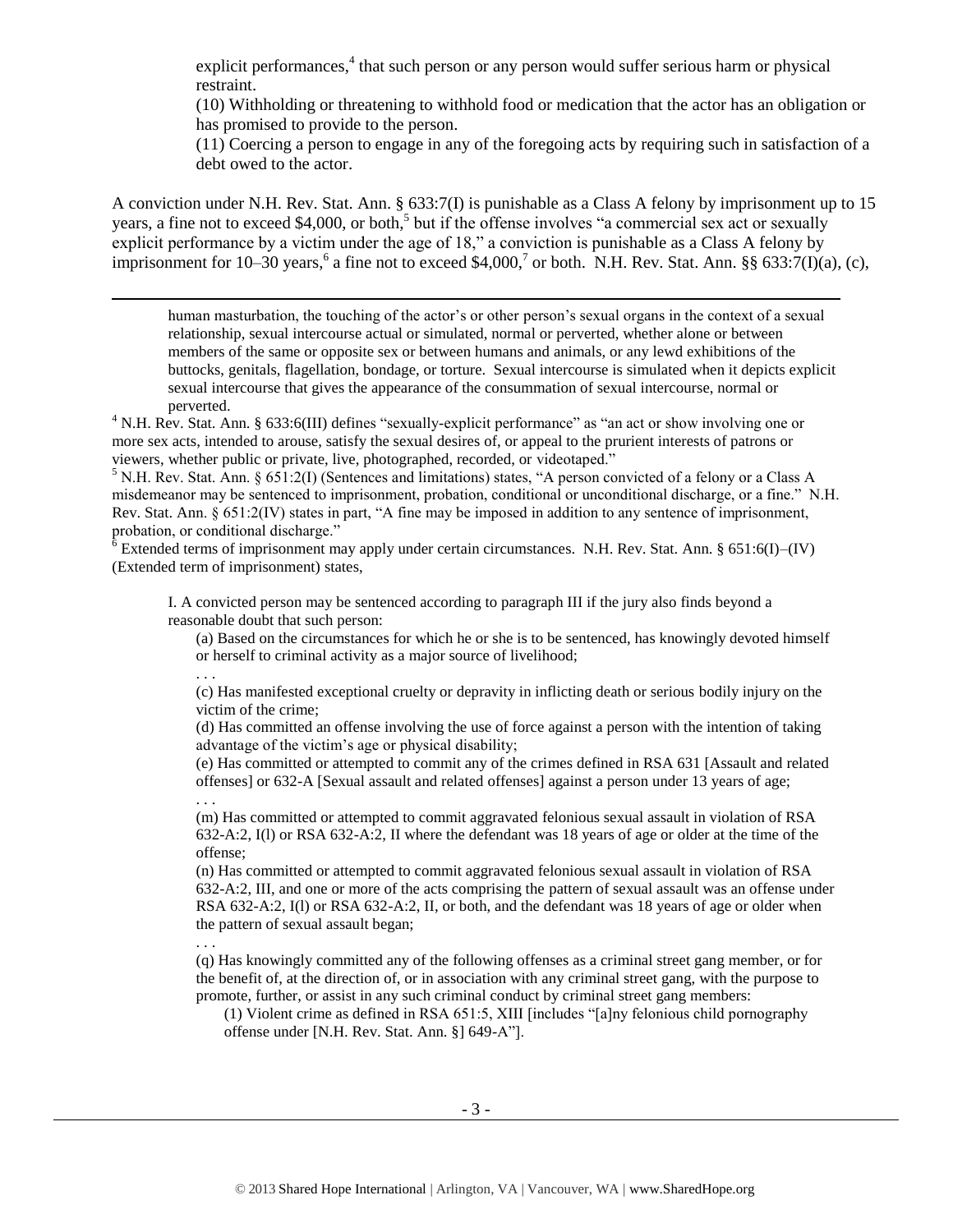explicit performances,[4] that such person or any person would suffer serious harm or physical restraint.

(10) Withholding or threatening to withhold food or medication that the actor has an obligation or has promised to provide to the person.

(11) Coercing a person to engage in any of the foregoing acts by requiring such in satisfaction of a debt owed to the actor.

A conviction under N.H. Rev. Stat. Ann. § 633:7(I) is punishable as a Class A felony by imprisonment up to 15 years, a fine not to exceed $4,000, or both,[5] but if the offense involves "a commercial sex act or sexually explicit performance by a victim under the age of 18," a conviction is punishable as a Class A felony by imprisonment for 10–30 years,[6] a fine not to exceed $4,000,[7] or both. N.H. Rev. Stat. Ann. §§ 633:7(I)(a), (c),

---

> human masturbation, the touching of the actor's or other person's sexual organs in the context of a sexual relationship, sexual intercourse actual or simulated, normal or perverted, whether alone or between members of the same or opposite sex or between humans and animals, or any lewd exhibitions of the buttocks, genitals, flagellation, bondage, or torture. Sexual intercourse is simulated when it depicts explicit sexual intercourse that gives the appearance of the consummation of sexual intercourse, normal or perverted.

[4] N.H. Rev. Stat. Ann. § 633:6(III) defines "sexually-explicit performance" as "an act or show involving one or more sex acts, intended to arouse, satisfy the sexual desires of, or appeal to the prurient interests of patrons or viewers, whether public or private, live, photographed, recorded, or videotaped."

[5] N.H. Rev. Stat. Ann. § 651:2(I) (Sentences and limitations) states, "A person convicted of a felony or a Class A misdemeanor may be sentenced to imprisonment, probation, conditional or unconditional discharge, or a fine." N.H. Rev. Stat. Ann. § 651:2(IV) states in part, "A fine may be imposed in addition to any sentence of imprisonment, probation, or conditional discharge."

[6] Extended terms of imprisonment may apply under certain circumstances. N.H. Rev. Stat. Ann. § 651:6(I)–(IV) (Extended term of imprisonment) states,

> I. A convicted person may be sentenced according to paragraph III if the jury also finds beyond a reasonable doubt that such person:
>
> (a) Based on the circumstances for which he or she is to be sentenced, has knowingly devoted himself or herself to criminal activity as a major source of livelihood;
>
> . . .
>
> (c) Has manifested exceptional cruelty or depravity in inflicting death or serious bodily injury on the victim of the crime;
>
> (d) Has committed an offense involving the use of force against a person with the intention of taking advantage of the victim's age or physical disability;
>
> (e) Has committed or attempted to commit any of the crimes defined in RSA 631 [Assault and related offenses] or 632-A [Sexual assault and related offenses] against a person under 13 years of age;
>
> . . .
>
> (m) Has committed or attempted to commit aggravated felonious sexual assault in violation of RSA 632-A:2, I(l) or RSA 632-A:2, II where the defendant was 18 years of age or older at the time of the offense;
>
> (n) Has committed or attempted to commit aggravated felonious sexual assault in violation of RSA 632-A:2, III, and one or more of the acts comprising the pattern of sexual assault was an offense under RSA 632-A:2, I(l) or RSA 632-A:2, II, or both, and the defendant was 18 years of age or older when the pattern of sexual assault began;
>
> . . .
>
> (q) Has knowingly committed any of the following offenses as a criminal street gang member, or for the benefit of, at the direction of, or in association with any criminal street gang, with the purpose to promote, further, or assist in any such criminal conduct by criminal street gang members:
>
> (1) Violent crime as defined in RSA 651:5, XIII [includes "[a]ny felonious child pornography offense under [N.H. Rev. Stat. Ann. §] 649-A"].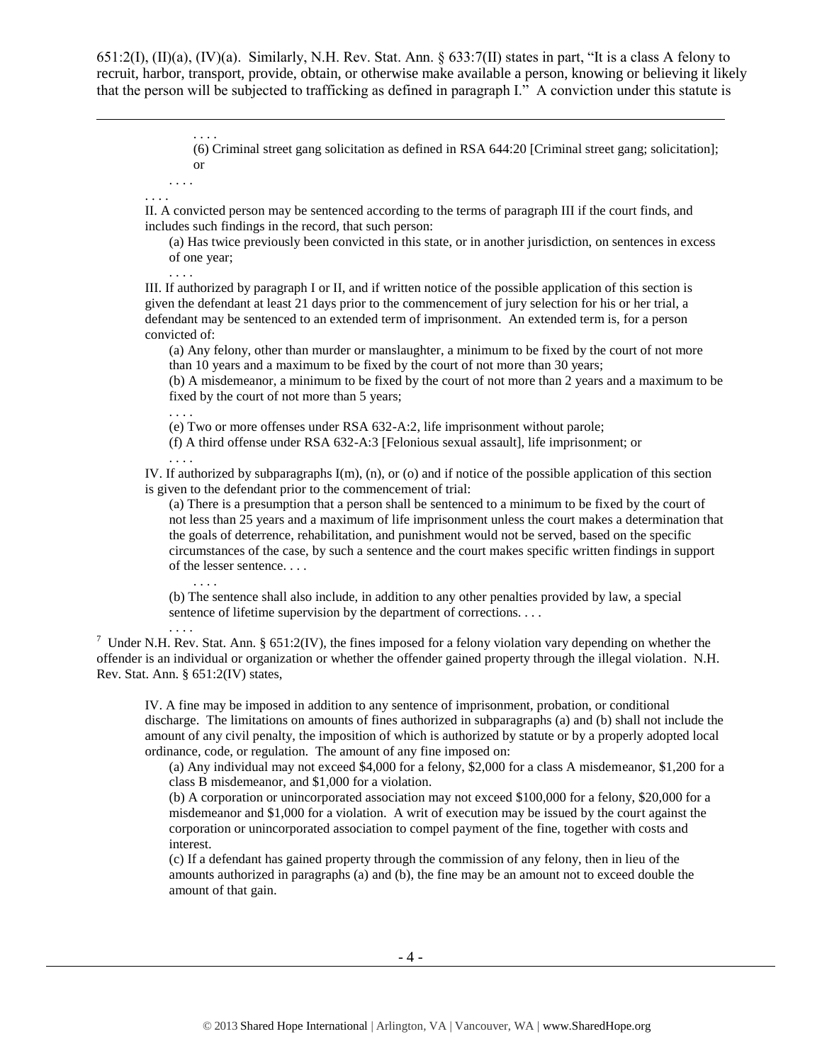651:2(I), (II)(a), (IV)(a). Similarly, N.H. Rev. Stat. Ann. § 633:7(II) states in part, "It is a class A felony to recruit, harbor, transport, provide, obtain, or otherwise make available a person, knowing or believing it likely that the person will be subjected to trafficking as defined in paragraph I." A conviction under this statute is

---

> . . . .
>
> (6) Criminal street gang solicitation as defined in RSA 644:20 [Criminal street gang; solicitation]; or
>
> . . . .
>
> . . . .
>
> II. A convicted person may be sentenced according to the terms of paragraph III if the court finds, and includes such findings in the record, that such person:
>
> (a) Has twice previously been convicted in this state, or in another jurisdiction, on sentences in excess of one year;
>
> . . . .
>
> III. If authorized by paragraph I or II, and if written notice of the possible application of this section is given the defendant at least 21 days prior to the commencement of jury selection for his or her trial, a defendant may be sentenced to an extended term of imprisonment. An extended term is, for a person convicted of:
>
> (a) Any felony, other than murder or manslaughter, a minimum to be fixed by the court of not more than 10 years and a maximum to be fixed by the court of not more than 30 years;
>
> (b) A misdemeanor, a minimum to be fixed by the court of not more than 2 years and a maximum to be fixed by the court of not more than 5 years;
>
> . . . .
>
> (e) Two or more offenses under RSA 632-A:2, life imprisonment without parole;
>
> (f) A third offense under RSA 632-A:3 [Felonious sexual assault], life imprisonment; or
>
> . . . .
>
> IV. If authorized by subparagraphs I(m), (n), or (o) and if notice of the possible application of this section is given to the defendant prior to the commencement of trial:
>
> (a) There is a presumption that a person shall be sentenced to a minimum to be fixed by the court of not less than 25 years and a maximum of life imprisonment unless the court makes a determination that the goals of deterrence, rehabilitation, and punishment would not be served, based on the specific circumstances of the case, by such a sentence and the court makes specific written findings in support of the lesser sentence. . . .
>
> . . . .
>
> (b) The sentence shall also include, in addition to any other penalties provided by law, a special sentence of lifetime supervision by the department of corrections. . . .
>
> . . . .

[7] Under N.H. Rev. Stat. Ann. § 651:2(IV), the fines imposed for a felony violation vary depending on whether the offender is an individual or organization or whether the offender gained property through the illegal violation. N.H. Rev. Stat. Ann. § 651:2(IV) states,

> IV. A fine may be imposed in addition to any sentence of imprisonment, probation, or conditional discharge. The limitations on amounts of fines authorized in subparagraphs (a) and (b) shall not include the amount of any civil penalty, the imposition of which is authorized by statute or by a properly adopted local ordinance, code, or regulation. The amount of any fine imposed on:
>
> (a) Any individual may not exceed $4,000 for a felony, $2,000 for a class A misdemeanor, $1,200 for a class B misdemeanor, and $1,000 for a violation.
>
> (b) A corporation or unincorporated association may not exceed $100,000 for a felony, $20,000 for a misdemeanor and $1,000 for a violation. A writ of execution may be issued by the court against the corporation or unincorporated association to compel payment of the fine, together with costs and interest.
>
> (c) If a defendant has gained property through the commission of any felony, then in lieu of the amounts authorized in paragraphs (a) and (b), the fine may be an amount not to exceed double the amount of that gain.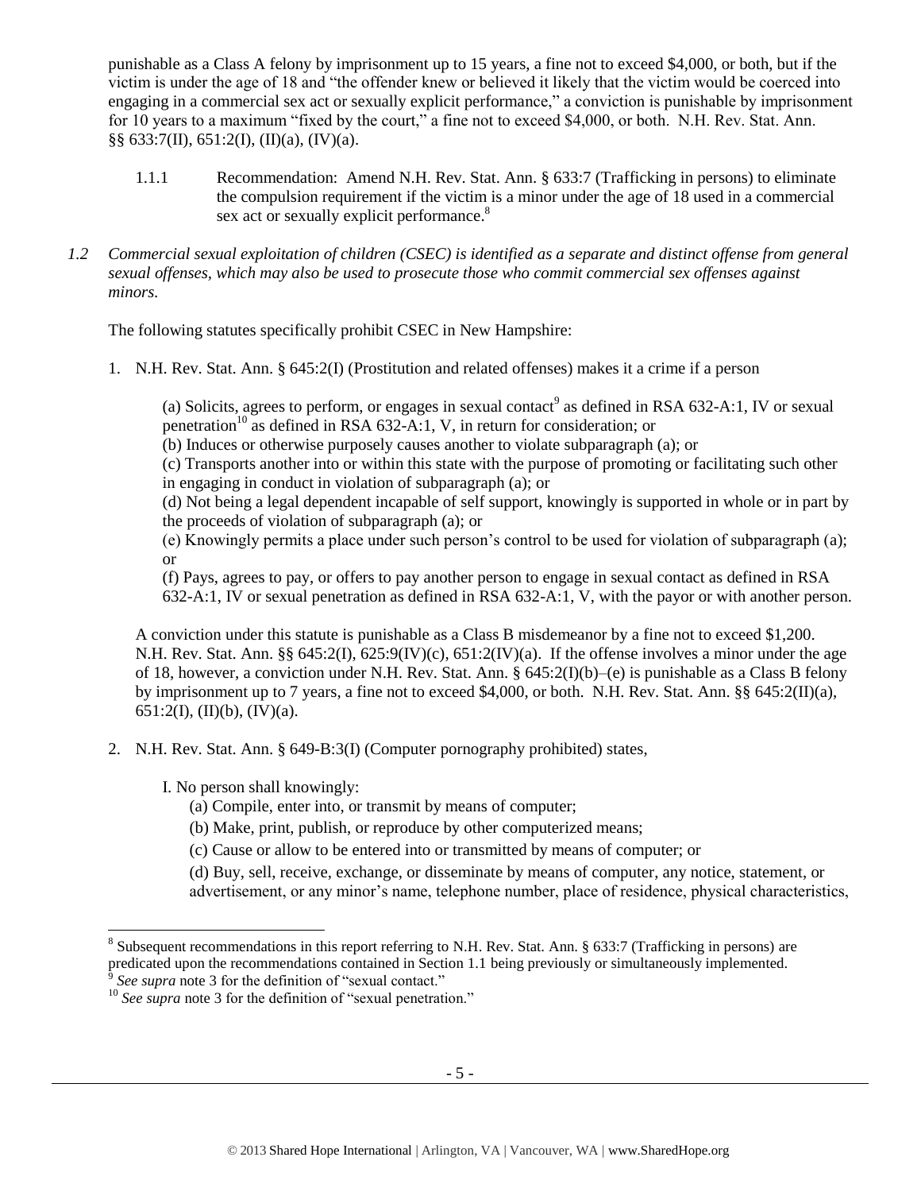punishable as a Class A felony by imprisonment up to 15 years, a fine not to exceed $4,000, or both, but if the victim is under the age of 18 and "the offender knew or believed it likely that the victim would be coerced into engaging in a commercial sex act or sexually explicit performance," a conviction is punishable by imprisonment for 10 years to a maximum "fixed by the court," a fine not to exceed $4,000, or both. N.H. Rev. Stat. Ann. §§ 633:7(II), 651:2(I), (II)(a), (IV)(a).

1.1.1 Recommendation: Amend N.H. Rev. Stat. Ann. § 633:7 (Trafficking in persons) to eliminate the compulsion requirement if the victim is a minor under the age of 18 used in a commercial sex act or sexually explicit performance.[8]

*1.2 Commercial sexual exploitation of children (CSEC) is identified as a separate and distinct offense from general sexual offenses, which may also be used to prosecute those who commit commercial sex offenses against minors.*

The following statutes specifically prohibit CSEC in New Hampshire:

1. N.H. Rev. Stat. Ann. § 645:2(I) (Prostitution and related offenses) makes it a crime if a person

   (a) Solicits, agrees to perform, or engages in sexual contact[9] as defined in RSA 632-A:1, IV or sexual penetration[10] as defined in RSA 632-A:1, V, in return for consideration; or
   (b) Induces or otherwise purposely causes another to violate subparagraph (a); or
   (c) Transports another into or within this state with the purpose of promoting or facilitating such other in engaging in conduct in violation of subparagraph (a); or
   (d) Not being a legal dependent incapable of self support, knowingly is supported in whole or in part by the proceeds of violation of subparagraph (a); or
   (e) Knowingly permits a place under such person's control to be used for violation of subparagraph (a); or
   (f) Pays, agrees to pay, or offers to pay another person to engage in sexual contact as defined in RSA 632-A:1, IV or sexual penetration as defined in RSA 632-A:1, V, with the payor or with another person.

   A conviction under this statute is punishable as a Class B misdemeanor by a fine not to exceed $1,200. N.H. Rev. Stat. Ann. §§ 645:2(I), 625:9(IV)(c), 651:2(IV)(a). If the offense involves a minor under the age of 18, however, a conviction under N.H. Rev. Stat. Ann. § 645:2(I)(b)–(e) is punishable as a Class B felony by imprisonment up to 7 years, a fine not to exceed $4,000, or both. N.H. Rev. Stat. Ann. §§ 645:2(II)(a), 651:2(I), (II)(b), (IV)(a).

2. N.H. Rev. Stat. Ann. § 649-B:3(I) (Computer pornography prohibited) states,

   I. No person shall knowingly:
      (a) Compile, enter into, or transmit by means of computer;
      (b) Make, print, publish, or reproduce by other computerized means;
      (c) Cause or allow to be entered into or transmitted by means of computer; or
      (d) Buy, sell, receive, exchange, or disseminate by means of computer, any notice, statement, or advertisement, or any minor's name, telephone number, place of residence, physical characteristics,

---

[8] Subsequent recommendations in this report referring to N.H. Rev. Stat. Ann. § 633:7 (Trafficking in persons) are predicated upon the recommendations contained in Section 1.1 being previously or simultaneously implemented.
[9] *See supra* note 3 for the definition of "sexual contact."
[10] *See supra* note 3 for the definition of "sexual penetration."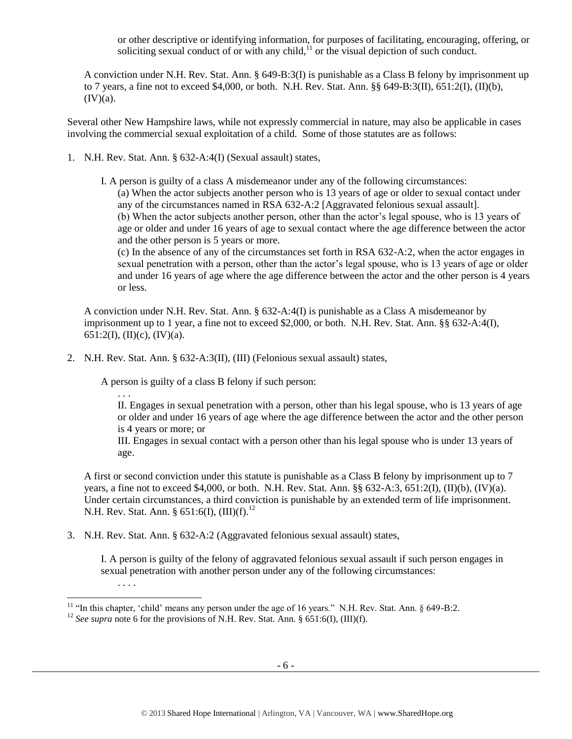> or other descriptive or identifying information, for purposes of facilitating, encouraging, offering, or soliciting sexual conduct of or with any child,[11] or the visual depiction of such conduct.

A conviction under N.H. Rev. Stat. Ann. § 649-B:3(I) is punishable as a Class B felony by imprisonment up to 7 years, a fine not to exceed $4,000, or both. N.H. Rev. Stat. Ann. §§ 649-B:3(II), 651:2(I), (II)(b), (IV)(a).

Several other New Hampshire laws, while not expressly commercial in nature, may also be applicable in cases involving the commercial sexual exploitation of a child. Some of those statutes are as follows:

1. N.H. Rev. Stat. Ann. § 632-A:4(I) (Sexual assault) states,

   > I. A person is guilty of a class A misdemeanor under any of the following circumstances:
   >
   > (a) When the actor subjects another person who is 13 years of age or older to sexual contact under any of the circumstances named in RSA 632-A:2 [Aggravated felonious sexual assault].
   >
   > (b) When the actor subjects another person, other than the actor's legal spouse, who is 13 years of age or older and under 16 years of age to sexual contact where the age difference between the actor and the other person is 5 years or more.
   >
   > (c) In the absence of any of the circumstances set forth in RSA 632-A:2, when the actor engages in sexual penetration with a person, other than the actor's legal spouse, who is 13 years of age or older and under 16 years of age where the age difference between the actor and the other person is 4 years or less.

   A conviction under N.H. Rev. Stat. Ann. § 632-A:4(I) is punishable as a Class A misdemeanor by imprisonment up to 1 year, a fine not to exceed $2,000, or both. N.H. Rev. Stat. Ann. §§ 632-A:4(I), 651:2(I), (II)(c), (IV)(a).

2. N.H. Rev. Stat. Ann. § 632-A:3(II), (III) (Felonious sexual assault) states,

   > A person is guilty of a class B felony if such person:
   >
   > . . .
   >
   > II. Engages in sexual penetration with a person, other than his legal spouse, who is 13 years of age or older and under 16 years of age where the age difference between the actor and the other person is 4 years or more; or
   >
   > III. Engages in sexual contact with a person other than his legal spouse who is under 13 years of age.

   A first or second conviction under this statute is punishable as a Class B felony by imprisonment up to 7 years, a fine not to exceed $4,000, or both. N.H. Rev. Stat. Ann. §§ 632-A:3, 651:2(I), (II)(b), (IV)(a). Under certain circumstances, a third conviction is punishable by an extended term of life imprisonment. N.H. Rev. Stat. Ann. § 651:6(I), (III)(f).[12]

3. N.H. Rev. Stat. Ann. § 632-A:2 (Aggravated felonious sexual assault) states,

   > I. A person is guilty of the felony of aggravated felonious sexual assault if such person engages in sexual penetration with another person under any of the following circumstances:
   >
   > . . . .

---

[11] "In this chapter, 'child' means any person under the age of 16 years." N.H. Rev. Stat. Ann. § 649-B:2.

[12] *See supra* note 6 for the provisions of N.H. Rev. Stat. Ann. § 651:6(I), (III)(f).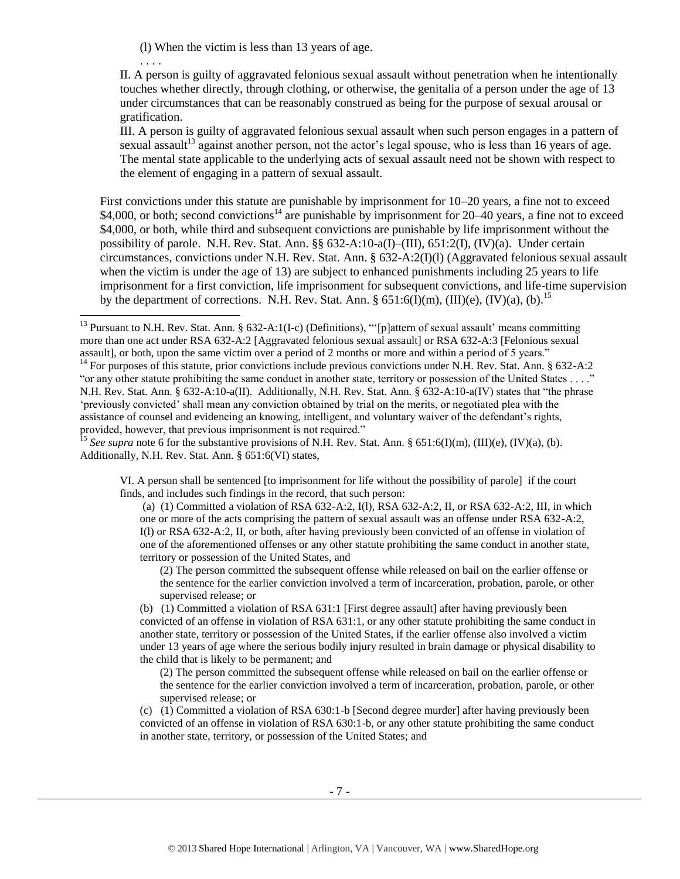(l) When the victim is less than 13 years of age.

. . . .

II. A person is guilty of aggravated felonious sexual assault without penetration when he intentionally touches whether directly, through clothing, or otherwise, the genitalia of a person under the age of 13 under circumstances that can be reasonably construed as being for the purpose of sexual arousal or gratification.

III. A person is guilty of aggravated felonious sexual assault when such person engages in a pattern of sexual assault[13] against another person, not the actor's legal spouse, who is less than 16 years of age. The mental state applicable to the underlying acts of sexual assault need not be shown with respect to the element of engaging in a pattern of sexual assault.

First convictions under this statute are punishable by imprisonment for 10–20 years, a fine not to exceed $4,000, or both; second convictions[14] are punishable by imprisonment for 20–40 years, a fine not to exceed $4,000, or both, while third and subsequent convictions are punishable by life imprisonment without the possibility of parole. N.H. Rev. Stat. Ann. §§ 632-A:10-a(I)–(III), 651:2(I), (IV)(a). Under certain circumstances, convictions under N.H. Rev. Stat. Ann. § 632-A:2(I)(l) (Aggravated felonious sexual assault when the victim is under the age of 13) are subject to enhanced punishments including 25 years to life imprisonment for a first conviction, life imprisonment for subsequent convictions, and life-time supervision by the department of corrections. N.H. Rev. Stat. Ann. § 651:6(I)(m), (III)(e), (IV)(a), (b).[15]

---

[13] Pursuant to N.H. Rev. Stat. Ann. § 632-A:1(I-c) (Definitions), "'[p]attern of sexual assault' means committing more than one act under RSA 632-A:2 [Aggravated felonious sexual assault] or RSA 632-A:3 [Felonious sexual assault], or both, upon the same victim over a period of 2 months or more and within a period of 5 years."

[14] For purposes of this statute, prior convictions include previous convictions under N.H. Rev. Stat. Ann. § 632-A:2 "or any other statute prohibiting the same conduct in another state, territory or possession of the United States . . . ." N.H. Rev. Stat. Ann. § 632-A:10-a(II). Additionally, N.H. Rev. Stat. Ann. § 632-A:10-a(IV) states that "the phrase 'previously convicted' shall mean any conviction obtained by trial on the merits, or negotiated plea with the assistance of counsel and evidencing an knowing, intelligent, and voluntary waiver of the defendant's rights, provided, however, that previous imprisonment is not required."

[15] *See supra* note 6 for the substantive provisions of N.H. Rev. Stat. Ann. § 651:6(I)(m), (III)(e), (IV)(a), (b). Additionally, N.H. Rev. Stat. Ann. § 651:6(VI) states,

> VI. A person shall be sentenced [to imprisonment for life without the possibility of parole] if the court finds, and includes such findings in the record, that such person:
>
> (a) (1) Committed a violation of RSA 632-A:2, I(l), RSA 632-A:2, II, or RSA 632-A:2, III, in which one or more of the acts comprising the pattern of sexual assault was an offense under RSA 632-A:2, I(l) or RSA 632-A:2, II, or both, after having previously been convicted of an offense in violation of one of the aforementioned offenses or any other statute prohibiting the same conduct in another state, territory or possession of the United States, and
>
> (2) The person committed the subsequent offense while released on bail on the earlier offense or the sentence for the earlier conviction involved a term of incarceration, probation, parole, or other supervised release; or
>
> (b) (1) Committed a violation of RSA 631:1 [First degree assault] after having previously been convicted of an offense in violation of RSA 631:1, or any other statute prohibiting the same conduct in another state, territory or possession of the United States, if the earlier offense also involved a victim under 13 years of age where the serious bodily injury resulted in brain damage or physical disability to the child that is likely to be permanent; and
>
> (2) The person committed the subsequent offense while released on bail on the earlier offense or the sentence for the earlier conviction involved a term of incarceration, probation, parole, or other supervised release; or
>
> (c) (1) Committed a violation of RSA 630:1-b [Second degree murder] after having previously been convicted of an offense in violation of RSA 630:1-b, or any other statute prohibiting the same conduct in another state, territory, or possession of the United States; and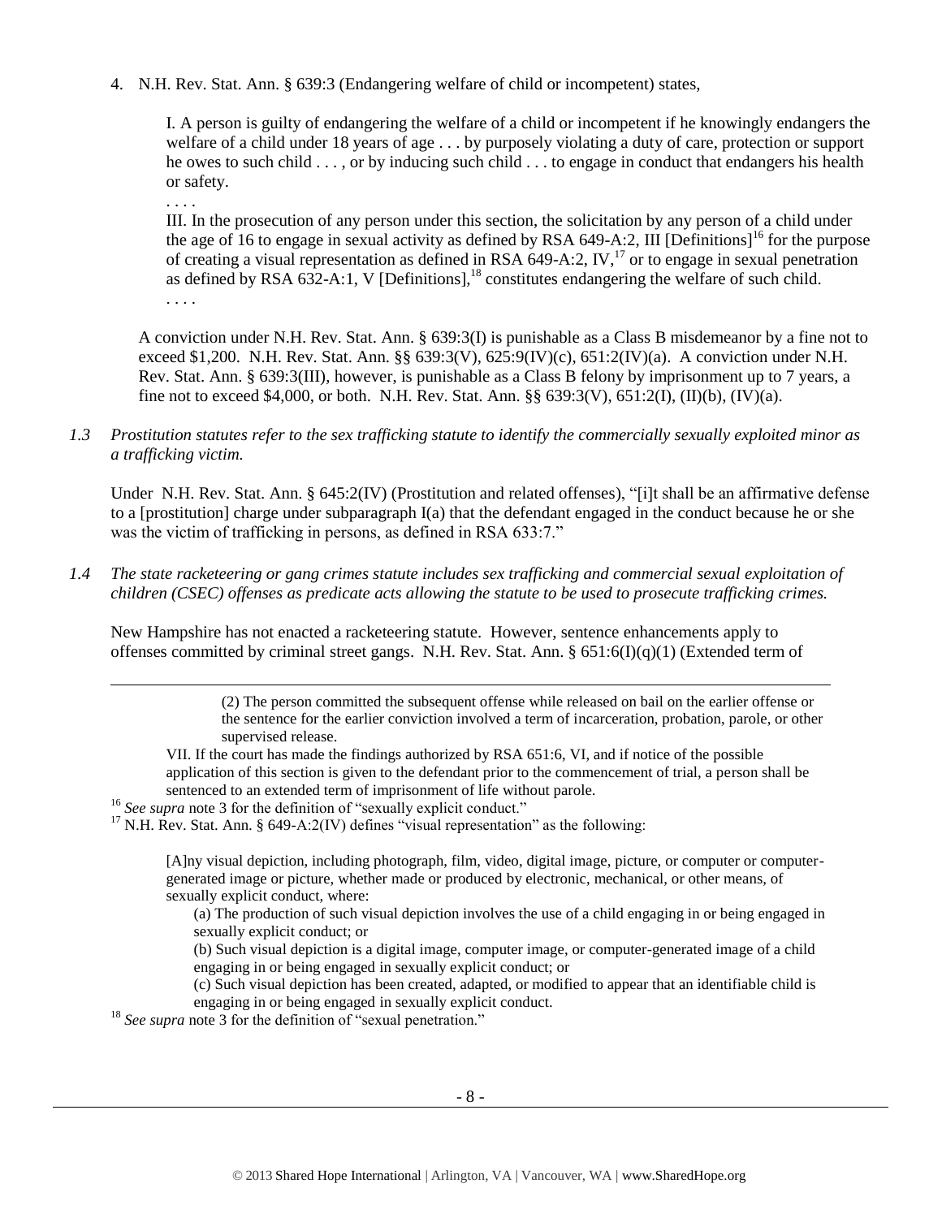4. N.H. Rev. Stat. Ann. § 639:3 (Endangering welfare of child or incompetent) states,

> I. A person is guilty of endangering the welfare of a child or incompetent if he knowingly endangers the welfare of a child under 18 years of age . . . by purposely violating a duty of care, protection or support he owes to such child . . . , or by inducing such child . . . to engage in conduct that endangers his health or safety.
>
> . . . .
>
> III. In the prosecution of any person under this section, the solicitation by any person of a child under the age of 16 to engage in sexual activity as defined by RSA 649-A:2, III [Definitions][16] for the purpose of creating a visual representation as defined in RSA 649-A:2, IV,[17] or to engage in sexual penetration as defined by RSA 632-A:1, V [Definitions],[18] constitutes endangering the welfare of such child.
>
> . . . .

A conviction under N.H. Rev. Stat. Ann. § 639:3(I) is punishable as a Class B misdemeanor by a fine not to exceed $1,200. N.H. Rev. Stat. Ann. §§ 639:3(V), 625:9(IV)(c), 651:2(IV)(a). A conviction under N.H. Rev. Stat. Ann. § 639:3(III), however, is punishable as a Class B felony by imprisonment up to 7 years, a fine not to exceed $4,000, or both. N.H. Rev. Stat. Ann. §§ 639:3(V), 651:2(I), (II)(b), (IV)(a).

*1.3 Prostitution statutes refer to the sex trafficking statute to identify the commercially sexually exploited minor as a trafficking victim.*

Under N.H. Rev. Stat. Ann. § 645:2(IV) (Prostitution and related offenses), "[i]t shall be an affirmative defense to a [prostitution] charge under subparagraph I(a) that the defendant engaged in the conduct because he or she was the victim of trafficking in persons, as defined in RSA 633:7."

*1.4 The state racketeering or gang crimes statute includes sex trafficking and commercial sexual exploitation of children (CSEC) offenses as predicate acts allowing the statute to be used to prosecute trafficking crimes.*

New Hampshire has not enacted a racketeering statute. However, sentence enhancements apply to offenses committed by criminal street gangs. N.H. Rev. Stat. Ann. § 651:6(I)(q)(1) (Extended term of

---

> (2) The person committed the subsequent offense while released on bail on the earlier offense or the sentence for the earlier conviction involved a term of incarceration, probation, parole, or other supervised release.
>
> VII. If the court has made the findings authorized by RSA 651:6, VI, and if notice of the possible application of this section is given to the defendant prior to the commencement of trial, a person shall be sentenced to an extended term of imprisonment of life without parole.

[16] *See supra* note 3 for the definition of "sexually explicit conduct."

[17] N.H. Rev. Stat. Ann. § 649-A:2(IV) defines "visual representation" as the following:

> [A]ny visual depiction, including photograph, film, video, digital image, picture, or computer or computer-generated image or picture, whether made or produced by electronic, mechanical, or other means, of sexually explicit conduct, where:
>
> (a) The production of such visual depiction involves the use of a child engaging in or being engaged in sexually explicit conduct; or
>
> (b) Such visual depiction is a digital image, computer image, or computer-generated image of a child engaging in or being engaged in sexually explicit conduct; or
>
> (c) Such visual depiction has been created, adapted, or modified to appear that an identifiable child is engaging in or being engaged in sexually explicit conduct.

[18] *See supra* note 3 for the definition of "sexual penetration."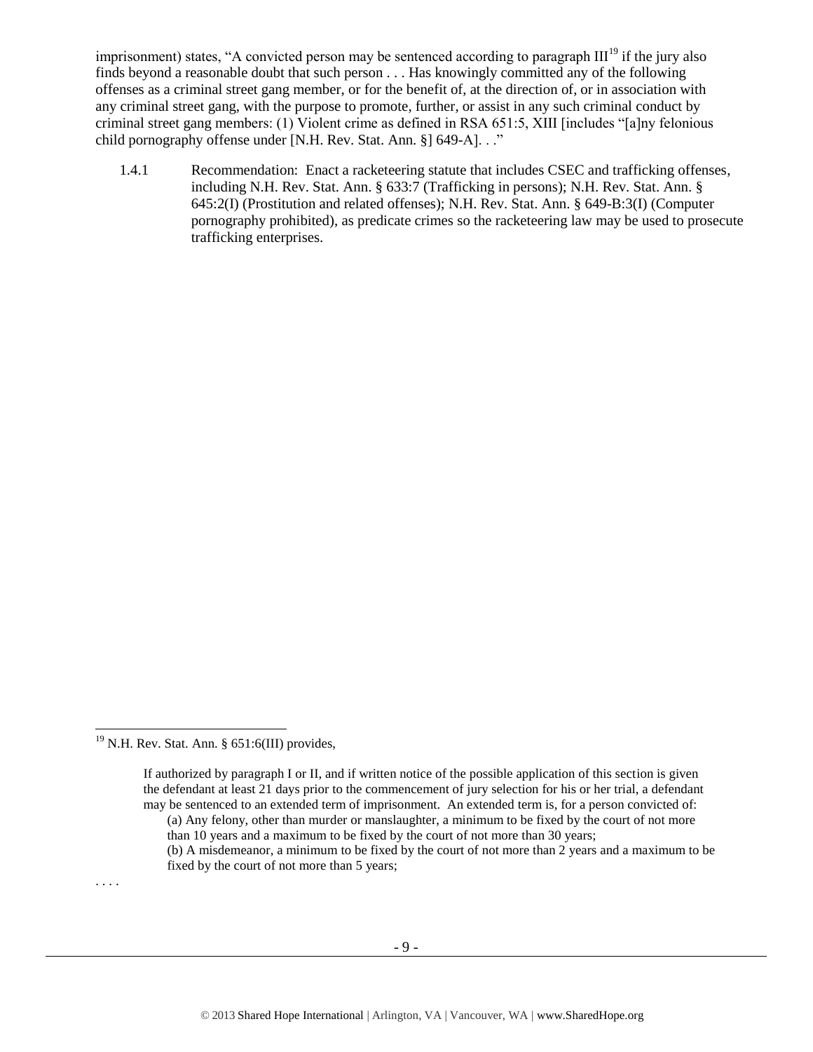imprisonment) states, "A convicted person may be sentenced according to paragraph III[19] if the jury also finds beyond a reasonable doubt that such person . . . Has knowingly committed any of the following offenses as a criminal street gang member, or for the benefit of, at the direction of, or in association with any criminal street gang, with the purpose to promote, further, or assist in any such criminal conduct by criminal street gang members: (1) Violent crime as defined in RSA 651:5, XIII [includes "[a]ny felonious child pornography offense under [N.H. Rev. Stat. Ann. §] 649-A]. . ."

1.4.1 Recommendation: Enact a racketeering statute that includes CSEC and trafficking offenses, including N.H. Rev. Stat. Ann. § 633:7 (Trafficking in persons); N.H. Rev. Stat. Ann. § 645:2(I) (Prostitution and related offenses); N.H. Rev. Stat. Ann. § 649-B:3(I) (Computer pornography prohibited), as predicate crimes so the racketeering law may be used to prosecute trafficking enterprises.

---

[19] N.H. Rev. Stat. Ann. § 651:6(III) provides,

> If authorized by paragraph I or II, and if written notice of the possible application of this section is given the defendant at least 21 days prior to the commencement of jury selection for his or her trial, a defendant may be sentenced to an extended term of imprisonment. An extended term is, for a person convicted of:
>
> (a) Any felony, other than murder or manslaughter, a minimum to be fixed by the court of not more than 10 years and a maximum to be fixed by the court of not more than 30 years;
>
> (b) A misdemeanor, a minimum to be fixed by the court of not more than 2 years and a maximum to be fixed by the court of not more than 5 years;

. . . .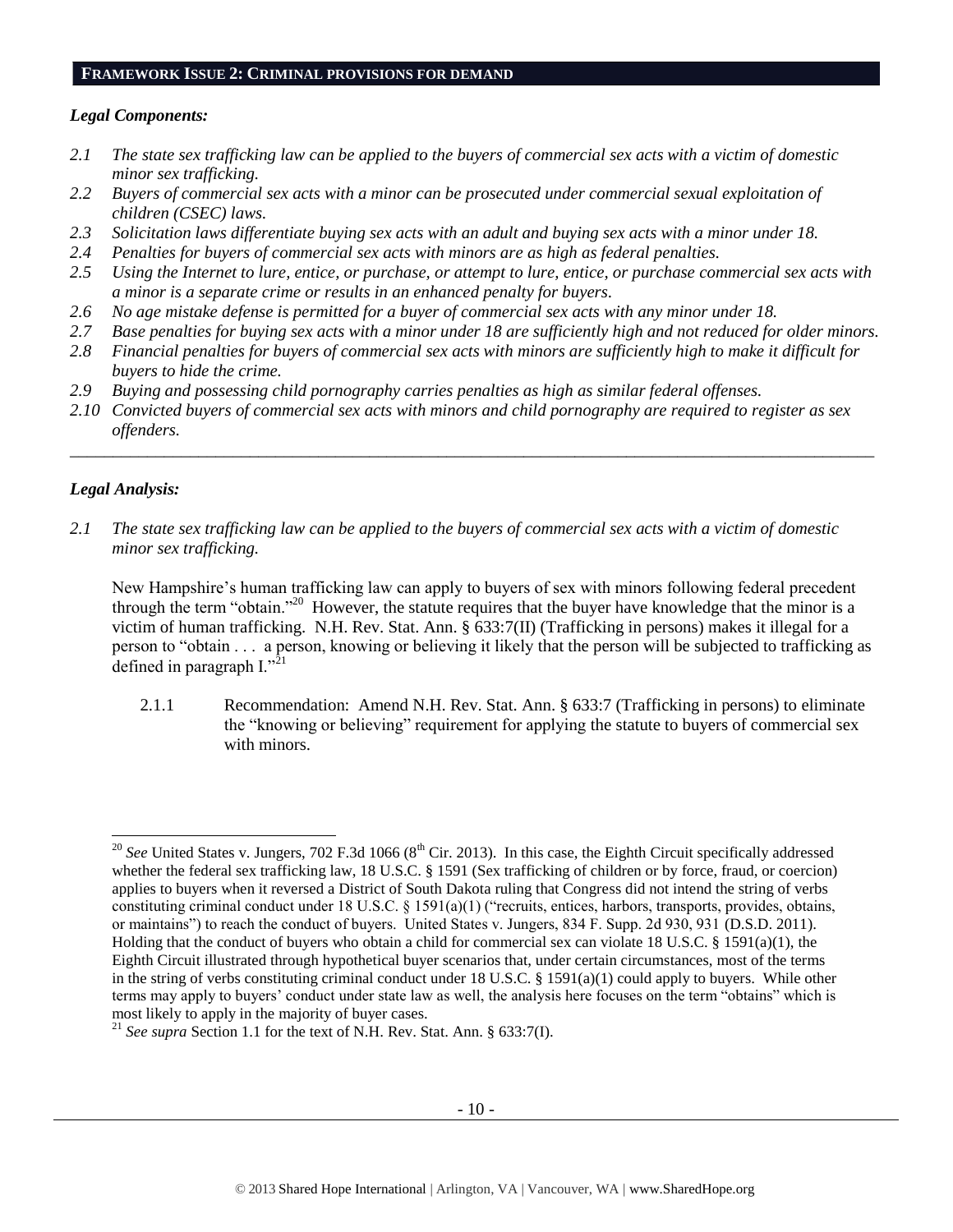## FRAMEWORK ISSUE 2: CRIMINAL PROVISIONS FOR DEMAND

### *Legal Components:*

- *2.1 The state sex trafficking law can be applied to the buyers of commercial sex acts with a victim of domestic minor sex trafficking.*
- *2.2 Buyers of commercial sex acts with a minor can be prosecuted under commercial sexual exploitation of children (CSEC) laws.*
- *2.3 Solicitation laws differentiate buying sex acts with an adult and buying sex acts with a minor under 18.*
- *2.4 Penalties for buyers of commercial sex acts with minors are as high as federal penalties.*
- *2.5 Using the Internet to lure, entice, or purchase, or attempt to lure, entice, or purchase commercial sex acts with a minor is a separate crime or results in an enhanced penalty for buyers.*
- *2.6 No age mistake defense is permitted for a buyer of commercial sex acts with any minor under 18.*
- *2.7 Base penalties for buying sex acts with a minor under 18 are sufficiently high and not reduced for older minors.*
- *2.8 Financial penalties for buyers of commercial sex acts with minors are sufficiently high to make it difficult for buyers to hide the crime.*
- *2.9 Buying and possessing child pornography carries penalties as high as similar federal offenses.*
- *2.10 Convicted buyers of commercial sex acts with minors and child pornography are required to register as sex offenders.*

---

### *Legal Analysis:*

*2.1 The state sex trafficking law can be applied to the buyers of commercial sex acts with a victim of domestic minor sex trafficking.*

New Hampshire's human trafficking law can apply to buyers of sex with minors following federal precedent through the term "obtain."[20] However, the statute requires that the buyer have knowledge that the minor is a victim of human trafficking. N.H. Rev. Stat. Ann. § 633:7(II) (Trafficking in persons) makes it illegal for a person to "obtain . . . a person, knowing or believing it likely that the person will be subjected to trafficking as defined in paragraph I."[21]

2.1.1 Recommendation: Amend N.H. Rev. Stat. Ann. § 633:7 (Trafficking in persons) to eliminate the "knowing or believing" requirement for applying the statute to buyers of commercial sex with minors.

---

[20] *See* United States v. Jungers, 702 F.3d 1066 (8th Cir. 2013). In this case, the Eighth Circuit specifically addressed whether the federal sex trafficking law, 18 U.S.C. § 1591 (Sex trafficking of children or by force, fraud, or coercion) applies to buyers when it reversed a District of South Dakota ruling that Congress did not intend the string of verbs constituting criminal conduct under 18 U.S.C. § 1591(a)(1) ("recruits, entices, harbors, transports, provides, obtains, or maintains") to reach the conduct of buyers. United States v. Jungers, 834 F. Supp. 2d 930, 931 (D.S.D. 2011). Holding that the conduct of buyers who obtain a child for commercial sex can violate 18 U.S.C. § 1591(a)(1), the Eighth Circuit illustrated through hypothetical buyer scenarios that, under certain circumstances, most of the terms in the string of verbs constituting criminal conduct under 18 U.S.C. § 1591(a)(1) could apply to buyers. While other terms may apply to buyers' conduct under state law as well, the analysis here focuses on the term "obtains" which is most likely to apply in the majority of buyer cases.

[21] *See supra* Section 1.1 for the text of N.H. Rev. Stat. Ann. § 633:7(I).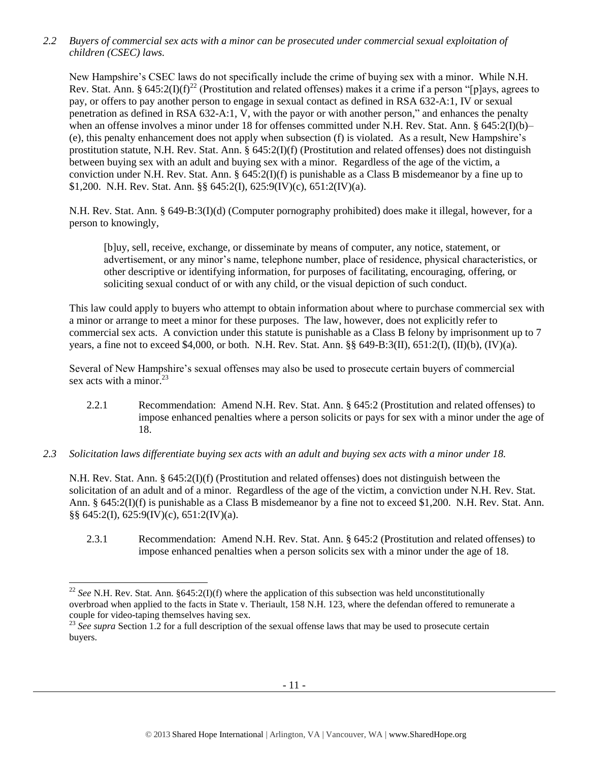*2.2 Buyers of commercial sex acts with a minor can be prosecuted under commercial sexual exploitation of children (CSEC) laws.*

New Hampshire's CSEC laws do not specifically include the crime of buying sex with a minor. While N.H. Rev. Stat. Ann. § 645:2(I)(f)[22] (Prostitution and related offenses) makes it a crime if a person "[p]ays, agrees to pay, or offers to pay another person to engage in sexual contact as defined in RSA 632-A:1, IV or sexual penetration as defined in RSA 632-A:1, V, with the payor or with another person," and enhances the penalty when an offense involves a minor under 18 for offenses committed under N.H. Rev. Stat. Ann. § 645:2(I)(b)–(e), this penalty enhancement does not apply when subsection (f) is violated. As a result, New Hampshire's prostitution statute, N.H. Rev. Stat. Ann. § 645:2(I)(f) (Prostitution and related offenses) does not distinguish between buying sex with an adult and buying sex with a minor. Regardless of the age of the victim, a conviction under N.H. Rev. Stat. Ann. § 645:2(I)(f) is punishable as a Class B misdemeanor by a fine up to $1,200. N.H. Rev. Stat. Ann. §§ 645:2(I), 625:9(IV)(c), 651:2(IV)(a).

N.H. Rev. Stat. Ann. § 649-B:3(I)(d) (Computer pornography prohibited) does make it illegal, however, for a person to knowingly,

> [b]uy, sell, receive, exchange, or disseminate by means of computer, any notice, statement, or advertisement, or any minor's name, telephone number, place of residence, physical characteristics, or other descriptive or identifying information, for purposes of facilitating, encouraging, offering, or soliciting sexual conduct of or with any child, or the visual depiction of such conduct.

This law could apply to buyers who attempt to obtain information about where to purchase commercial sex with a minor or arrange to meet a minor for these purposes. The law, however, does not explicitly refer to commercial sex acts. A conviction under this statute is punishable as a Class B felony by imprisonment up to 7 years, a fine not to exceed $4,000, or both. N.H. Rev. Stat. Ann. §§ 649-B:3(II), 651:2(I), (II)(b), (IV)(a).

Several of New Hampshire's sexual offenses may also be used to prosecute certain buyers of commercial sex acts with a minor.[23]

2.2.1 Recommendation: Amend N.H. Rev. Stat. Ann. § 645:2 (Prostitution and related offenses) to impose enhanced penalties where a person solicits or pays for sex with a minor under the age of 18.

*2.3 Solicitation laws differentiate buying sex acts with an adult and buying sex acts with a minor under 18.*

N.H. Rev. Stat. Ann. § 645:2(I)(f) (Prostitution and related offenses) does not distinguish between the solicitation of an adult and of a minor. Regardless of the age of the victim, a conviction under N.H. Rev. Stat. Ann. § 645:2(I)(f) is punishable as a Class B misdemeanor by a fine not to exceed $1,200. N.H. Rev. Stat. Ann. §§ 645:2(I), 625:9(IV)(c), 651:2(IV)(a).

2.3.1 Recommendation: Amend N.H. Rev. Stat. Ann. § 645:2 (Prostitution and related offenses) to impose enhanced penalties when a person solicits sex with a minor under the age of 18.

---

[22] *See* N.H. Rev. Stat. Ann. §645:2(I)(f) where the application of this subsection was held unconstitutionally overbroad when applied to the facts in State v. Theriault, 158 N.H. 123, where the defendan offered to remunerate a couple for video-taping themselves having sex.

[23] *See supra* Section 1.2 for a full description of the sexual offense laws that may be used to prosecute certain buyers.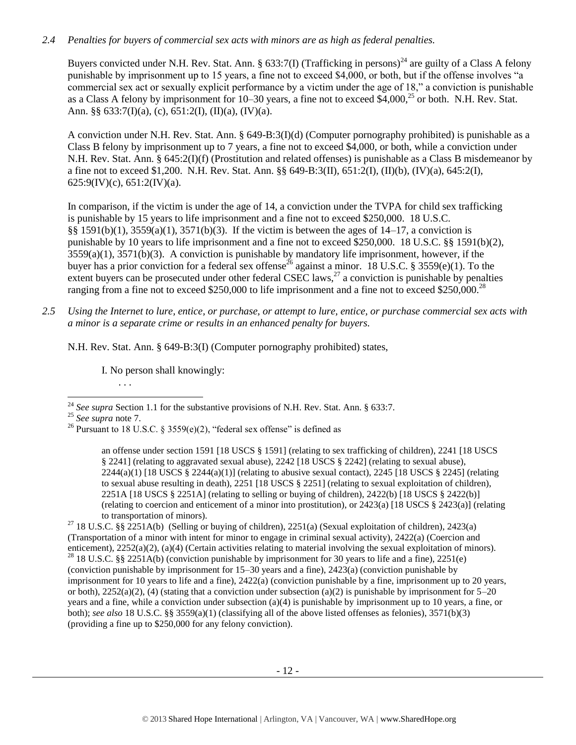*2.4 Penalties for buyers of commercial sex acts with minors are as high as federal penalties.*

Buyers convicted under N.H. Rev. Stat. Ann. § 633:7(I) (Trafficking in persons)[24] are guilty of a Class A felony punishable by imprisonment up to 15 years, a fine not to exceed $4,000, or both, but if the offense involves "a commercial sex act or sexually explicit performance by a victim under the age of 18," a conviction is punishable as a Class A felony by imprisonment for 10–30 years, a fine not to exceed $4,000,[25] or both. N.H. Rev. Stat. Ann. §§ 633:7(I)(a), (c), 651:2(I), (II)(a), (IV)(a).

A conviction under N.H. Rev. Stat. Ann. § 649-B:3(I)(d) (Computer pornography prohibited) is punishable as a Class B felony by imprisonment up to 7 years, a fine not to exceed $4,000, or both, while a conviction under N.H. Rev. Stat. Ann. § 645:2(I)(f) (Prostitution and related offenses) is punishable as a Class B misdemeanor by a fine not to exceed $1,200. N.H. Rev. Stat. Ann. §§ 649-B:3(II), 651:2(I), (II)(b), (IV)(a), 645:2(I), 625:9(IV)(c), 651:2(IV)(a).

In comparison, if the victim is under the age of 14, a conviction under the TVPA for child sex trafficking is punishable by 15 years to life imprisonment and a fine not to exceed $250,000. 18 U.S.C. §§ 1591(b)(1), 3559(a)(1), 3571(b)(3). If the victim is between the ages of 14–17, a conviction is punishable by 10 years to life imprisonment and a fine not to exceed $250,000. 18 U.S.C. §§ 1591(b)(2), 3559(a)(1), 3571(b)(3). A conviction is punishable by mandatory life imprisonment, however, if the buyer has a prior conviction for a federal sex offense[26] against a minor. 18 U.S.C. § 3559(e)(1). To the extent buyers can be prosecuted under other federal CSEC laws,[27] a conviction is punishable by penalties ranging from a fine not to exceed $250,000 to life imprisonment and a fine not to exceed $250,000.[28]

*2.5 Using the Internet to lure, entice, or purchase, or attempt to lure, entice, or purchase commercial sex acts with a minor is a separate crime or results in an enhanced penalty for buyers.*

N.H. Rev. Stat. Ann. § 649-B:3(I) (Computer pornography prohibited) states,

> I. No person shall knowingly:
> . . .

---

[24] *See supra* Section 1.1 for the substantive provisions of N.H. Rev. Stat. Ann. § 633:7.

[25] *See supra* note 7.

[26] Pursuant to 18 U.S.C. § 3559(e)(2), "federal sex offense" is defined as

> an offense under section 1591 [18 USCS § 1591] (relating to sex trafficking of children), 2241 [18 USCS § 2241] (relating to aggravated sexual abuse), 2242 [18 USCS § 2242] (relating to sexual abuse), 2244(a)(1) [18 USCS § 2244(a)(1)] (relating to abusive sexual contact), 2245 [18 USCS § 2245] (relating to sexual abuse resulting in death), 2251 [18 USCS § 2251] (relating to sexual exploitation of children), 2251A [18 USCS § 2251A] (relating to selling or buying of children), 2422(b) [18 USCS § 2422(b)] (relating to coercion and enticement of a minor into prostitution), or 2423(a) [18 USCS § 2423(a)] (relating to transportation of minors).

[27] 18 U.S.C. §§ 2251A(b) (Selling or buying of children), 2251(a) (Sexual exploitation of children), 2423(a) (Transportation of a minor with intent for minor to engage in criminal sexual activity), 2422(a) (Coercion and enticement), 2252(a)(2), (a)(4) (Certain activities relating to material involving the sexual exploitation of minors).

[28] 18 U.S.C. §§ 2251A(b) (conviction punishable by imprisonment for 30 years to life and a fine), 2251(e) (conviction punishable by imprisonment for 15–30 years and a fine), 2423(a) (conviction punishable by imprisonment for 10 years to life and a fine), 2422(a) (conviction punishable by a fine, imprisonment up to 20 years, or both), 2252(a)(2), (4) (stating that a conviction under subsection (a)(2) is punishable by imprisonment for 5–20 years and a fine, while a conviction under subsection (a)(4) is punishable by imprisonment up to 10 years, a fine, or both); *see also* 18 U.S.C. §§ 3559(a)(1) (classifying all of the above listed offenses as felonies), 3571(b)(3) (providing a fine up to $250,000 for any felony conviction).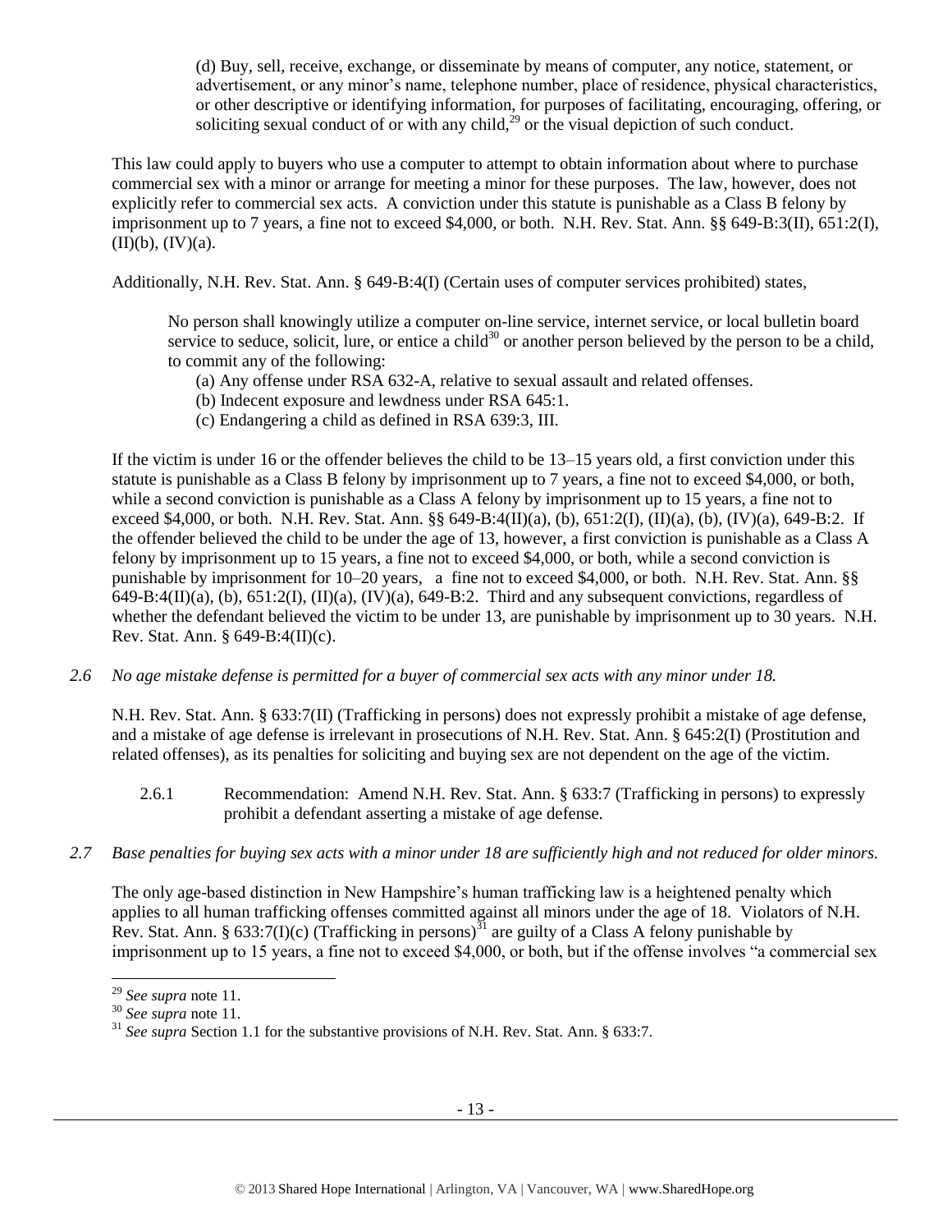> (d) Buy, sell, receive, exchange, or disseminate by means of computer, any notice, statement, or advertisement, or any minor's name, telephone number, place of residence, physical characteristics, or other descriptive or identifying information, for purposes of facilitating, encouraging, offering, or soliciting sexual conduct of or with any child,[29] or the visual depiction of such conduct.

This law could apply to buyers who use a computer to attempt to obtain information about where to purchase commercial sex with a minor or arrange for meeting a minor for these purposes. The law, however, does not explicitly refer to commercial sex acts. A conviction under this statute is punishable as a Class B felony by imprisonment up to 7 years, a fine not to exceed $4,000, or both. N.H. Rev. Stat. Ann. §§ 649-B:3(II), 651:2(I), (II)(b), (IV)(a).

Additionally, N.H. Rev. Stat. Ann. § 649-B:4(I) (Certain uses of computer services prohibited) states,

> No person shall knowingly utilize a computer on-line service, internet service, or local bulletin board service to seduce, solicit, lure, or entice a child[30] or another person believed by the person to be a child, to commit any of the following:
>
> (a) Any offense under RSA 632-A, relative to sexual assault and related offenses.
> (b) Indecent exposure and lewdness under RSA 645:1.
> (c) Endangering a child as defined in RSA 639:3, III.

If the victim is under 16 or the offender believes the child to be 13–15 years old, a first conviction under this statute is punishable as a Class B felony by imprisonment up to 7 years, a fine not to exceed $4,000, or both, while a second conviction is punishable as a Class A felony by imprisonment up to 15 years, a fine not to exceed $4,000, or both. N.H. Rev. Stat. Ann. §§ 649-B:4(II)(a), (b), 651:2(I), (II)(a), (b), (IV)(a), 649-B:2. If the offender believed the child to be under the age of 13, however, a first conviction is punishable as a Class A felony by imprisonment up to 15 years, a fine not to exceed $4,000, or both, while a second conviction is punishable by imprisonment for 10–20 years, a fine not to exceed $4,000, or both. N.H. Rev. Stat. Ann. §§ 649-B:4(II)(a), (b), 651:2(I), (II)(a), (IV)(a), 649-B:2. Third and any subsequent convictions, regardless of whether the defendant believed the victim to be under 13, are punishable by imprisonment up to 30 years. N.H. Rev. Stat. Ann. § 649-B:4(II)(c).

*2.6 No age mistake defense is permitted for a buyer of commercial sex acts with any minor under 18.*

N.H. Rev. Stat. Ann. § 633:7(II) (Trafficking in persons) does not expressly prohibit a mistake of age defense, and a mistake of age defense is irrelevant in prosecutions of N.H. Rev. Stat. Ann. § 645:2(I) (Prostitution and related offenses), as its penalties for soliciting and buying sex are not dependent on the age of the victim.

2.6.1 Recommendation: Amend N.H. Rev. Stat. Ann. § 633:7 (Trafficking in persons) to expressly prohibit a defendant asserting a mistake of age defense.

*2.7 Base penalties for buying sex acts with a minor under 18 are sufficiently high and not reduced for older minors.*

The only age-based distinction in New Hampshire's human trafficking law is a heightened penalty which applies to all human trafficking offenses committed against all minors under the age of 18. Violators of N.H. Rev. Stat. Ann. § 633:7(I)(c) (Trafficking in persons)[31] are guilty of a Class A felony punishable by imprisonment up to 15 years, a fine not to exceed $4,000, or both, but if the offense involves "a commercial sex

---

[29] *See supra* note 11.

[30] *See supra* note 11.

[31] *See supra* Section 1.1 for the substantive provisions of N.H. Rev. Stat. Ann. § 633:7.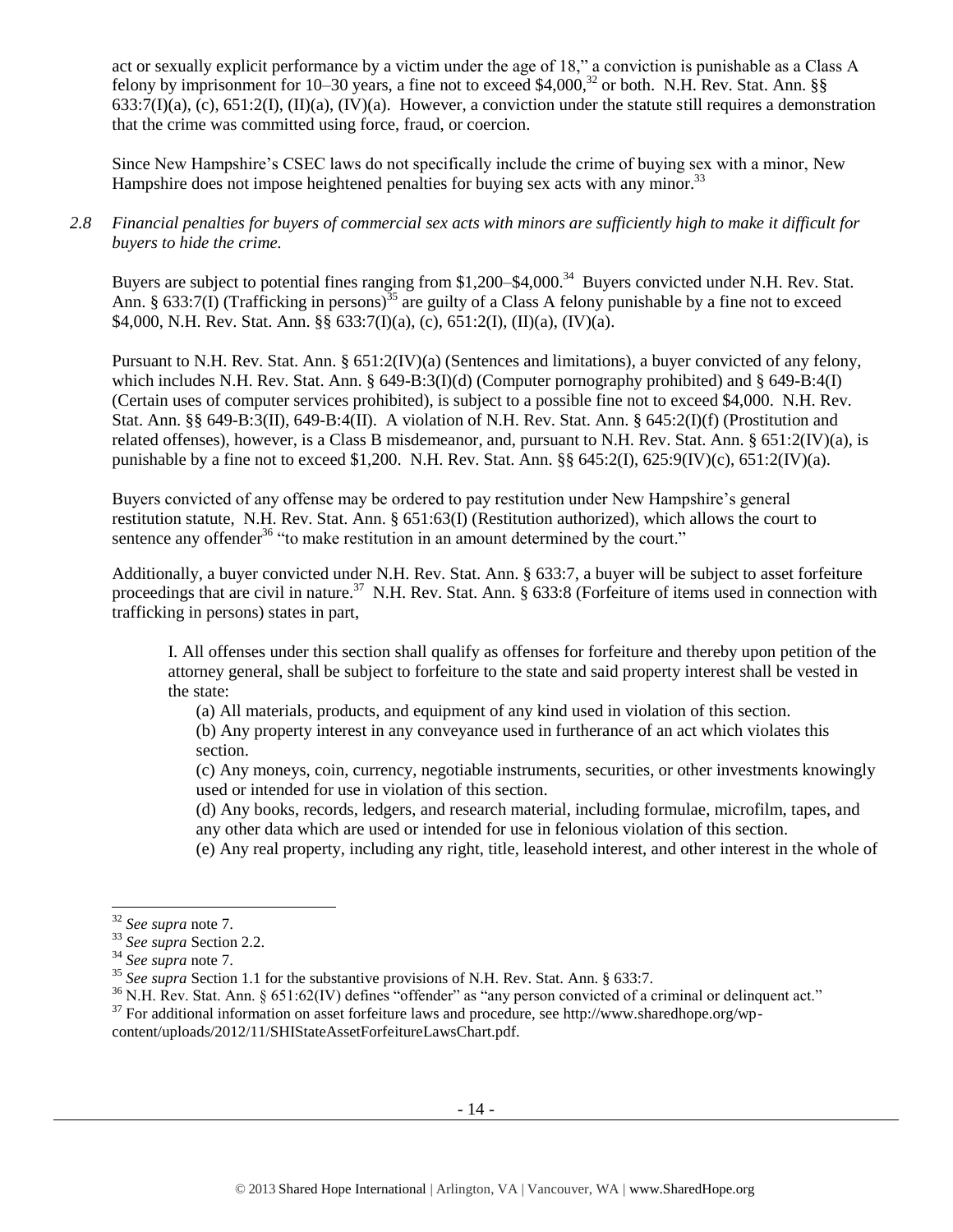act or sexually explicit performance by a victim under the age of 18," a conviction is punishable as a Class A felony by imprisonment for 10–30 years, a fine not to exceed $4,000,[32] or both. N.H. Rev. Stat. Ann. §§ 633:7(I)(a), (c), 651:2(I), (II)(a), (IV)(a). However, a conviction under the statute still requires a demonstration that the crime was committed using force, fraud, or coercion.

Since New Hampshire's CSEC laws do not specifically include the crime of buying sex with a minor, New Hampshire does not impose heightened penalties for buying sex acts with any minor.[33]

*2.8 Financial penalties for buyers of commercial sex acts with minors are sufficiently high to make it difficult for buyers to hide the crime.*

Buyers are subject to potential fines ranging from $1,200–$4,000.[34] Buyers convicted under N.H. Rev. Stat. Ann. § 633:7(I) (Trafficking in persons)[35] are guilty of a Class A felony punishable by a fine not to exceed $4,000, N.H. Rev. Stat. Ann. §§ 633:7(I)(a), (c), 651:2(I), (II)(a), (IV)(a).

Pursuant to N.H. Rev. Stat. Ann. § 651:2(IV)(a) (Sentences and limitations), a buyer convicted of any felony, which includes N.H. Rev. Stat. Ann. § 649-B:3(I)(d) (Computer pornography prohibited) and § 649-B:4(I) (Certain uses of computer services prohibited), is subject to a possible fine not to exceed $4,000. N.H. Rev. Stat. Ann. §§ 649-B:3(II), 649-B:4(II). A violation of N.H. Rev. Stat. Ann. § 645:2(I)(f) (Prostitution and related offenses), however, is a Class B misdemeanor, and, pursuant to N.H. Rev. Stat. Ann. § 651:2(IV)(a), is punishable by a fine not to exceed $1,200. N.H. Rev. Stat. Ann. §§ 645:2(I), 625:9(IV)(c), 651:2(IV)(a).

Buyers convicted of any offense may be ordered to pay restitution under New Hampshire's general restitution statute, N.H. Rev. Stat. Ann. § 651:63(I) (Restitution authorized), which allows the court to sentence any offender[36] "to make restitution in an amount determined by the court."

Additionally, a buyer convicted under N.H. Rev. Stat. Ann. § 633:7, a buyer will be subject to asset forfeiture proceedings that are civil in nature.[37] N.H. Rev. Stat. Ann. § 633:8 (Forfeiture of items used in connection with trafficking in persons) states in part,

> I. All offenses under this section shall qualify as offenses for forfeiture and thereby upon petition of the attorney general, shall be subject to forfeiture to the state and said property interest shall be vested in the state:
>
> (a) All materials, products, and equipment of any kind used in violation of this section.
>
> (b) Any property interest in any conveyance used in furtherance of an act which violates this section.
>
> (c) Any moneys, coin, currency, negotiable instruments, securities, or other investments knowingly used or intended for use in violation of this section.
>
> (d) Any books, records, ledgers, and research material, including formulae, microfilm, tapes, and any other data which are used or intended for use in felonious violation of this section.
>
> (e) Any real property, including any right, title, leasehold interest, and other interest in the whole of

---

[32] *See supra* note 7.

[33] *See supra* Section 2.2.

[34] *See supra* note 7.

[35] *See supra* Section 1.1 for the substantive provisions of N.H. Rev. Stat. Ann. § 633:7.

[36] N.H. Rev. Stat. Ann. § 651:62(IV) defines "offender" as "any person convicted of a criminal or delinquent act."

[37] For additional information on asset forfeiture laws and procedure, see http://www.sharedhope.org/wp-content/uploads/2012/11/SHIStateAssetForfeitureLawsChart.pdf.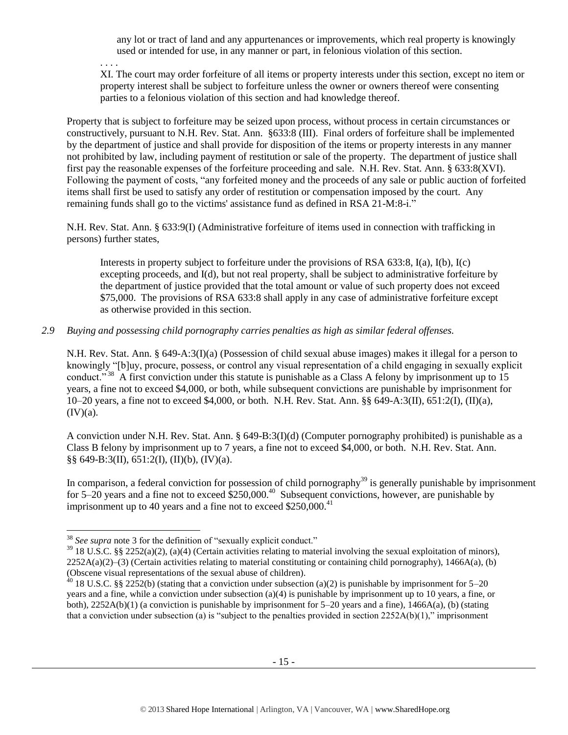> any lot or tract of land and any appurtenances or improvements, which real property is knowingly used or intended for use, in any manner or part, in felonious violation of this section.
>
> . . . .
>
> XI. The court may order forfeiture of all items or property interests under this section, except no item or property interest shall be subject to forfeiture unless the owner or owners thereof were consenting parties to a felonious violation of this section and had knowledge thereof.

Property that is subject to forfeiture may be seized upon process, without process in certain circumstances or constructively, pursuant to N.H. Rev. Stat. Ann. §633:8 (III). Final orders of forfeiture shall be implemented by the department of justice and shall provide for disposition of the items or property interests in any manner not prohibited by law, including payment of restitution or sale of the property. The department of justice shall first pay the reasonable expenses of the forfeiture proceeding and sale. N.H. Rev. Stat. Ann. § 633:8(XVI). Following the payment of costs, "any forfeited money and the proceeds of any sale or public auction of forfeited items shall first be used to satisfy any order of restitution or compensation imposed by the court. Any remaining funds shall go to the victims' assistance fund as defined in RSA 21-M:8-i."

N.H. Rev. Stat. Ann. § 633:9(I) (Administrative forfeiture of items used in connection with trafficking in persons) further states,

> Interests in property subject to forfeiture under the provisions of RSA 633:8, I(a), I(b), I(c) excepting proceeds, and I(d), but not real property, shall be subject to administrative forfeiture by the department of justice provided that the total amount or value of such property does not exceed $75,000. The provisions of RSA 633:8 shall apply in any case of administrative forfeiture except as otherwise provided in this section.

*2.9 Buying and possessing child pornography carries penalties as high as similar federal offenses.*

N.H. Rev. Stat. Ann. § 649-A:3(I)(a) (Possession of child sexual abuse images) makes it illegal for a person to knowingly "[b]uy, procure, possess, or control any visual representation of a child engaging in sexually explicit conduct."[38] A first conviction under this statute is punishable as a Class A felony by imprisonment up to 15 years, a fine not to exceed $4,000, or both, while subsequent convictions are punishable by imprisonment for 10–20 years, a fine not to exceed $4,000, or both. N.H. Rev. Stat. Ann. §§ 649-A:3(II), 651:2(I), (II)(a), (IV)(a).

A conviction under N.H. Rev. Stat. Ann. § 649-B:3(I)(d) (Computer pornography prohibited) is punishable as a Class B felony by imprisonment up to 7 years, a fine not to exceed $4,000, or both. N.H. Rev. Stat. Ann. §§ 649-B:3(II), 651:2(I), (II)(b), (IV)(a).

In comparison, a federal conviction for possession of child pornography[39] is generally punishable by imprisonment for 5–20 years and a fine not to exceed $250,000.[40] Subsequent convictions, however, are punishable by imprisonment up to 40 years and a fine not to exceed $250,000.[41]

---

[38] *See supra* note 3 for the definition of "sexually explicit conduct."

[39] 18 U.S.C. §§ 2252(a)(2), (a)(4) (Certain activities relating to material involving the sexual exploitation of minors), 2252A(a)(2)–(3) (Certain activities relating to material constituting or containing child pornography), 1466A(a), (b) (Obscene visual representations of the sexual abuse of children).

[40] 18 U.S.C. §§ 2252(b) (stating that a conviction under subsection (a)(2) is punishable by imprisonment for 5–20 years and a fine, while a conviction under subsection (a)(4) is punishable by imprisonment up to 10 years, a fine, or both), 2252A(b)(1) (a conviction is punishable by imprisonment for 5–20 years and a fine), 1466A(a), (b) (stating that a conviction under subsection (a) is "subject to the penalties provided in section 2252A(b)(1)," imprisonment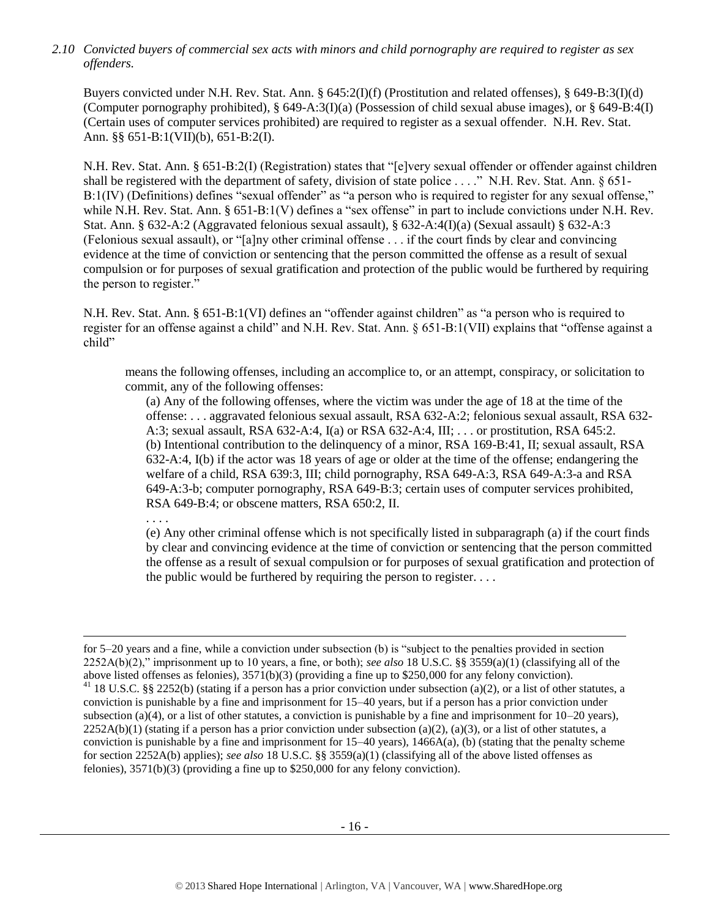*2.10 Convicted buyers of commercial sex acts with minors and child pornography are required to register as sex offenders.*

Buyers convicted under N.H. Rev. Stat. Ann. § 645:2(I)(f) (Prostitution and related offenses), § 649-B:3(I)(d) (Computer pornography prohibited), § 649-A:3(I)(a) (Possession of child sexual abuse images), or § 649-B:4(I) (Certain uses of computer services prohibited) are required to register as a sexual offender. N.H. Rev. Stat. Ann. §§ 651-B:1(VII)(b), 651-B:2(I).

N.H. Rev. Stat. Ann. § 651-B:2(I) (Registration) states that "[e]very sexual offender or offender against children shall be registered with the department of safety, division of state police . . . ." N.H. Rev. Stat. Ann. § 651-B:1(IV) (Definitions) defines "sexual offender" as "a person who is required to register for any sexual offense," while N.H. Rev. Stat. Ann. § 651-B:1(V) defines a "sex offense" in part to include convictions under N.H. Rev. Stat. Ann. § 632-A:2 (Aggravated felonious sexual assault), § 632-A:4(I)(a) (Sexual assault) § 632-A:3 (Felonious sexual assault), or "[a]ny other criminal offense . . . if the court finds by clear and convincing evidence at the time of conviction or sentencing that the person committed the offense as a result of sexual compulsion or for purposes of sexual gratification and protection of the public would be furthered by requiring the person to register."

N.H. Rev. Stat. Ann. § 651-B:1(VI) defines an "offender against children" as "a person who is required to register for an offense against a child" and N.H. Rev. Stat. Ann. § 651-B:1(VII) explains that "offense against a child"

> means the following offenses, including an accomplice to, or an attempt, conspiracy, or solicitation to commit, any of the following offenses:
>
> (a) Any of the following offenses, where the victim was under the age of 18 at the time of the offense: . . . aggravated felonious sexual assault, RSA 632-A:2; felonious sexual assault, RSA 632-A:3; sexual assault, RSA 632-A:4, I(a) or RSA 632-A:4, III; . . . or prostitution, RSA 645:2.
>
> (b) Intentional contribution to the delinquency of a minor, RSA 169-B:41, II; sexual assault, RSA 632-A:4, I(b) if the actor was 18 years of age or older at the time of the offense; endangering the welfare of a child, RSA 639:3, III; child pornography, RSA 649-A:3, RSA 649-A:3-a and RSA 649-A:3-b; computer pornography, RSA 649-B:3; certain uses of computer services prohibited, RSA 649-B:4; or obscene matters, RSA 650:2, II.
>
> . . . .
>
> (e) Any other criminal offense which is not specifically listed in subparagraph (a) if the court finds by clear and convincing evidence at the time of conviction or sentencing that the person committed the offense as a result of sexual compulsion or for purposes of sexual gratification and protection of the public would be furthered by requiring the person to register. . . .

---

for 5–20 years and a fine, while a conviction under subsection (b) is "subject to the penalties provided in section 2252A(b)(2)," imprisonment up to 10 years, a fine, or both); *see also* 18 U.S.C. §§ 3559(a)(1) (classifying all of the above listed offenses as felonies), 3571(b)(3) (providing a fine up to $250,000 for any felony conviction).

[41] 18 U.S.C. §§ 2252(b) (stating if a person has a prior conviction under subsection (a)(2), or a list of other statutes, a conviction is punishable by a fine and imprisonment for 15–40 years, but if a person has a prior conviction under subsection (a)(4), or a list of other statutes, a conviction is punishable by a fine and imprisonment for 10–20 years), 2252A(b)(1) (stating if a person has a prior conviction under subsection (a)(2), (a)(3), or a list of other statutes, a conviction is punishable by a fine and imprisonment for 15–40 years), 1466A(a), (b) (stating that the penalty scheme for section 2252A(b) applies); *see also* 18 U.S.C. §§ 3559(a)(1) (classifying all of the above listed offenses as felonies), 3571(b)(3) (providing a fine up to $250,000 for any felony conviction).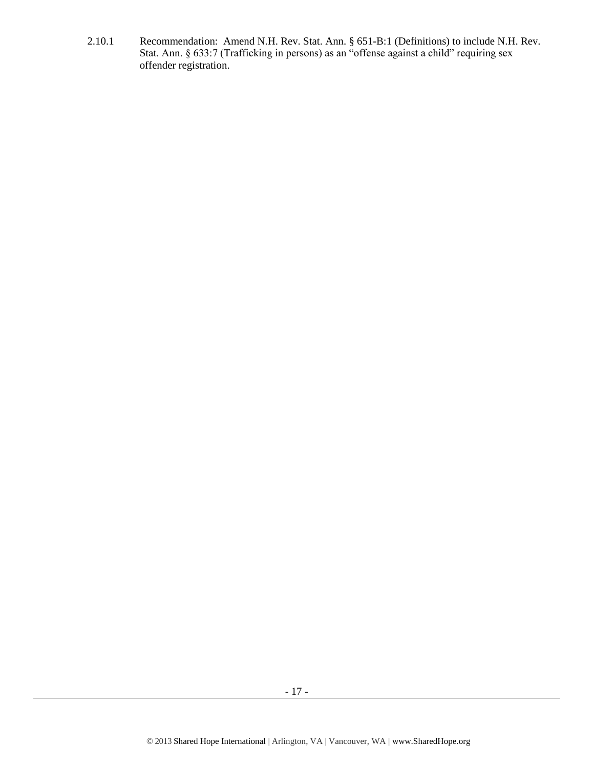2.10.1 Recommendation: Amend N.H. Rev. Stat. Ann. § 651-B:1 (Definitions) to include N.H. Rev. Stat. Ann. § 633:7 (Trafficking in persons) as an "offense against a child" requiring sex offender registration.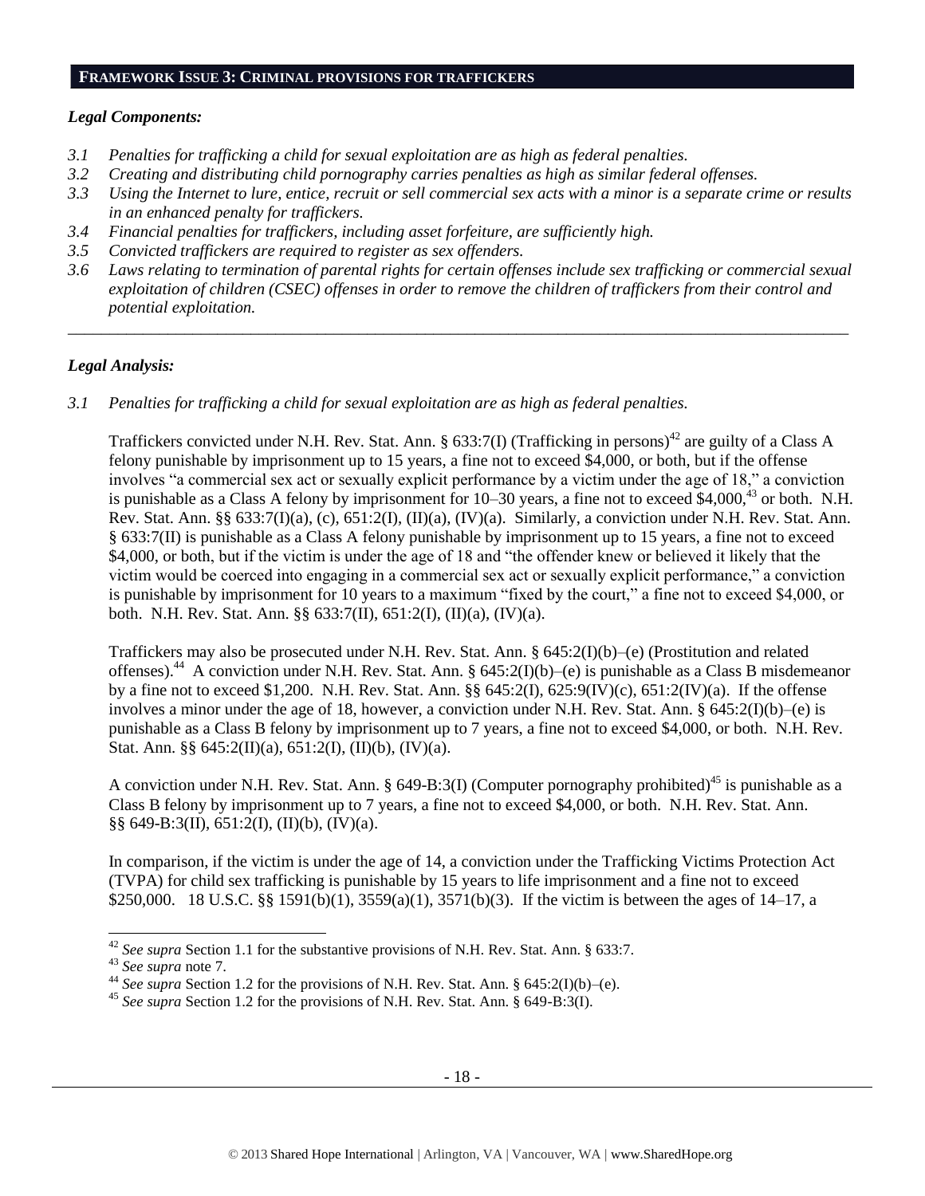## FRAMEWORK ISSUE 3: CRIMINAL PROVISIONS FOR TRAFFICKERS

### *Legal Components:*

*3.1 Penalties for trafficking a child for sexual exploitation are as high as federal penalties.*
*3.2 Creating and distributing child pornography carries penalties as high as similar federal offenses.*
*3.3 Using the Internet to lure, entice, recruit or sell commercial sex acts with a minor is a separate crime or results in an enhanced penalty for traffickers.*
*3.4 Financial penalties for traffickers, including asset forfeiture, are sufficiently high.*
*3.5 Convicted traffickers are required to register as sex offenders.*
*3.6 Laws relating to termination of parental rights for certain offenses include sex trafficking or commercial sexual exploitation of children (CSEC) offenses in order to remove the children of traffickers from their control and potential exploitation.*

---

### *Legal Analysis:*

*3.1 Penalties for trafficking a child for sexual exploitation are as high as federal penalties.*

Traffickers convicted under N.H. Rev. Stat. Ann. § 633:7(I) (Trafficking in persons)[42] are guilty of a Class A felony punishable by imprisonment up to 15 years, a fine not to exceed $4,000, or both, but if the offense involves "a commercial sex act or sexually explicit performance by a victim under the age of 18," a conviction is punishable as a Class A felony by imprisonment for 10–30 years, a fine not to exceed $4,000,[43] or both. N.H. Rev. Stat. Ann. §§ 633:7(I)(a), (c), 651:2(I), (II)(a), (IV)(a). Similarly, a conviction under N.H. Rev. Stat. Ann. § 633:7(II) is punishable as a Class A felony punishable by imprisonment up to 15 years, a fine not to exceed $4,000, or both, but if the victim is under the age of 18 and "the offender knew or believed it likely that the victim would be coerced into engaging in a commercial sex act or sexually explicit performance," a conviction is punishable by imprisonment for 10 years to a maximum "fixed by the court," a fine not to exceed $4,000, or both. N.H. Rev. Stat. Ann. §§ 633:7(II), 651:2(I), (II)(a), (IV)(a).

Traffickers may also be prosecuted under N.H. Rev. Stat. Ann. § 645:2(I)(b)–(e) (Prostitution and related offenses).[44] A conviction under N.H. Rev. Stat. Ann. § 645:2(I)(b)–(e) is punishable as a Class B misdemeanor by a fine not to exceed $1,200. N.H. Rev. Stat. Ann. §§ 645:2(I), 625:9(IV)(c), 651:2(IV)(a). If the offense involves a minor under the age of 18, however, a conviction under N.H. Rev. Stat. Ann. § 645:2(I)(b)–(e) is punishable as a Class B felony by imprisonment up to 7 years, a fine not to exceed $4,000, or both. N.H. Rev. Stat. Ann. §§ 645:2(II)(a), 651:2(I), (II)(b), (IV)(a).

A conviction under N.H. Rev. Stat. Ann. § 649-B:3(I) (Computer pornography prohibited)[45] is punishable as a Class B felony by imprisonment up to 7 years, a fine not to exceed $4,000, or both. N.H. Rev. Stat. Ann. §§ 649-B:3(II), 651:2(I), (II)(b), (IV)(a).

In comparison, if the victim is under the age of 14, a conviction under the Trafficking Victims Protection Act (TVPA) for child sex trafficking is punishable by 15 years to life imprisonment and a fine not to exceed $250,000. 18 U.S.C. §§ 1591(b)(1), 3559(a)(1), 3571(b)(3). If the victim is between the ages of 14–17, a

---

[42] *See supra* Section 1.1 for the substantive provisions of N.H. Rev. Stat. Ann. § 633:7.
[43] *See supra* note 7.
[44] *See supra* Section 1.2 for the provisions of N.H. Rev. Stat. Ann. § 645:2(I)(b)–(e).
[45] *See supra* Section 1.2 for the provisions of N.H. Rev. Stat. Ann. § 649-B:3(I).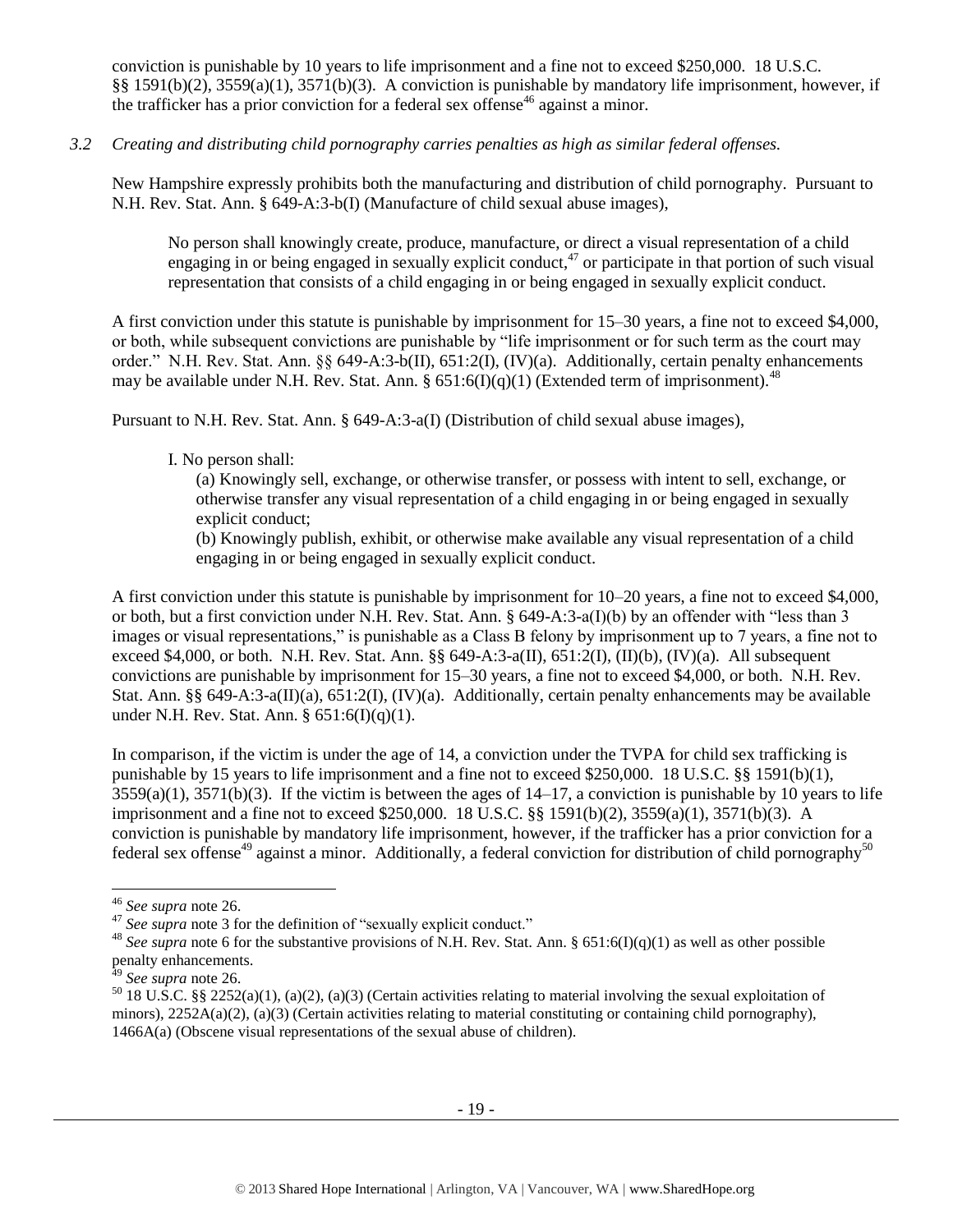conviction is punishable by 10 years to life imprisonment and a fine not to exceed $250,000. 18 U.S.C. §§ 1591(b)(2), 3559(a)(1), 3571(b)(3). A conviction is punishable by mandatory life imprisonment, however, if the trafficker has a prior conviction for a federal sex offense[46] against a minor.

*3.2 Creating and distributing child pornography carries penalties as high as similar federal offenses.*

New Hampshire expressly prohibits both the manufacturing and distribution of child pornography. Pursuant to N.H. Rev. Stat. Ann. § 649-A:3-b(I) (Manufacture of child sexual abuse images),

> No person shall knowingly create, produce, manufacture, or direct a visual representation of a child engaging in or being engaged in sexually explicit conduct,[47] or participate in that portion of such visual representation that consists of a child engaging in or being engaged in sexually explicit conduct.

A first conviction under this statute is punishable by imprisonment for 15–30 years, a fine not to exceed $4,000, or both, while subsequent convictions are punishable by "life imprisonment or for such term as the court may order." N.H. Rev. Stat. Ann. §§ 649-A:3-b(II), 651:2(I), (IV)(a). Additionally, certain penalty enhancements may be available under N.H. Rev. Stat. Ann. § 651:6(I)(q)(1) (Extended term of imprisonment).[48]

Pursuant to N.H. Rev. Stat. Ann. § 649-A:3-a(I) (Distribution of child sexual abuse images),

> I. No person shall:
>
> (a) Knowingly sell, exchange, or otherwise transfer, or possess with intent to sell, exchange, or otherwise transfer any visual representation of a child engaging in or being engaged in sexually explicit conduct;
>
> (b) Knowingly publish, exhibit, or otherwise make available any visual representation of a child engaging in or being engaged in sexually explicit conduct.

A first conviction under this statute is punishable by imprisonment for 10–20 years, a fine not to exceed $4,000, or both, but a first conviction under N.H. Rev. Stat. Ann. § 649-A:3-a(I)(b) by an offender with "less than 3 images or visual representations," is punishable as a Class B felony by imprisonment up to 7 years, a fine not to exceed $4,000, or both. N.H. Rev. Stat. Ann. §§ 649-A:3-a(II), 651:2(I), (II)(b), (IV)(a). All subsequent convictions are punishable by imprisonment for 15–30 years, a fine not to exceed $4,000, or both. N.H. Rev. Stat. Ann. §§ 649-A:3-a(II)(a), 651:2(I), (IV)(a). Additionally, certain penalty enhancements may be available under N.H. Rev. Stat. Ann. § 651:6(I)(q)(1).

In comparison, if the victim is under the age of 14, a conviction under the TVPA for child sex trafficking is punishable by 15 years to life imprisonment and a fine not to exceed $250,000. 18 U.S.C. §§ 1591(b)(1), 3559(a)(1), 3571(b)(3). If the victim is between the ages of 14–17, a conviction is punishable by 10 years to life imprisonment and a fine not to exceed $250,000. 18 U.S.C. §§ 1591(b)(2), 3559(a)(1), 3571(b)(3). A conviction is punishable by mandatory life imprisonment, however, if the trafficker has a prior conviction for a federal sex offense[49] against a minor. Additionally, a federal conviction for distribution of child pornography[50]

---

[46] *See supra* note 26.

[47] *See supra* note 3 for the definition of "sexually explicit conduct."

[48] *See supra* note 6 for the substantive provisions of N.H. Rev. Stat. Ann. § 651:6(I)(q)(1) as well as other possible penalty enhancements.

[49] *See supra* note 26.

[50] 18 U.S.C. §§ 2252(a)(1), (a)(2), (a)(3) (Certain activities relating to material involving the sexual exploitation of minors), 2252A(a)(2), (a)(3) (Certain activities relating to material constituting or containing child pornography), 1466A(a) (Obscene visual representations of the sexual abuse of children).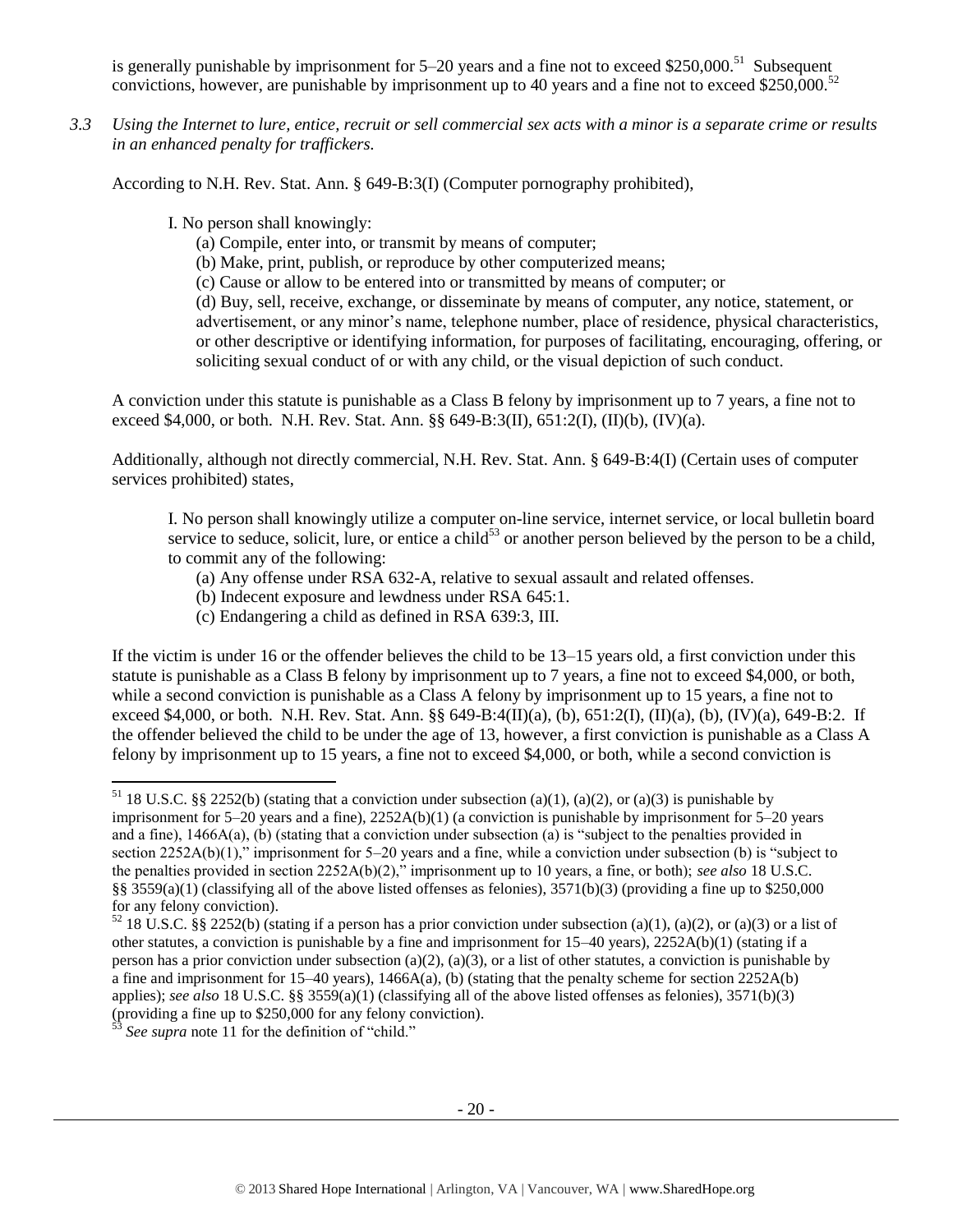is generally punishable by imprisonment for 5–20 years and a fine not to exceed $250,000.[51] Subsequent convictions, however, are punishable by imprisonment up to 40 years and a fine not to exceed $250,000.[52]

*3.3 Using the Internet to lure, entice, recruit or sell commercial sex acts with a minor is a separate crime or results in an enhanced penalty for traffickers.*

According to N.H. Rev. Stat. Ann. § 649-B:3(I) (Computer pornography prohibited),

> I. No person shall knowingly:
> (a) Compile, enter into, or transmit by means of computer;
> (b) Make, print, publish, or reproduce by other computerized means;
> (c) Cause or allow to be entered into or transmitted by means of computer; or
> (d) Buy, sell, receive, exchange, or disseminate by means of computer, any notice, statement, or advertisement, or any minor's name, telephone number, place of residence, physical characteristics, or other descriptive or identifying information, for purposes of facilitating, encouraging, offering, or soliciting sexual conduct of or with any child, or the visual depiction of such conduct.

A conviction under this statute is punishable as a Class B felony by imprisonment up to 7 years, a fine not to exceed $4,000, or both. N.H. Rev. Stat. Ann. §§ 649-B:3(II), 651:2(I), (II)(b), (IV)(a).

Additionally, although not directly commercial, N.H. Rev. Stat. Ann. § 649-B:4(I) (Certain uses of computer services prohibited) states,

> I. No person shall knowingly utilize a computer on-line service, internet service, or local bulletin board service to seduce, solicit, lure, or entice a child[53] or another person believed by the person to be a child, to commit any of the following:
> (a) Any offense under RSA 632-A, relative to sexual assault and related offenses.
> (b) Indecent exposure and lewdness under RSA 645:1.
> (c) Endangering a child as defined in RSA 639:3, III.

If the victim is under 16 or the offender believes the child to be 13–15 years old, a first conviction under this statute is punishable as a Class B felony by imprisonment up to 7 years, a fine not to exceed $4,000, or both, while a second conviction is punishable as a Class A felony by imprisonment up to 15 years, a fine not to exceed $4,000, or both. N.H. Rev. Stat. Ann. §§ 649-B:4(II)(a), (b), 651:2(I), (II)(a), (b), (IV)(a), 649-B:2. If the offender believed the child to be under the age of 13, however, a first conviction is punishable as a Class A felony by imprisonment up to 15 years, a fine not to exceed $4,000, or both, while a second conviction is

---

[51] 18 U.S.C. §§ 2252(b) (stating that a conviction under subsection (a)(1), (a)(2), or (a)(3) is punishable by imprisonment for 5–20 years and a fine), 2252A(b)(1) (a conviction is punishable by imprisonment for 5–20 years and a fine), 1466A(a), (b) (stating that a conviction under subsection (a) is "subject to the penalties provided in section 2252A(b)(1)," imprisonment for 5–20 years and a fine, while a conviction under subsection (b) is "subject to the penalties provided in section 2252A(b)(2)," imprisonment up to 10 years, a fine, or both); *see also* 18 U.S.C. §§ 3559(a)(1) (classifying all of the above listed offenses as felonies), 3571(b)(3) (providing a fine up to $250,000 for any felony conviction).

[52] 18 U.S.C. §§ 2252(b) (stating if a person has a prior conviction under subsection (a)(1), (a)(2), or (a)(3) or a list of other statutes, a conviction is punishable by a fine and imprisonment for 15–40 years), 2252A(b)(1) (stating if a person has a prior conviction under subsection (a)(2), (a)(3), or a list of other statutes, a conviction is punishable by a fine and imprisonment for 15–40 years), 1466A(a), (b) (stating that the penalty scheme for section 2252A(b) applies); *see also* 18 U.S.C. §§ 3559(a)(1) (classifying all of the above listed offenses as felonies), 3571(b)(3) (providing a fine up to $250,000 for any felony conviction).

[53] *See supra* note 11 for the definition of "child."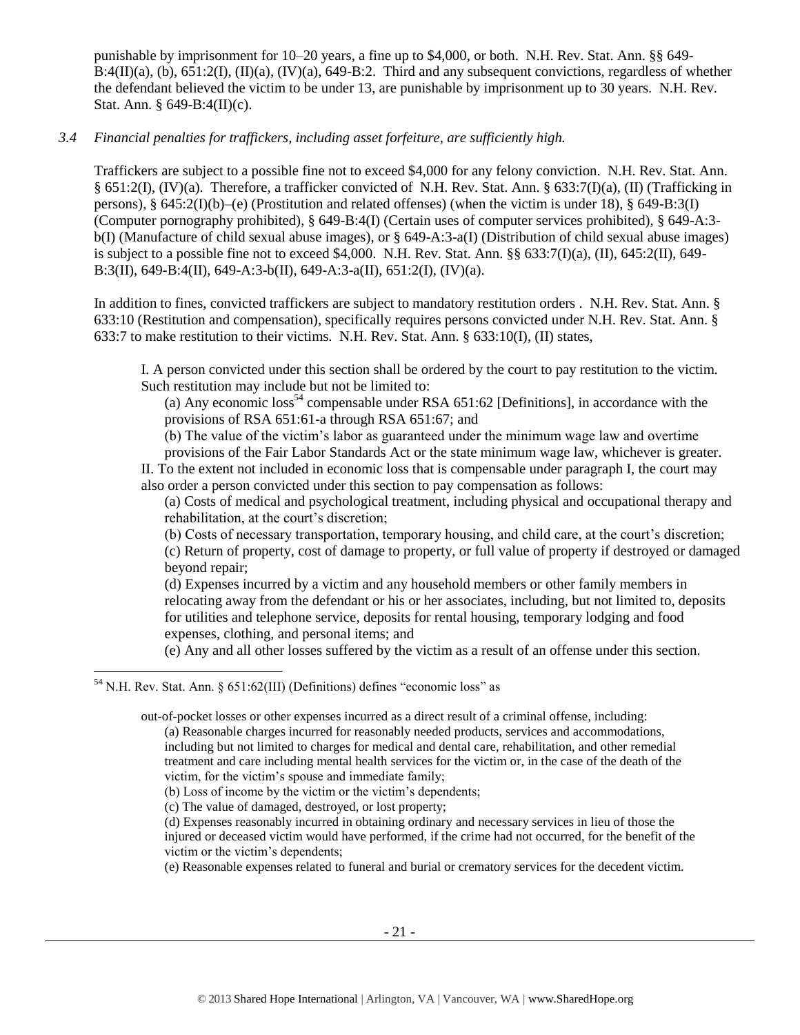punishable by imprisonment for 10–20 years, a fine up to $4,000, or both. N.H. Rev. Stat. Ann. §§ 649-B:4(II)(a), (b), 651:2(I), (II)(a), (IV)(a), 649-B:2. Third and any subsequent convictions, regardless of whether the defendant believed the victim to be under 13, are punishable by imprisonment up to 30 years. N.H. Rev. Stat. Ann. § 649-B:4(II)(c).

*3.4 Financial penalties for traffickers, including asset forfeiture, are sufficiently high.*

Traffickers are subject to a possible fine not to exceed $4,000 for any felony conviction. N.H. Rev. Stat. Ann. § 651:2(I), (IV)(a). Therefore, a trafficker convicted of N.H. Rev. Stat. Ann. § 633:7(I)(a), (II) (Trafficking in persons), § 645:2(I)(b)–(e) (Prostitution and related offenses) (when the victim is under 18), § 649-B:3(I) (Computer pornography prohibited), § 649-B:4(I) (Certain uses of computer services prohibited), § 649-A:3-b(I) (Manufacture of child sexual abuse images), or § 649-A:3-a(I) (Distribution of child sexual abuse images) is subject to a possible fine not to exceed $4,000. N.H. Rev. Stat. Ann. §§ 633:7(I)(a), (II), 645:2(II), 649-B:3(II), 649-B:4(II), 649-A:3-b(II), 649-A:3-a(II), 651:2(I), (IV)(a).

In addition to fines, convicted traffickers are subject to mandatory restitution orders . N.H. Rev. Stat. Ann. § 633:10 (Restitution and compensation), specifically requires persons convicted under N.H. Rev. Stat. Ann. § 633:7 to make restitution to their victims. N.H. Rev. Stat. Ann. § 633:10(I), (II) states,

> I. A person convicted under this section shall be ordered by the court to pay restitution to the victim. Such restitution may include but not be limited to:
>
> (a) Any economic loss[54] compensable under RSA 651:62 [Definitions], in accordance with the provisions of RSA 651:61-a through RSA 651:67; and
>
> (b) The value of the victim's labor as guaranteed under the minimum wage law and overtime provisions of the Fair Labor Standards Act or the state minimum wage law, whichever is greater.
>
> II. To the extent not included in economic loss that is compensable under paragraph I, the court may also order a person convicted under this section to pay compensation as follows:
>
> (a) Costs of medical and psychological treatment, including physical and occupational therapy and rehabilitation, at the court's discretion;
>
> (b) Costs of necessary transportation, temporary housing, and child care, at the court's discretion;
>
> (c) Return of property, cost of damage to property, or full value of property if destroyed or damaged beyond repair;
>
> (d) Expenses incurred by a victim and any household members or other family members in relocating away from the defendant or his or her associates, including, but not limited to, deposits for utilities and telephone service, deposits for rental housing, temporary lodging and food expenses, clothing, and personal items; and
>
> (e) Any and all other losses suffered by the victim as a result of an offense under this section.

---

[54] N.H. Rev. Stat. Ann. § 651:62(III) (Definitions) defines "economic loss" as

> out-of-pocket losses or other expenses incurred as a direct result of a criminal offense, including:
>
> (a) Reasonable charges incurred for reasonably needed products, services and accommodations, including but not limited to charges for medical and dental care, rehabilitation, and other remedial treatment and care including mental health services for the victim or, in the case of the death of the victim, for the victim's spouse and immediate family;
>
> (b) Loss of income by the victim or the victim's dependents;
>
> (c) The value of damaged, destroyed, or lost property;
>
> (d) Expenses reasonably incurred in obtaining ordinary and necessary services in lieu of those the injured or deceased victim would have performed, if the crime had not occurred, for the benefit of the victim or the victim's dependents;
>
> (e) Reasonable expenses related to funeral and burial or crematory services for the decedent victim.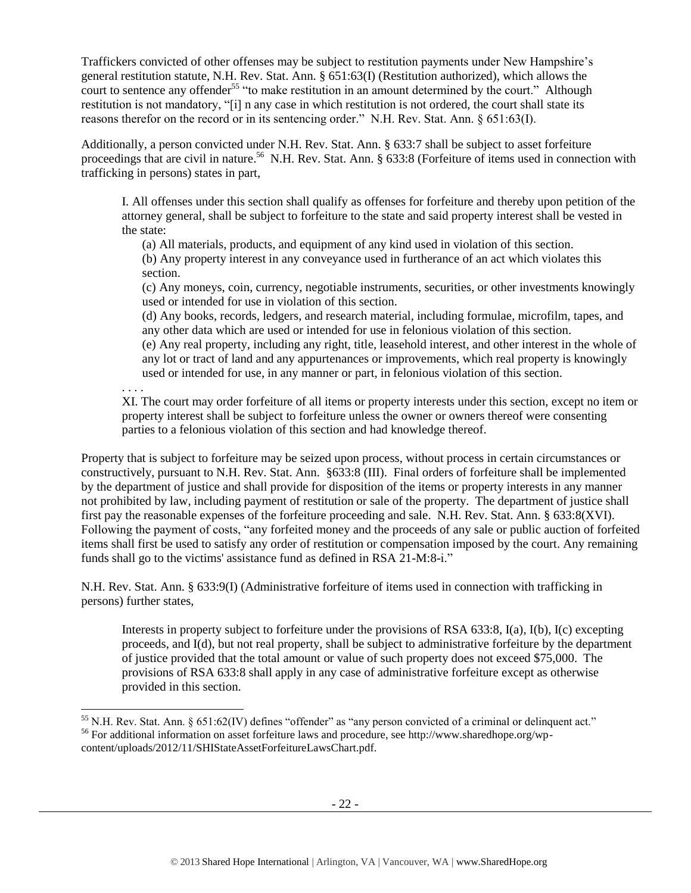Traffickers convicted of other offenses may be subject to restitution payments under New Hampshire's general restitution statute, N.H. Rev. Stat. Ann. § 651:63(I) (Restitution authorized), which allows the court to sentence any offender[55] "to make restitution in an amount determined by the court." Although restitution is not mandatory, "[i] n any case in which restitution is not ordered, the court shall state its reasons therefor on the record or in its sentencing order." N.H. Rev. Stat. Ann. § 651:63(I).

Additionally, a person convicted under N.H. Rev. Stat. Ann. § 633:7 shall be subject to asset forfeiture proceedings that are civil in nature.[56] N.H. Rev. Stat. Ann. § 633:8 (Forfeiture of items used in connection with trafficking in persons) states in part,

> I. All offenses under this section shall qualify as offenses for forfeiture and thereby upon petition of the attorney general, shall be subject to forfeiture to the state and said property interest shall be vested in the state:
>
> (a) All materials, products, and equipment of any kind used in violation of this section.
>
> (b) Any property interest in any conveyance used in furtherance of an act which violates this section.
>
> (c) Any moneys, coin, currency, negotiable instruments, securities, or other investments knowingly used or intended for use in violation of this section.
>
> (d) Any books, records, ledgers, and research material, including formulae, microfilm, tapes, and any other data which are used or intended for use in felonious violation of this section.
>
> (e) Any real property, including any right, title, leasehold interest, and other interest in the whole of any lot or tract of land and any appurtenances or improvements, which real property is knowingly used or intended for use, in any manner or part, in felonious violation of this section.
>
> . . . .
>
> XI. The court may order forfeiture of all items or property interests under this section, except no item or property interest shall be subject to forfeiture unless the owner or owners thereof were consenting parties to a felonious violation of this section and had knowledge thereof.

Property that is subject to forfeiture may be seized upon process, without process in certain circumstances or constructively, pursuant to N.H. Rev. Stat. Ann. §633:8 (III). Final orders of forfeiture shall be implemented by the department of justice and shall provide for disposition of the items or property interests in any manner not prohibited by law, including payment of restitution or sale of the property. The department of justice shall first pay the reasonable expenses of the forfeiture proceeding and sale. N.H. Rev. Stat. Ann. § 633:8(XVI). Following the payment of costs, "any forfeited money and the proceeds of any sale or public auction of forfeited items shall first be used to satisfy any order of restitution or compensation imposed by the court. Any remaining funds shall go to the victims' assistance fund as defined in RSA 21-M:8-i."

N.H. Rev. Stat. Ann. § 633:9(I) (Administrative forfeiture of items used in connection with trafficking in persons) further states,

> Interests in property subject to forfeiture under the provisions of RSA 633:8, I(a), I(b), I(c) excepting proceeds, and I(d), but not real property, shall be subject to administrative forfeiture by the department of justice provided that the total amount or value of such property does not exceed $75,000. The provisions of RSA 633:8 shall apply in any case of administrative forfeiture except as otherwise provided in this section.

---

[55] N.H. Rev. Stat. Ann. § 651:62(IV) defines "offender" as "any person convicted of a criminal or delinquent act."

[56] For additional information on asset forfeiture laws and procedure, see http://www.sharedhope.org/wp-content/uploads/2012/11/SHIStateAssetForfeitureLawsChart.pdf.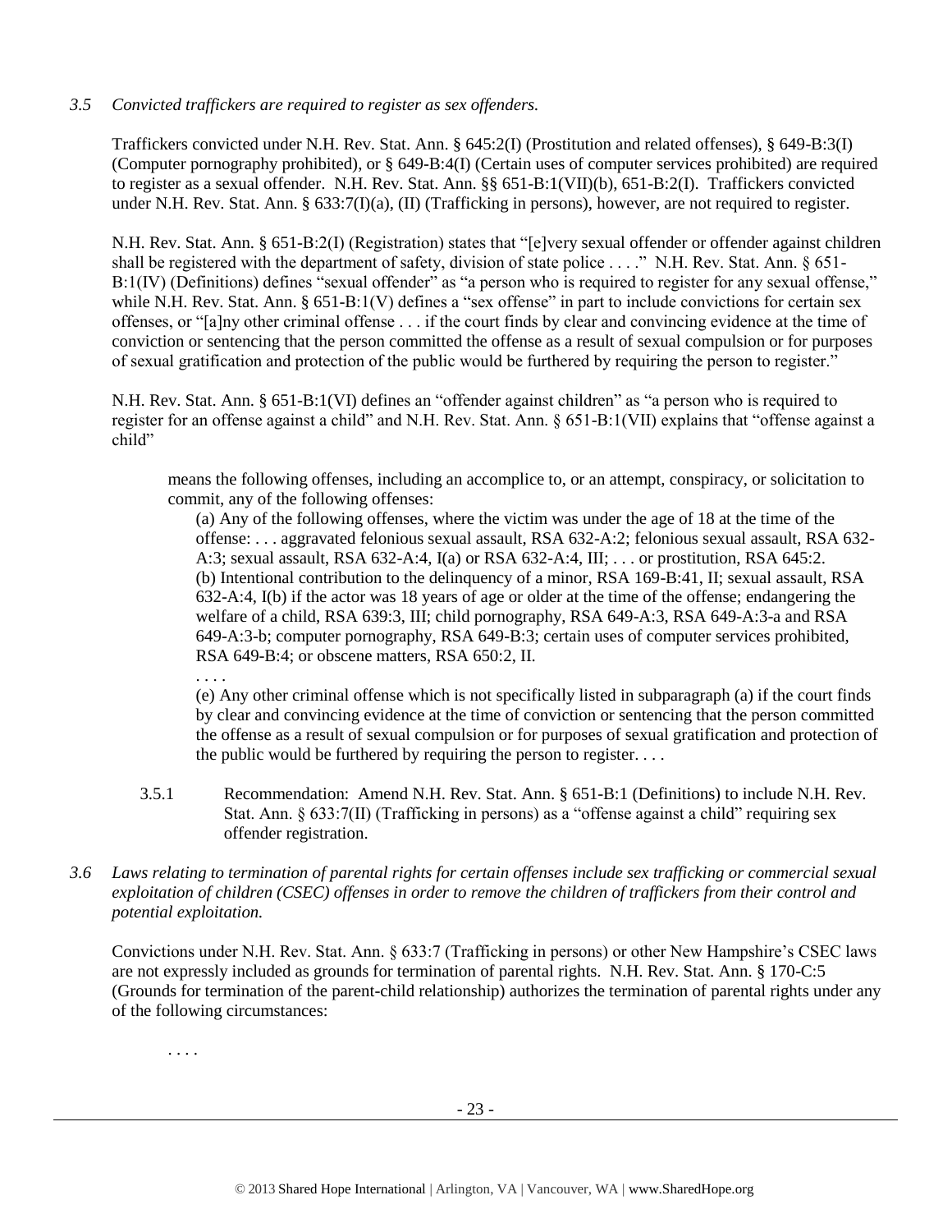*3.5 Convicted traffickers are required to register as sex offenders.*

Traffickers convicted under N.H. Rev. Stat. Ann. § 645:2(I) (Prostitution and related offenses), § 649-B:3(I) (Computer pornography prohibited), or § 649-B:4(I) (Certain uses of computer services prohibited) are required to register as a sexual offender. N.H. Rev. Stat. Ann. §§ 651-B:1(VII)(b), 651-B:2(I). Traffickers convicted under N.H. Rev. Stat. Ann. § 633:7(I)(a), (II) (Trafficking in persons), however, are not required to register.

N.H. Rev. Stat. Ann. § 651-B:2(I) (Registration) states that "[e]very sexual offender or offender against children shall be registered with the department of safety, division of state police . . . ." N.H. Rev. Stat. Ann. § 651-B:1(IV) (Definitions) defines "sexual offender" as "a person who is required to register for any sexual offense," while N.H. Rev. Stat. Ann. § 651-B:1(V) defines a "sex offense" in part to include convictions for certain sex offenses, or "[a]ny other criminal offense . . . if the court finds by clear and convincing evidence at the time of conviction or sentencing that the person committed the offense as a result of sexual compulsion or for purposes of sexual gratification and protection of the public would be furthered by requiring the person to register."

N.H. Rev. Stat. Ann. § 651-B:1(VI) defines an "offender against children" as "a person who is required to register for an offense against a child" and N.H. Rev. Stat. Ann. § 651-B:1(VII) explains that "offense against a child"

> means the following offenses, including an accomplice to, or an attempt, conspiracy, or solicitation to commit, any of the following offenses:
>
> (a) Any of the following offenses, where the victim was under the age of 18 at the time of the offense: . . . aggravated felonious sexual assault, RSA 632-A:2; felonious sexual assault, RSA 632-A:3; sexual assault, RSA 632-A:4, I(a) or RSA 632-A:4, III; . . . or prostitution, RSA 645:2.
> (b) Intentional contribution to the delinquency of a minor, RSA 169-B:41, II; sexual assault, RSA 632-A:4, I(b) if the actor was 18 years of age or older at the time of the offense; endangering the welfare of a child, RSA 639:3, III; child pornography, RSA 649-A:3, RSA 649-A:3-a and RSA 649-A:3-b; computer pornography, RSA 649-B:3; certain uses of computer services prohibited, RSA 649-B:4; or obscene matters, RSA 650:2, II.
>
> . . . .
>
> (e) Any other criminal offense which is not specifically listed in subparagraph (a) if the court finds by clear and convincing evidence at the time of conviction or sentencing that the person committed the offense as a result of sexual compulsion or for purposes of sexual gratification and protection of the public would be furthered by requiring the person to register. . . .

3.5.1 Recommendation: Amend N.H. Rev. Stat. Ann. § 651-B:1 (Definitions) to include N.H. Rev. Stat. Ann. § 633:7(II) (Trafficking in persons) as a "offense against a child" requiring sex offender registration.

*3.6 Laws relating to termination of parental rights for certain offenses include sex trafficking or commercial sexual exploitation of children (CSEC) offenses in order to remove the children of traffickers from their control and potential exploitation.*

Convictions under N.H. Rev. Stat. Ann. § 633:7 (Trafficking in persons) or other New Hampshire's CSEC laws are not expressly included as grounds for termination of parental rights. N.H. Rev. Stat. Ann. § 170-C:5 (Grounds for termination of the parent-child relationship) authorizes the termination of parental rights under any of the following circumstances:

> . . . .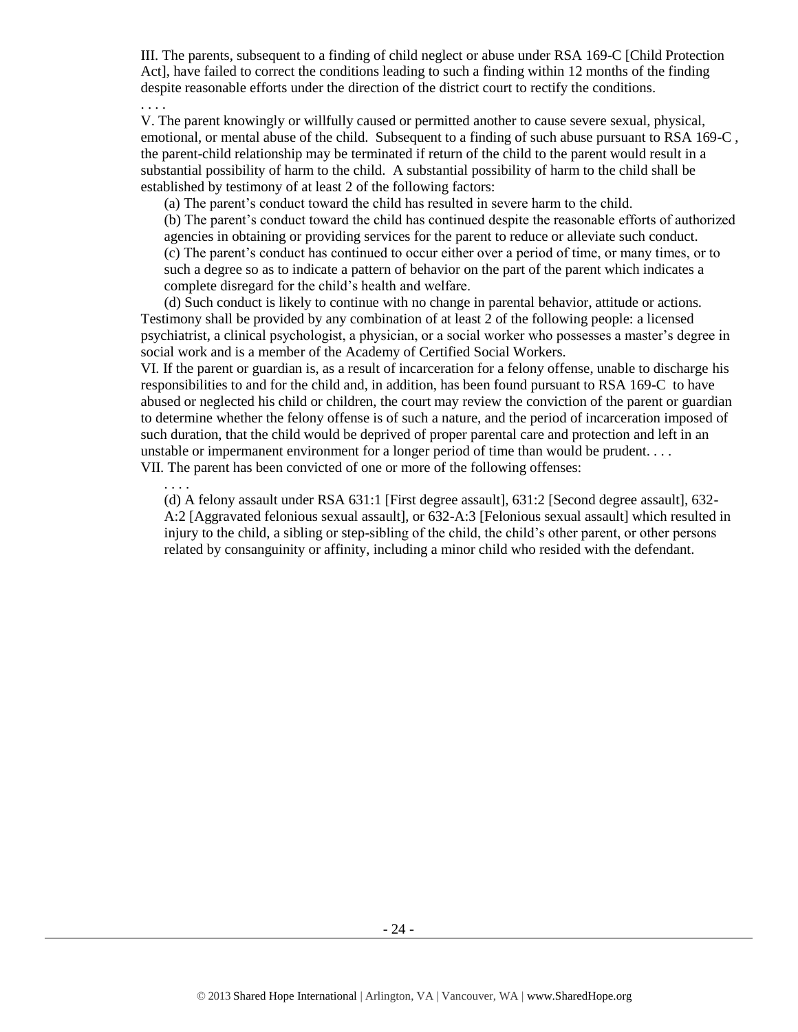III. The parents, subsequent to a finding of child neglect or abuse under RSA 169-C [Child Protection Act], have failed to correct the conditions leading to such a finding within 12 months of the finding despite reasonable efforts under the direction of the district court to rectify the conditions.

. . . .

V. The parent knowingly or willfully caused or permitted another to cause severe sexual, physical, emotional, or mental abuse of the child. Subsequent to a finding of such abuse pursuant to RSA 169-C , the parent-child relationship may be terminated if return of the child to the parent would result in a substantial possibility of harm to the child. A substantial possibility of harm to the child shall be established by testimony of at least 2 of the following factors:

(a) The parent's conduct toward the child has resulted in severe harm to the child.

(b) The parent's conduct toward the child has continued despite the reasonable efforts of authorized agencies in obtaining or providing services for the parent to reduce or alleviate such conduct.

(c) The parent's conduct has continued to occur either over a period of time, or many times, or to such a degree so as to indicate a pattern of behavior on the part of the parent which indicates a complete disregard for the child's health and welfare.

(d) Such conduct is likely to continue with no change in parental behavior, attitude or actions.

Testimony shall be provided by any combination of at least 2 of the following people: a licensed psychiatrist, a clinical psychologist, a physician, or a social worker who possesses a master's degree in social work and is a member of the Academy of Certified Social Workers.

VI. If the parent or guardian is, as a result of incarceration for a felony offense, unable to discharge his responsibilities to and for the child and, in addition, has been found pursuant to RSA 169-C to have abused or neglected his child or children, the court may review the conviction of the parent or guardian to determine whether the felony offense is of such a nature, and the period of incarceration imposed of such duration, that the child would be deprived of proper parental care and protection and left in an unstable or impermanent environment for a longer period of time than would be prudent. . . .

VII. The parent has been convicted of one or more of the following offenses:

. . . .

(d) A felony assault under RSA 631:1 [First degree assault], 631:2 [Second degree assault], 632-A:2 [Aggravated felonious sexual assault], or 632-A:3 [Felonious sexual assault] which resulted in injury to the child, a sibling or step-sibling of the child, the child's other parent, or other persons related by consanguinity or affinity, including a minor child who resided with the defendant.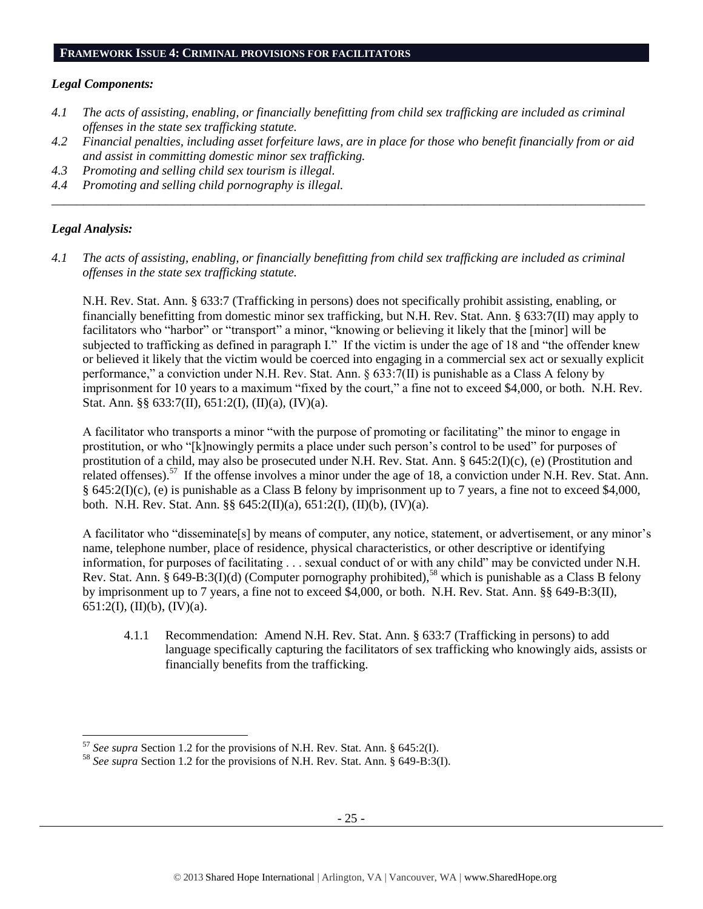## FRAMEWORK ISSUE 4: CRIMINAL PROVISIONS FOR FACILITATORS

### *Legal Components:*

*4.1 The acts of assisting, enabling, or financially benefitting from child sex trafficking are included as criminal offenses in the state sex trafficking statute.*

*4.2 Financial penalties, including asset forfeiture laws, are in place for those who benefit financially from or aid and assist in committing domestic minor sex trafficking.*

*4.3 Promoting and selling child sex tourism is illegal.*

*4.4 Promoting and selling child pornography is illegal.*

---

### *Legal Analysis:*

*4.1 The acts of assisting, enabling, or financially benefitting from child sex trafficking are included as criminal offenses in the state sex trafficking statute.*

N.H. Rev. Stat. Ann. § 633:7 (Trafficking in persons) does not specifically prohibit assisting, enabling, or financially benefitting from domestic minor sex trafficking, but N.H. Rev. Stat. Ann. § 633:7(II) may apply to facilitators who "harbor" or "transport" a minor, "knowing or believing it likely that the [minor] will be subjected to trafficking as defined in paragraph I." If the victim is under the age of 18 and "the offender knew or believed it likely that the victim would be coerced into engaging in a commercial sex act or sexually explicit performance," a conviction under N.H. Rev. Stat. Ann. § 633:7(II) is punishable as a Class A felony by imprisonment for 10 years to a maximum "fixed by the court," a fine not to exceed $4,000, or both. N.H. Rev. Stat. Ann. §§ 633:7(II), 651:2(I), (II)(a), (IV)(a).

A facilitator who transports a minor "with the purpose of promoting or facilitating" the minor to engage in prostitution, or who "[k]nowingly permits a place under such person's control to be used" for purposes of prostitution of a child, may also be prosecuted under N.H. Rev. Stat. Ann. § 645:2(I)(c), (e) (Prostitution and related offenses).[57] If the offense involves a minor under the age of 18, a conviction under N.H. Rev. Stat. Ann. § 645:2(I)(c), (e) is punishable as a Class B felony by imprisonment up to 7 years, a fine not to exceed $4,000, both. N.H. Rev. Stat. Ann. §§ 645:2(II)(a), 651:2(I), (II)(b), (IV)(a).

A facilitator who "disseminate[s] by means of computer, any notice, statement, or advertisement, or any minor's name, telephone number, place of residence, physical characteristics, or other descriptive or identifying information, for purposes of facilitating . . . sexual conduct of or with any child" may be convicted under N.H. Rev. Stat. Ann. § 649-B:3(I)(d) (Computer pornography prohibited),[58] which is punishable as a Class B felony by imprisonment up to 7 years, a fine not to exceed $4,000, or both. N.H. Rev. Stat. Ann. §§ 649-B:3(II), 651:2(I), (II)(b), (IV)(a).

4.1.1 Recommendation: Amend N.H. Rev. Stat. Ann. § 633:7 (Trafficking in persons) to add language specifically capturing the facilitators of sex trafficking who knowingly aids, assists or financially benefits from the trafficking.

---

[57] *See supra* Section 1.2 for the provisions of N.H. Rev. Stat. Ann. § 645:2(I).

[58] *See supra* Section 1.2 for the provisions of N.H. Rev. Stat. Ann. § 649-B:3(I).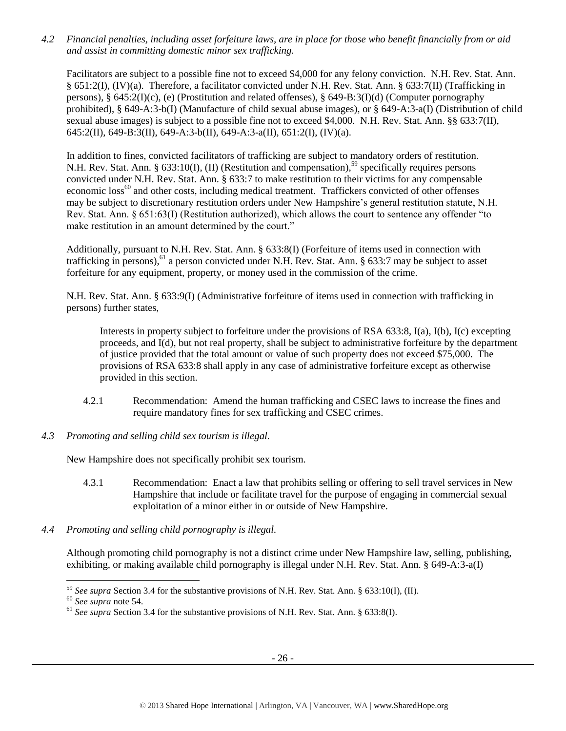*4.2 Financial penalties, including asset forfeiture laws, are in place for those who benefit financially from or aid and assist in committing domestic minor sex trafficking.*

Facilitators are subject to a possible fine not to exceed $4,000 for any felony conviction. N.H. Rev. Stat. Ann. § 651:2(I), (IV)(a). Therefore, a facilitator convicted under N.H. Rev. Stat. Ann. § 633:7(II) (Trafficking in persons), § 645:2(I)(c), (e) (Prostitution and related offenses), § 649-B:3(I)(d) (Computer pornography prohibited), § 649-A:3-b(I) (Manufacture of child sexual abuse images), or § 649-A:3-a(I) (Distribution of child sexual abuse images) is subject to a possible fine not to exceed $4,000. N.H. Rev. Stat. Ann. §§ 633:7(II), 645:2(II), 649-B:3(II), 649-A:3-b(II), 649-A:3-a(II), 651:2(I), (IV)(a).

In addition to fines, convicted facilitators of trafficking are subject to mandatory orders of restitution. N.H. Rev. Stat. Ann. § 633:10(I), (II) (Restitution and compensation),[59] specifically requires persons convicted under N.H. Rev. Stat. Ann. § 633:7 to make restitution to their victims for any compensable economic loss[60] and other costs, including medical treatment. Traffickers convicted of other offenses may be subject to discretionary restitution orders under New Hampshire's general restitution statute, N.H. Rev. Stat. Ann. § 651:63(I) (Restitution authorized), which allows the court to sentence any offender "to make restitution in an amount determined by the court."

Additionally, pursuant to N.H. Rev. Stat. Ann. § 633:8(I) (Forfeiture of items used in connection with trafficking in persons),[61] a person convicted under N.H. Rev. Stat. Ann. § 633:7 may be subject to asset forfeiture for any equipment, property, or money used in the commission of the crime.

N.H. Rev. Stat. Ann. § 633:9(I) (Administrative forfeiture of items used in connection with trafficking in persons) further states,

> Interests in property subject to forfeiture under the provisions of RSA 633:8, I(a), I(b), I(c) excepting proceeds, and I(d), but not real property, shall be subject to administrative forfeiture by the department of justice provided that the total amount or value of such property does not exceed $75,000. The provisions of RSA 633:8 shall apply in any case of administrative forfeiture except as otherwise provided in this section.

4.2.1 Recommendation: Amend the human trafficking and CSEC laws to increase the fines and require mandatory fines for sex trafficking and CSEC crimes.

*4.3 Promoting and selling child sex tourism is illegal.*

New Hampshire does not specifically prohibit sex tourism.

4.3.1 Recommendation: Enact a law that prohibits selling or offering to sell travel services in New Hampshire that include or facilitate travel for the purpose of engaging in commercial sexual exploitation of a minor either in or outside of New Hampshire.

*4.4 Promoting and selling child pornography is illegal.*

Although promoting child pornography is not a distinct crime under New Hampshire law, selling, publishing, exhibiting, or making available child pornography is illegal under N.H. Rev. Stat. Ann. § 649-A:3-a(I)

---

[59] *See supra* Section 3.4 for the substantive provisions of N.H. Rev. Stat. Ann. § 633:10(I), (II).

[60] *See supra* note 54.

[61] *See supra* Section 3.4 for the substantive provisions of N.H. Rev. Stat. Ann. § 633:8(I).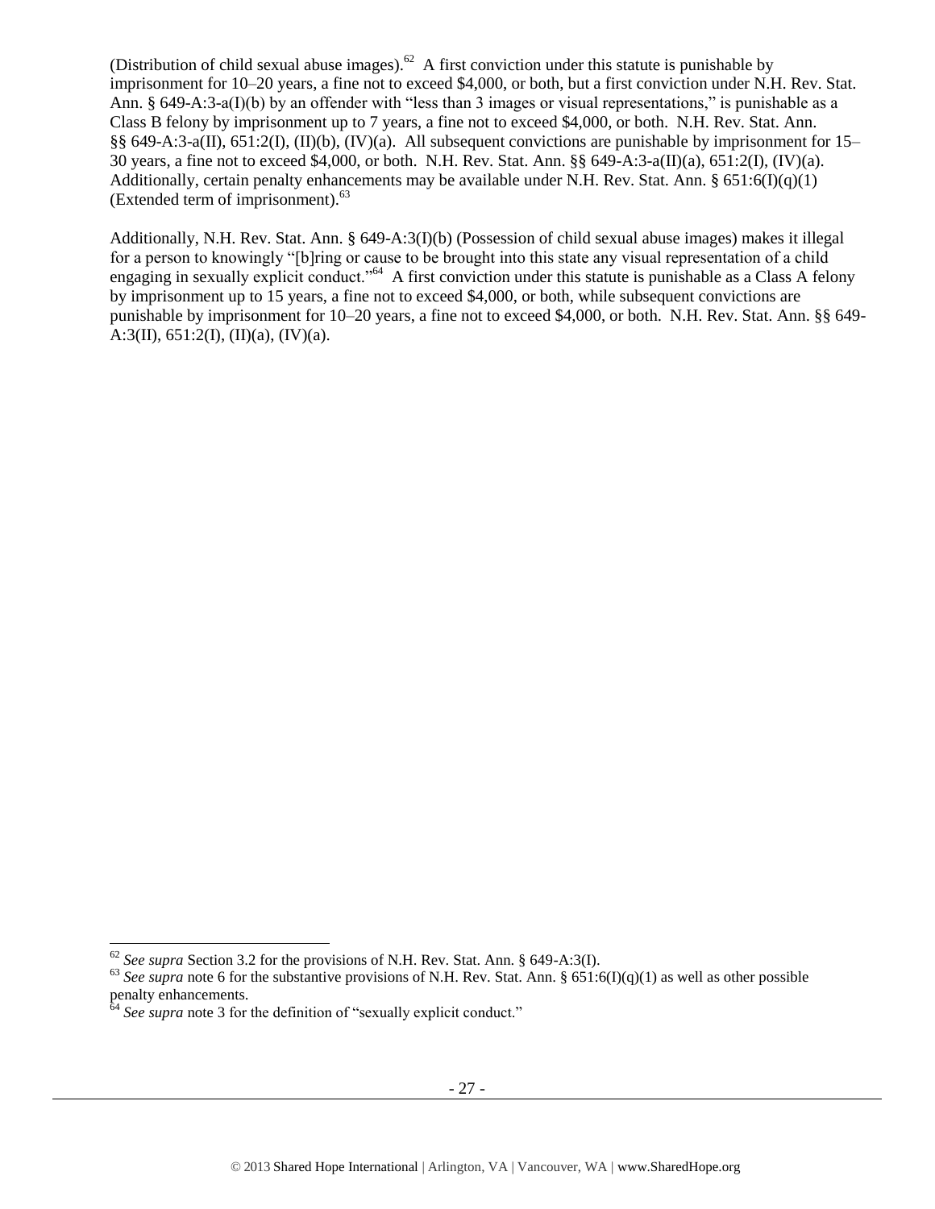(Distribution of child sexual abuse images).[62] A first conviction under this statute is punishable by imprisonment for 10–20 years, a fine not to exceed $4,000, or both, but a first conviction under N.H. Rev. Stat. Ann. § 649-A:3-a(I)(b) by an offender with "less than 3 images or visual representations," is punishable as a Class B felony by imprisonment up to 7 years, a fine not to exceed $4,000, or both. N.H. Rev. Stat. Ann. §§ 649-A:3-a(II), 651:2(I), (II)(b), (IV)(a). All subsequent convictions are punishable by imprisonment for 15–30 years, a fine not to exceed $4,000, or both. N.H. Rev. Stat. Ann. §§ 649-A:3-a(II)(a), 651:2(I), (IV)(a). Additionally, certain penalty enhancements may be available under N.H. Rev. Stat. Ann. § 651:6(I)(q)(1) (Extended term of imprisonment).[63]

Additionally, N.H. Rev. Stat. Ann. § 649-A:3(I)(b) (Possession of child sexual abuse images) makes it illegal for a person to knowingly "[b]ring or cause to be brought into this state any visual representation of a child engaging in sexually explicit conduct."[64] A first conviction under this statute is punishable as a Class A felony by imprisonment up to 15 years, a fine not to exceed $4,000, or both, while subsequent convictions are punishable by imprisonment for 10–20 years, a fine not to exceed $4,000, or both. N.H. Rev. Stat. Ann. §§ 649-A:3(II), 651:2(I), (II)(a), (IV)(a).

---

[62] *See supra* Section 3.2 for the provisions of N.H. Rev. Stat. Ann. § 649-A:3(I).

[63] *See supra* note 6 for the substantive provisions of N.H. Rev. Stat. Ann. § 651:6(I)(q)(1) as well as other possible penalty enhancements.

[64] *See supra* note 3 for the definition of "sexually explicit conduct."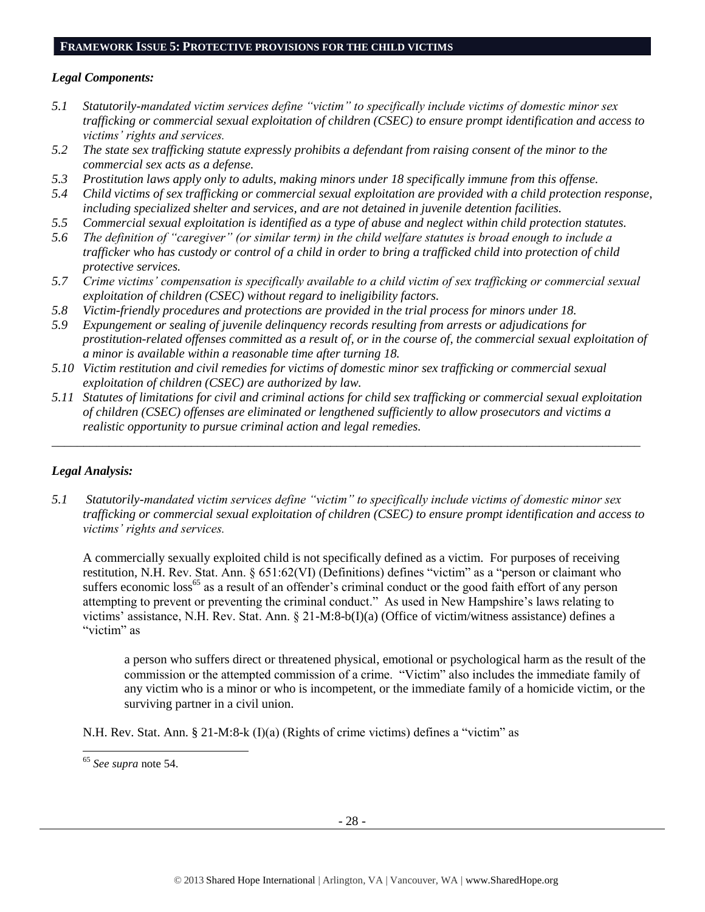## FRAMEWORK ISSUE 5: PROTECTIVE PROVISIONS FOR THE CHILD VICTIMS

### *Legal Components:*

*5.1 Statutorily-mandated victim services define "victim" to specifically include victims of domestic minor sex trafficking or commercial sexual exploitation of children (CSEC) to ensure prompt identification and access to victims' rights and services.*

*5.2 The state sex trafficking statute expressly prohibits a defendant from raising consent of the minor to the commercial sex acts as a defense.*

*5.3 Prostitution laws apply only to adults, making minors under 18 specifically immune from this offense.*

*5.4 Child victims of sex trafficking or commercial sexual exploitation are provided with a child protection response, including specialized shelter and services, and are not detained in juvenile detention facilities.*

*5.5 Commercial sexual exploitation is identified as a type of abuse and neglect within child protection statutes.*

*5.6 The definition of "caregiver" (or similar term) in the child welfare statutes is broad enough to include a trafficker who has custody or control of a child in order to bring a trafficked child into protection of child protective services.*

*5.7 Crime victims' compensation is specifically available to a child victim of sex trafficking or commercial sexual exploitation of children (CSEC) without regard to ineligibility factors.*

*5.8 Victim-friendly procedures and protections are provided in the trial process for minors under 18.*

*5.9 Expungement or sealing of juvenile delinquency records resulting from arrests or adjudications for prostitution-related offenses committed as a result of, or in the course of, the commercial sexual exploitation of a minor is available within a reasonable time after turning 18.*

*5.10 Victim restitution and civil remedies for victims of domestic minor sex trafficking or commercial sexual exploitation of children (CSEC) are authorized by law.*

*5.11 Statutes of limitations for civil and criminal actions for child sex trafficking or commercial sexual exploitation of children (CSEC) offenses are eliminated or lengthened sufficiently to allow prosecutors and victims a realistic opportunity to pursue criminal action and legal remedies.*

---

### *Legal Analysis:*

*5.1 Statutorily-mandated victim services define "victim" to specifically include victims of domestic minor sex trafficking or commercial sexual exploitation of children (CSEC) to ensure prompt identification and access to victims' rights and services.*

A commercially sexually exploited child is not specifically defined as a victim. For purposes of receiving restitution, N.H. Rev. Stat. Ann. § 651:62(VI) (Definitions) defines "victim" as a "person or claimant who suffers economic loss[65] as a result of an offender's criminal conduct or the good faith effort of any person attempting to prevent or preventing the criminal conduct." As used in New Hampshire's laws relating to victims' assistance, N.H. Rev. Stat. Ann. § 21-M:8-b(I)(a) (Office of victim/witness assistance) defines a "victim" as

> a person who suffers direct or threatened physical, emotional or psychological harm as the result of the commission or the attempted commission of a crime. "Victim" also includes the immediate family of any victim who is a minor or who is incompetent, or the immediate family of a homicide victim, or the surviving partner in a civil union.

N.H. Rev. Stat. Ann. § 21-M:8-k (I)(a) (Rights of crime victims) defines a "victim" as

---

[65] *See supra* note 54.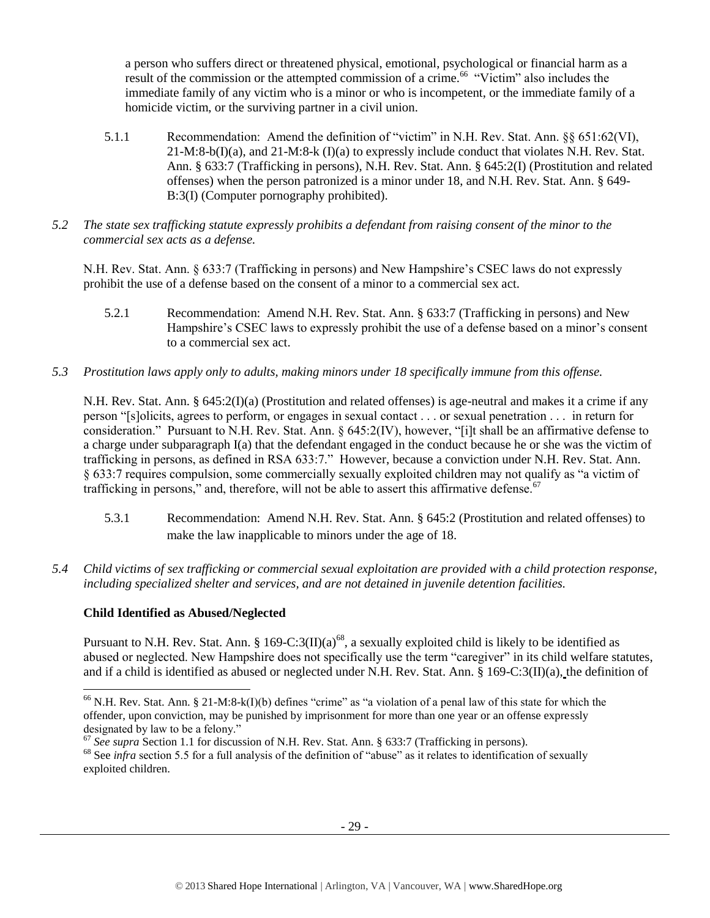a person who suffers direct or threatened physical, emotional, psychological or financial harm as a result of the commission or the attempted commission of a crime.[66] "Victim" also includes the immediate family of any victim who is a minor or who is incompetent, or the immediate family of a homicide victim, or the surviving partner in a civil union.

5.1.1 Recommendation: Amend the definition of "victim" in N.H. Rev. Stat. Ann. §§ 651:62(VI), 21-M:8-b(I)(a), and 21-M:8-k (I)(a) to expressly include conduct that violates N.H. Rev. Stat. Ann. § 633:7 (Trafficking in persons), N.H. Rev. Stat. Ann. § 645:2(I) (Prostitution and related offenses) when the person patronized is a minor under 18, and N.H. Rev. Stat. Ann. § 649-B:3(I) (Computer pornography prohibited).

*5.2 The state sex trafficking statute expressly prohibits a defendant from raising consent of the minor to the commercial sex acts as a defense.*

N.H. Rev. Stat. Ann. § 633:7 (Trafficking in persons) and New Hampshire's CSEC laws do not expressly prohibit the use of a defense based on the consent of a minor to a commercial sex act.

5.2.1 Recommendation: Amend N.H. Rev. Stat. Ann. § 633:7 (Trafficking in persons) and New Hampshire's CSEC laws to expressly prohibit the use of a defense based on a minor's consent to a commercial sex act.

*5.3 Prostitution laws apply only to adults, making minors under 18 specifically immune from this offense.*

N.H. Rev. Stat. Ann. § 645:2(I)(a) (Prostitution and related offenses) is age-neutral and makes it a crime if any person "[s]olicits, agrees to perform, or engages in sexual contact . . . or sexual penetration . . . in return for consideration." Pursuant to N.H. Rev. Stat. Ann. § 645:2(IV), however, "[i]t shall be an affirmative defense to a charge under subparagraph I(a) that the defendant engaged in the conduct because he or she was the victim of trafficking in persons, as defined in RSA 633:7." However, because a conviction under N.H. Rev. Stat. Ann. § 633:7 requires compulsion, some commercially sexually exploited children may not qualify as "a victim of trafficking in persons," and, therefore, will not be able to assert this affirmative defense.[67]

5.3.1 Recommendation: Amend N.H. Rev. Stat. Ann. § 645:2 (Prostitution and related offenses) to make the law inapplicable to minors under the age of 18.

*5.4 Child victims of sex trafficking or commercial sexual exploitation are provided with a child protection response, including specialized shelter and services, and are not detained in juvenile detention facilities.*

**Child Identified as Abused/Neglected**

Pursuant to N.H. Rev. Stat. Ann. § 169-C:3(II)(a)[68], a sexually exploited child is likely to be identified as abused or neglected. New Hampshire does not specifically use the term "caregiver" in its child welfare statutes, and if a child is identified as abused or neglected under N.H. Rev. Stat. Ann. § 169-C:3(II)(a), the definition of

---

[66] N.H. Rev. Stat. Ann. § 21-M:8-k(I)(b) defines "crime" as "a violation of a penal law of this state for which the offender, upon conviction, may be punished by imprisonment for more than one year or an offense expressly designated by law to be a felony."

[67] *See supra* Section 1.1 for discussion of N.H. Rev. Stat. Ann. § 633:7 (Trafficking in persons).

[68] See *infra* section 5.5 for a full analysis of the definition of "abuse" as it relates to identification of sexually exploited children.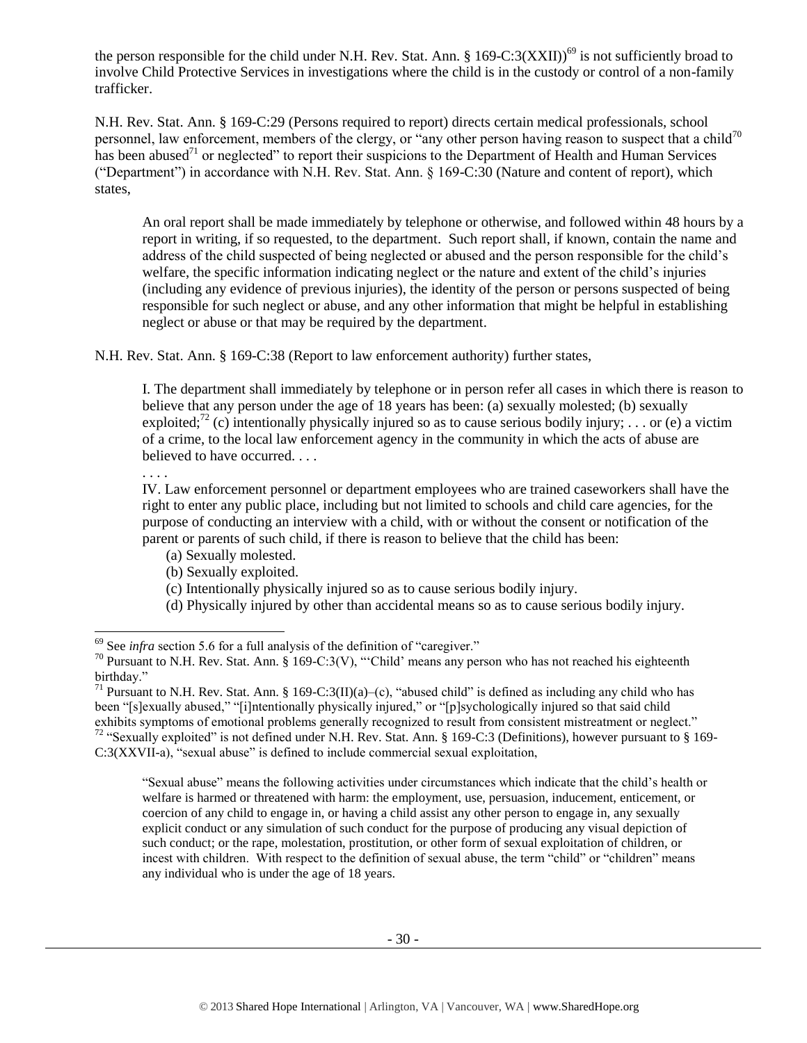the person responsible for the child under N.H. Rev. Stat. Ann. § 169-C:3(XXII))[69] is not sufficiently broad to involve Child Protective Services in investigations where the child is in the custody or control of a non-family trafficker.

N.H. Rev. Stat. Ann. § 169-C:29 (Persons required to report) directs certain medical professionals, school personnel, law enforcement, members of the clergy, or "any other person having reason to suspect that a child[70] has been abused[71] or neglected" to report their suspicions to the Department of Health and Human Services ("Department") in accordance with N.H. Rev. Stat. Ann. § 169-C:30 (Nature and content of report), which states,

> An oral report shall be made immediately by telephone or otherwise, and followed within 48 hours by a report in writing, if so requested, to the department. Such report shall, if known, contain the name and address of the child suspected of being neglected or abused and the person responsible for the child's welfare, the specific information indicating neglect or the nature and extent of the child's injuries (including any evidence of previous injuries), the identity of the person or persons suspected of being responsible for such neglect or abuse, and any other information that might be helpful in establishing neglect or abuse or that may be required by the department.

N.H. Rev. Stat. Ann. § 169-C:38 (Report to law enforcement authority) further states,

> I. The department shall immediately by telephone or in person refer all cases in which there is reason to believe that any person under the age of 18 years has been: (a) sexually molested; (b) sexually exploited;[72] (c) intentionally physically injured so as to cause serious bodily injury; . . . or (e) a victim of a crime, to the local law enforcement agency in the community in which the acts of abuse are believed to have occurred. . . .
>
> . . . .
>
> IV. Law enforcement personnel or department employees who are trained caseworkers shall have the right to enter any public place, including but not limited to schools and child care agencies, for the purpose of conducting an interview with a child, with or without the consent or notification of the parent or parents of such child, if there is reason to believe that the child has been:
>
> (a) Sexually molested.
> (b) Sexually exploited.
> (c) Intentionally physically injured so as to cause serious bodily injury.
> (d) Physically injured by other than accidental means so as to cause serious bodily injury.

---

[69] See *infra* section 5.6 for a full analysis of the definition of "caregiver."

[70] Pursuant to N.H. Rev. Stat. Ann. § 169-C:3(V), "'Child' means any person who has not reached his eighteenth birthday."

[71] Pursuant to N.H. Rev. Stat. Ann. § 169-C:3(II)(a)–(c), "abused child" is defined as including any child who has been "[s]exually abused," "[i]ntentionally physically injured," or "[p]sychologically injured so that said child exhibits symptoms of emotional problems generally recognized to result from consistent mistreatment or neglect."

[72] "Sexually exploited" is not defined under N.H. Rev. Stat. Ann. § 169-C:3 (Definitions), however pursuant to § 169-C:3(XXVII-a), "sexual abuse" is defined to include commercial sexual exploitation,

> "Sexual abuse" means the following activities under circumstances which indicate that the child's health or welfare is harmed or threatened with harm: the employment, use, persuasion, inducement, enticement, or coercion of any child to engage in, or having a child assist any other person to engage in, any sexually explicit conduct or any simulation of such conduct for the purpose of producing any visual depiction of such conduct; or the rape, molestation, prostitution, or other form of sexual exploitation of children, or incest with children. With respect to the definition of sexual abuse, the term "child" or "children" means any individual who is under the age of 18 years.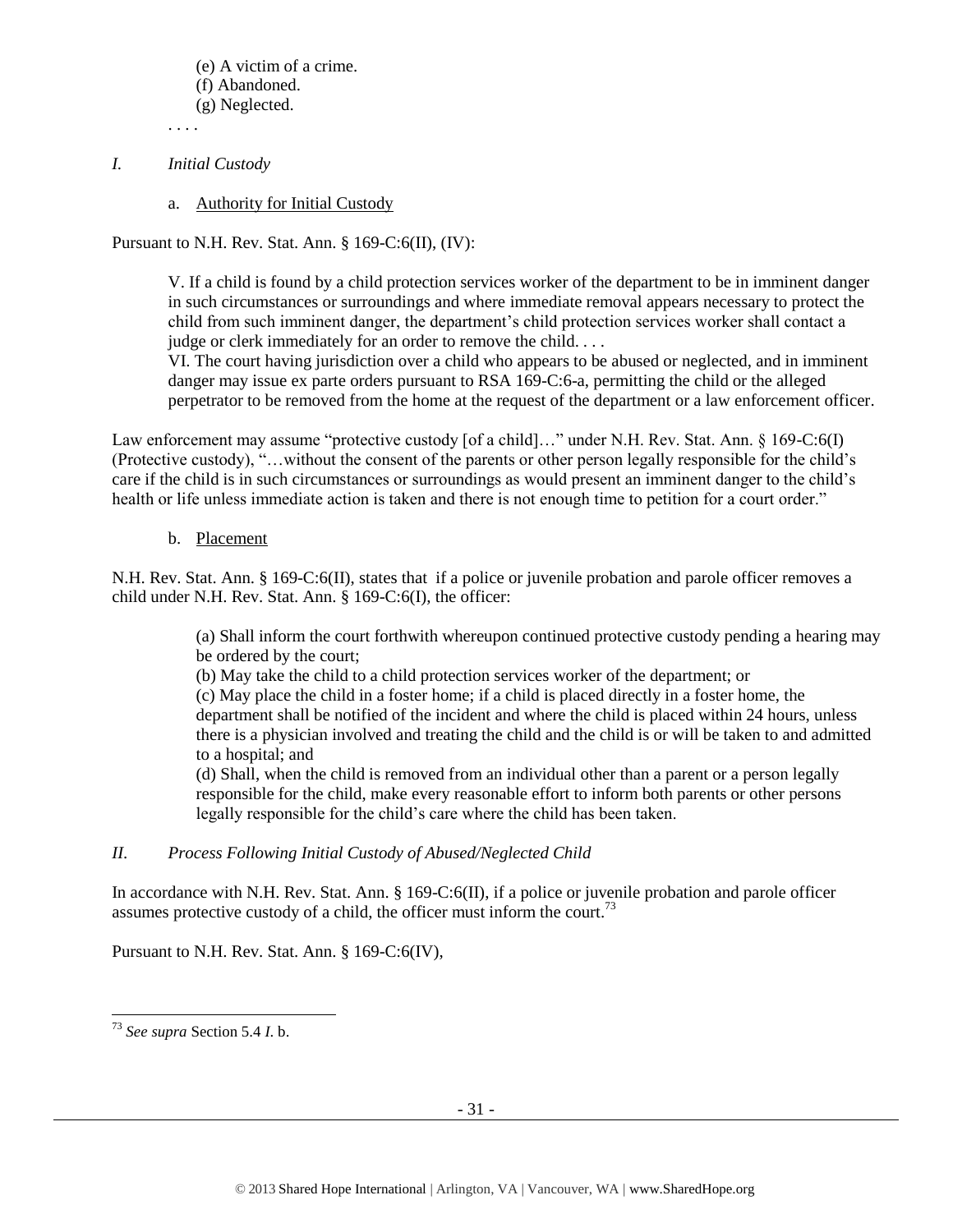(e) A victim of a crime.
(f) Abandoned.
(g) Neglected.

. . . .

*I. Initial Custody*

a. Authority for Initial Custody

Pursuant to N.H. Rev. Stat. Ann. § 169-C:6(II), (IV):

> V. If a child is found by a child protection services worker of the department to be in imminent danger in such circumstances or surroundings and where immediate removal appears necessary to protect the child from such imminent danger, the department's child protection services worker shall contact a judge or clerk immediately for an order to remove the child. . . .
>
> VI. The court having jurisdiction over a child who appears to be abused or neglected, and in imminent danger may issue ex parte orders pursuant to RSA 169-C:6-a, permitting the child or the alleged perpetrator to be removed from the home at the request of the department or a law enforcement officer.

Law enforcement may assume "protective custody [of a child]…" under N.H. Rev. Stat. Ann. § 169-C:6(I) (Protective custody), "…without the consent of the parents or other person legally responsible for the child's care if the child is in such circumstances or surroundings as would present an imminent danger to the child's health or life unless immediate action is taken and there is not enough time to petition for a court order."

b. Placement

N.H. Rev. Stat. Ann. § 169-C:6(II), states that if a police or juvenile probation and parole officer removes a child under N.H. Rev. Stat. Ann. § 169-C:6(I), the officer:

> (a) Shall inform the court forthwith whereupon continued protective custody pending a hearing may be ordered by the court;
>
> (b) May take the child to a child protection services worker of the department; or
>
> (c) May place the child in a foster home; if a child is placed directly in a foster home, the department shall be notified of the incident and where the child is placed within 24 hours, unless there is a physician involved and treating the child and the child is or will be taken to and admitted to a hospital; and
>
> (d) Shall, when the child is removed from an individual other than a parent or a person legally responsible for the child, make every reasonable effort to inform both parents or other persons legally responsible for the child's care where the child has been taken.

*II. Process Following Initial Custody of Abused/Neglected Child*

In accordance with N.H. Rev. Stat. Ann. § 169-C:6(II), if a police or juvenile probation and parole officer assumes protective custody of a child, the officer must inform the court.[73]

Pursuant to N.H. Rev. Stat. Ann. § 169-C:6(IV),

---

[73] *See supra* Section 5.4 *I.* b.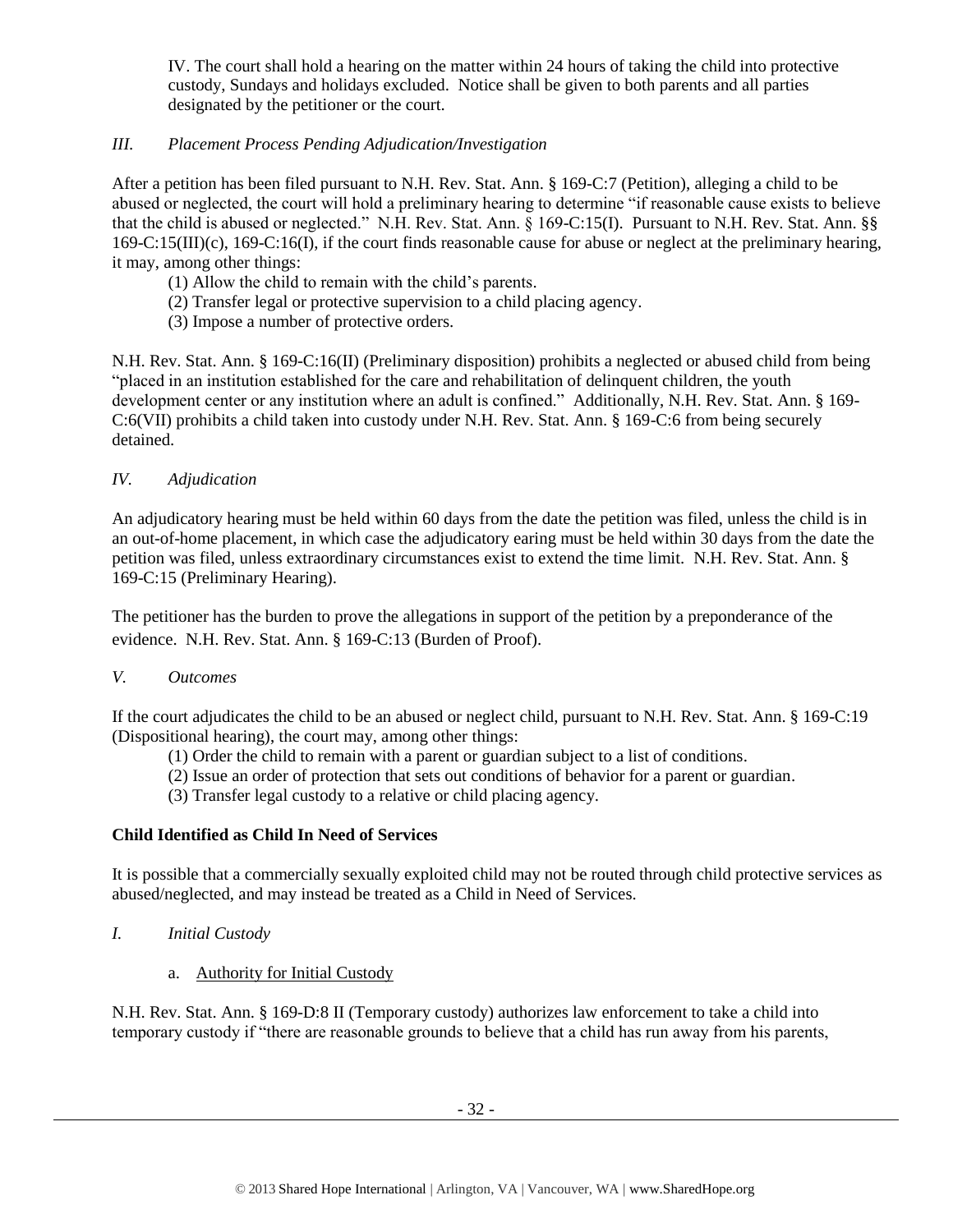IV. The court shall hold a hearing on the matter within 24 hours of taking the child into protective custody, Sundays and holidays excluded. Notice shall be given to both parents and all parties designated by the petitioner or the court.

### *III. Placement Process Pending Adjudication/Investigation*

After a petition has been filed pursuant to N.H. Rev. Stat. Ann. § 169-C:7 (Petition), alleging a child to be abused or neglected, the court will hold a preliminary hearing to determine "if reasonable cause exists to believe that the child is abused or neglected." N.H. Rev. Stat. Ann. § 169-C:15(I). Pursuant to N.H. Rev. Stat. Ann. §§ 169-C:15(III)(c), 169-C:16(I), if the court finds reasonable cause for abuse or neglect at the preliminary hearing, it may, among other things:

(1) Allow the child to remain with the child's parents.
(2) Transfer legal or protective supervision to a child placing agency.
(3) Impose a number of protective orders.

N.H. Rev. Stat. Ann. § 169-C:16(II) (Preliminary disposition) prohibits a neglected or abused child from being "placed in an institution established for the care and rehabilitation of delinquent children, the youth development center or any institution where an adult is confined." Additionally, N.H. Rev. Stat. Ann. § 169-C:6(VII) prohibits a child taken into custody under N.H. Rev. Stat. Ann. § 169-C:6 from being securely detained.

### *IV. Adjudication*

An adjudicatory hearing must be held within 60 days from the date the petition was filed, unless the child is in an out-of-home placement, in which case the adjudicatory earing must be held within 30 days from the date the petition was filed, unless extraordinary circumstances exist to extend the time limit. N.H. Rev. Stat. Ann. § 169-C:15 (Preliminary Hearing).

The petitioner has the burden to prove the allegations in support of the petition by a preponderance of the evidence. N.H. Rev. Stat. Ann. § 169-C:13 (Burden of Proof).

### *V. Outcomes*

If the court adjudicates the child to be an abused or neglect child, pursuant to N.H. Rev. Stat. Ann. § 169-C:19 (Dispositional hearing), the court may, among other things:

(1) Order the child to remain with a parent or guardian subject to a list of conditions.
(2) Issue an order of protection that sets out conditions of behavior for a parent or guardian.
(3) Transfer legal custody to a relative or child placing agency.

**Child Identified as Child In Need of Services**

It is possible that a commercially sexually exploited child may not be routed through child protective services as abused/neglected, and may instead be treated as a Child in Need of Services.

### *I. Initial Custody*

a. Authority for Initial Custody

N.H. Rev. Stat. Ann. § 169-D:8 II (Temporary custody) authorizes law enforcement to take a child into temporary custody if "there are reasonable grounds to believe that a child has run away from his parents,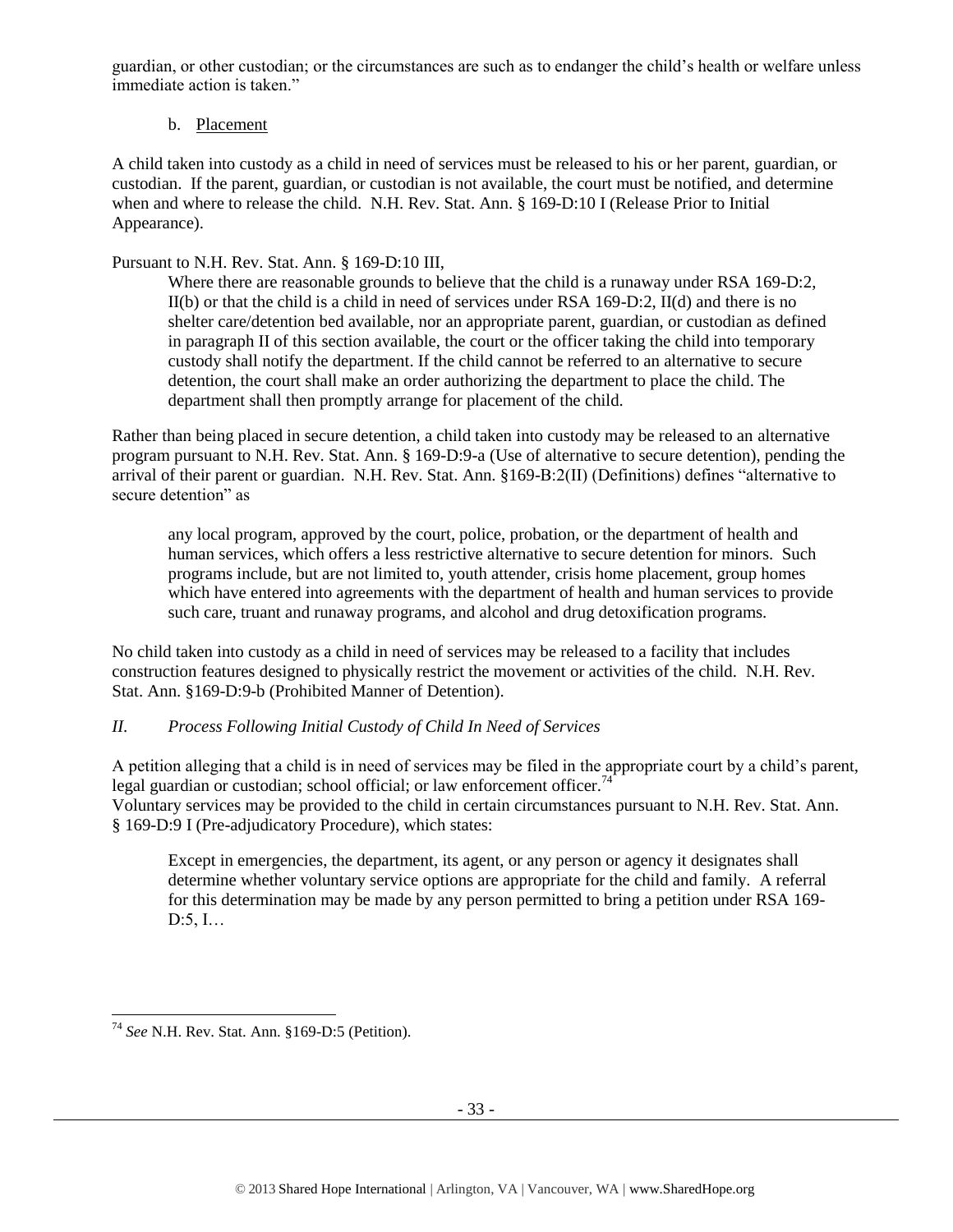guardian, or other custodian; or the circumstances are such as to endanger the child's health or welfare unless immediate action is taken."

b. Placement

A child taken into custody as a child in need of services must be released to his or her parent, guardian, or custodian. If the parent, guardian, or custodian is not available, the court must be notified, and determine when and where to release the child. N.H. Rev. Stat. Ann. § 169-D:10 I (Release Prior to Initial Appearance).

Pursuant to N.H. Rev. Stat. Ann. § 169-D:10 III,

> Where there are reasonable grounds to believe that the child is a runaway under RSA 169-D:2, II(b) or that the child is a child in need of services under RSA 169-D:2, II(d) and there is no shelter care/detention bed available, nor an appropriate parent, guardian, or custodian as defined in paragraph II of this section available, the court or the officer taking the child into temporary custody shall notify the department. If the child cannot be referred to an alternative to secure detention, the court shall make an order authorizing the department to place the child. The department shall then promptly arrange for placement of the child.

Rather than being placed in secure detention, a child taken into custody may be released to an alternative program pursuant to N.H. Rev. Stat. Ann. § 169-D:9-a (Use of alternative to secure detention), pending the arrival of their parent or guardian. N.H. Rev. Stat. Ann. §169-B:2(II) (Definitions) defines "alternative to secure detention" as

> any local program, approved by the court, police, probation, or the department of health and human services, which offers a less restrictive alternative to secure detention for minors. Such programs include, but are not limited to, youth attender, crisis home placement, group homes which have entered into agreements with the department of health and human services to provide such care, truant and runaway programs, and alcohol and drug detoxification programs.

No child taken into custody as a child in need of services may be released to a facility that includes construction features designed to physically restrict the movement or activities of the child. N.H. Rev. Stat. Ann. §169-D:9-b (Prohibited Manner of Detention).

*II. Process Following Initial Custody of Child In Need of Services*

A petition alleging that a child is in need of services may be filed in the appropriate court by a child's parent, legal guardian or custodian; school official; or law enforcement officer.[74]

Voluntary services may be provided to the child in certain circumstances pursuant to N.H. Rev. Stat. Ann. § 169-D:9 I (Pre-adjudicatory Procedure), which states:

> Except in emergencies, the department, its agent, or any person or agency it designates shall determine whether voluntary service options are appropriate for the child and family. A referral for this determination may be made by any person permitted to bring a petition under RSA 169-D:5, I…

[74] *See* N.H. Rev. Stat. Ann. §169-D:5 (Petition).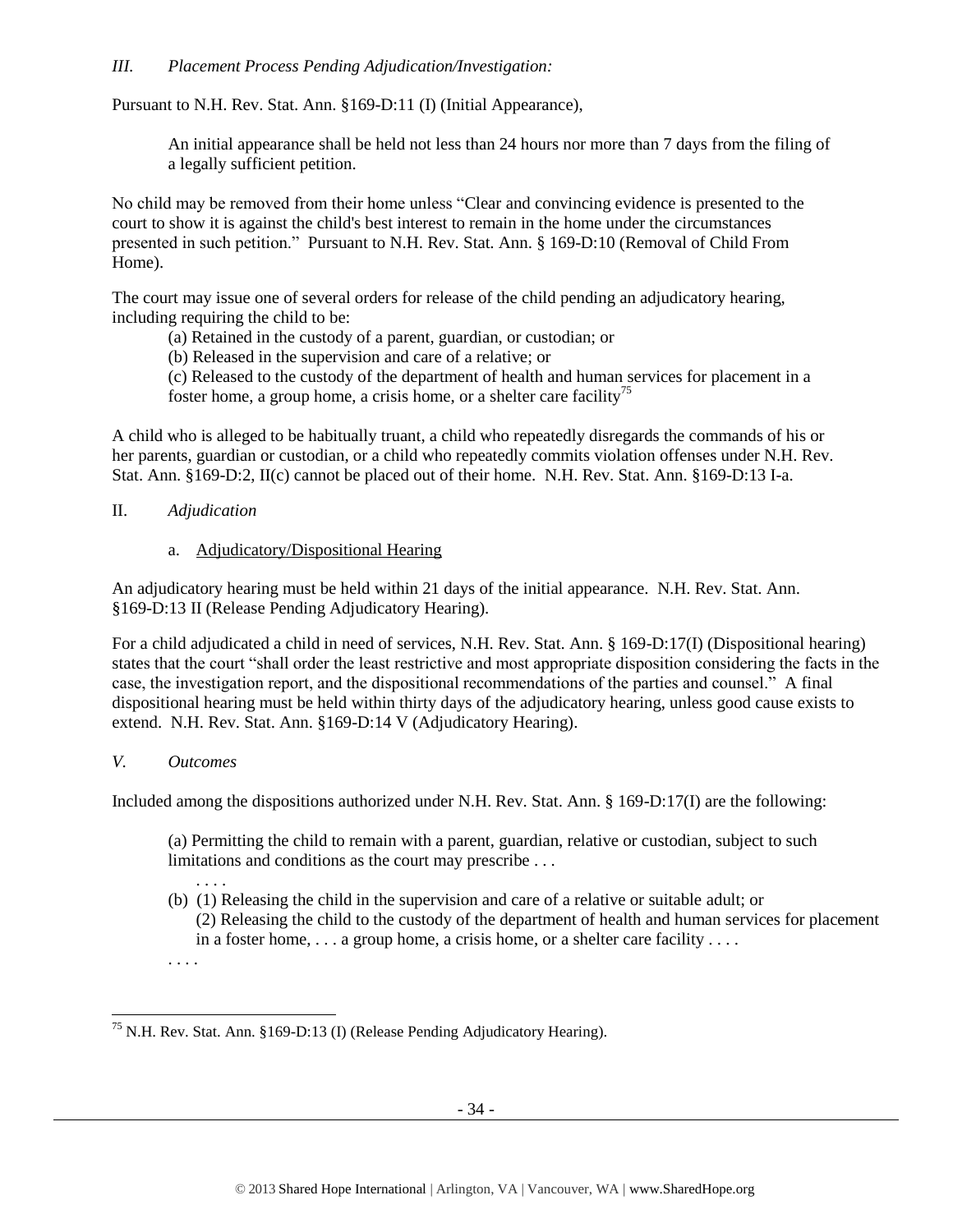*III. Placement Process Pending Adjudication/Investigation:*

Pursuant to N.H. Rev. Stat. Ann. §169-D:11 (I) (Initial Appearance),

> An initial appearance shall be held not less than 24 hours nor more than 7 days from the filing of a legally sufficient petition.

No child may be removed from their home unless "Clear and convincing evidence is presented to the court to show it is against the child's best interest to remain in the home under the circumstances presented in such petition." Pursuant to N.H. Rev. Stat. Ann. § 169-D:10 (Removal of Child From Home).

The court may issue one of several orders for release of the child pending an adjudicatory hearing, including requiring the child to be:

> (a) Retained in the custody of a parent, guardian, or custodian; or
> (b) Released in the supervision and care of a relative; or
> (c) Released to the custody of the department of health and human services for placement in a foster home, a group home, a crisis home, or a shelter care facility[75]

A child who is alleged to be habitually truant, a child who repeatedly disregards the commands of his or her parents, guardian or custodian, or a child who repeatedly commits violation offenses under N.H. Rev. Stat. Ann. §169-D:2, II(c) cannot be placed out of their home. N.H. Rev. Stat. Ann. §169-D:13 I-a.

II. *Adjudication*

a. Adjudicatory/Dispositional Hearing

An adjudicatory hearing must be held within 21 days of the initial appearance. N.H. Rev. Stat. Ann. §169-D:13 II (Release Pending Adjudicatory Hearing).

For a child adjudicated a child in need of services, N.H. Rev. Stat. Ann. § 169-D:17(I) (Dispositional hearing) states that the court "shall order the least restrictive and most appropriate disposition considering the facts in the case, the investigation report, and the dispositional recommendations of the parties and counsel." A final dispositional hearing must be held within thirty days of the adjudicatory hearing, unless good cause exists to extend. N.H. Rev. Stat. Ann. §169-D:14 V (Adjudicatory Hearing).

*V. Outcomes*

Included among the dispositions authorized under N.H. Rev. Stat. Ann. § 169-D:17(I) are the following:

> (a) Permitting the child to remain with a parent, guardian, relative or custodian, subject to such limitations and conditions as the court may prescribe . . .
> . . . .
> (b) (1) Releasing the child in the supervision and care of a relative or suitable adult; or
> (2) Releasing the child to the custody of the department of health and human services for placement in a foster home, . . . a group home, a crisis home, or a shelter care facility . . . .
> . . . .

[75] N.H. Rev. Stat. Ann. §169-D:13 (I) (Release Pending Adjudicatory Hearing).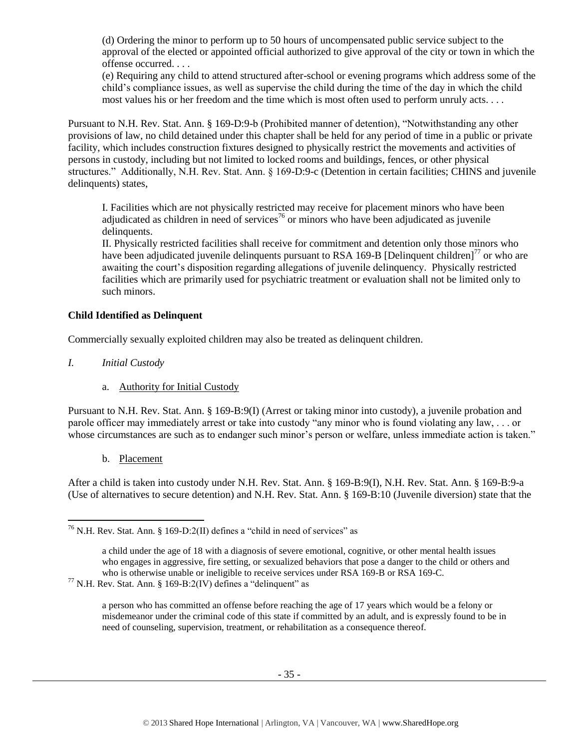(d) Ordering the minor to perform up to 50 hours of uncompensated public service subject to the approval of the elected or appointed official authorized to give approval of the city or town in which the offense occurred. . . .

(e) Requiring any child to attend structured after-school or evening programs which address some of the child's compliance issues, as well as supervise the child during the time of the day in which the child most values his or her freedom and the time which is most often used to perform unruly acts. . . .

Pursuant to N.H. Rev. Stat. Ann. § 169-D:9-b (Prohibited manner of detention), "Notwithstanding any other provisions of law, no child detained under this chapter shall be held for any period of time in a public or private facility, which includes construction fixtures designed to physically restrict the movements and activities of persons in custody, including but not limited to locked rooms and buildings, fences, or other physical structures." Additionally, N.H. Rev. Stat. Ann. § 169-D:9-c (Detention in certain facilities; CHINS and juvenile delinquents) states,

> I. Facilities which are not physically restricted may receive for placement minors who have been adjudicated as children in need of services[76] or minors who have been adjudicated as juvenile delinquents.
>
> II. Physically restricted facilities shall receive for commitment and detention only those minors who have been adjudicated juvenile delinquents pursuant to RSA 169-B [Delinquent children][77] or who are awaiting the court's disposition regarding allegations of juvenile delinquency. Physically restricted facilities which are primarily used for psychiatric treatment or evaluation shall not be limited only to such minors.

**Child Identified as Delinquent**

Commercially sexually exploited children may also be treated as delinquent children.

*I. Initial Custody*

a. Authority for Initial Custody

Pursuant to N.H. Rev. Stat. Ann. § 169-B:9(I) (Arrest or taking minor into custody), a juvenile probation and parole officer may immediately arrest or take into custody "any minor who is found violating any law, . . . or whose circumstances are such as to endanger such minor's person or welfare, unless immediate action is taken."

b. Placement

After a child is taken into custody under N.H. Rev. Stat. Ann. § 169-B:9(I), N.H. Rev. Stat. Ann. § 169-B:9-a (Use of alternatives to secure detention) and N.H. Rev. Stat. Ann. § 169-B:10 (Juvenile diversion) state that the

---

[76] N.H. Rev. Stat. Ann. § 169-D:2(II) defines a "child in need of services" as

> a child under the age of 18 with a diagnosis of severe emotional, cognitive, or other mental health issues who engages in aggressive, fire setting, or sexualized behaviors that pose a danger to the child or others and who is otherwise unable or ineligible to receive services under RSA 169-B or RSA 169-C.

[77] N.H. Rev. Stat. Ann. § 169-B:2(IV) defines a "delinquent" as

> a person who has committed an offense before reaching the age of 17 years which would be a felony or misdemeanor under the criminal code of this state if committed by an adult, and is expressly found to be in need of counseling, supervision, treatment, or rehabilitation as a consequence thereof.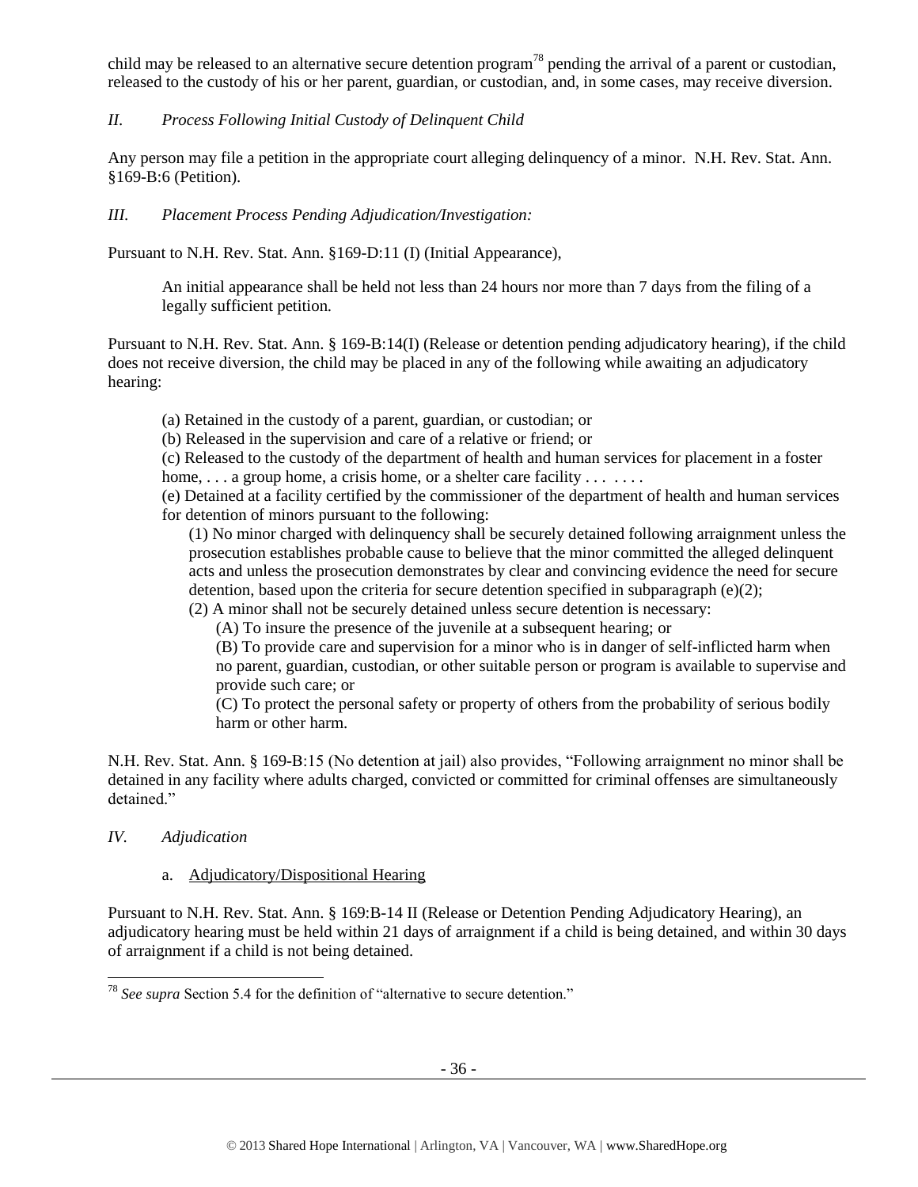child may be released to an alternative secure detention program[78] pending the arrival of a parent or custodian, released to the custody of his or her parent, guardian, or custodian, and, in some cases, may receive diversion.

*II. Process Following Initial Custody of Delinquent Child*

Any person may file a petition in the appropriate court alleging delinquency of a minor. N.H. Rev. Stat. Ann. §169-B:6 (Petition).

*III. Placement Process Pending Adjudication/Investigation:*

Pursuant to N.H. Rev. Stat. Ann. §169-D:11 (I) (Initial Appearance),

> An initial appearance shall be held not less than 24 hours nor more than 7 days from the filing of a legally sufficient petition.

Pursuant to N.H. Rev. Stat. Ann. § 169-B:14(I) (Release or detention pending adjudicatory hearing), if the child does not receive diversion, the child may be placed in any of the following while awaiting an adjudicatory hearing:

> (a) Retained in the custody of a parent, guardian, or custodian; or
>
> (b) Released in the supervision and care of a relative or friend; or
>
> (c) Released to the custody of the department of health and human services for placement in a foster home, . . . a group home, a crisis home, or a shelter care facility . . . . . . .
>
> (e) Detained at a facility certified by the commissioner of the department of health and human services for detention of minors pursuant to the following:
>
> > (1) No minor charged with delinquency shall be securely detained following arraignment unless the prosecution establishes probable cause to believe that the minor committed the alleged delinquent acts and unless the prosecution demonstrates by clear and convincing evidence the need for secure detention, based upon the criteria for secure detention specified in subparagraph (e)(2);
> >
> > (2) A minor shall not be securely detained unless secure detention is necessary:
> >
> > > (A) To insure the presence of the juvenile at a subsequent hearing; or
> > >
> > > (B) To provide care and supervision for a minor who is in danger of self-inflicted harm when no parent, guardian, custodian, or other suitable person or program is available to supervise and provide such care; or
> > >
> > > (C) To protect the personal safety or property of others from the probability of serious bodily harm or other harm.

N.H. Rev. Stat. Ann. § 169-B:15 (No detention at jail) also provides, "Following arraignment no minor shall be detained in any facility where adults charged, convicted or committed for criminal offenses are simultaneously detained."

*IV. Adjudication*

a. Adjudicatory/Dispositional Hearing

Pursuant to N.H. Rev. Stat. Ann. § 169:B-14 II (Release or Detention Pending Adjudicatory Hearing), an adjudicatory hearing must be held within 21 days of arraignment if a child is being detained, and within 30 days of arraignment if a child is not being detained.

[78] *See supra* Section 5.4 for the definition of "alternative to secure detention."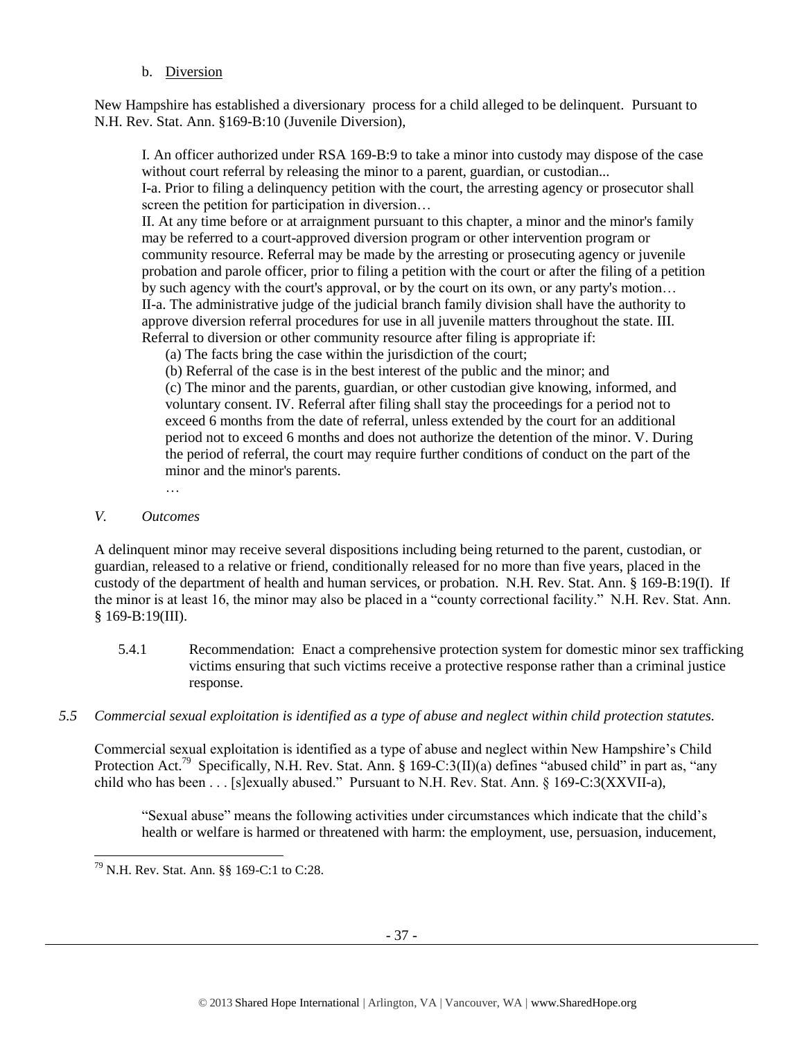b. Diversion

New Hampshire has established a diversionary process for a child alleged to be delinquent. Pursuant to N.H. Rev. Stat. Ann. §169-B:10 (Juvenile Diversion),

> I. An officer authorized under RSA 169-B:9 to take a minor into custody may dispose of the case without court referral by releasing the minor to a parent, guardian, or custodian...
>
> I-a. Prior to filing a delinquency petition with the court, the arresting agency or prosecutor shall screen the petition for participation in diversion…
>
> II. At any time before or at arraignment pursuant to this chapter, a minor and the minor's family may be referred to a court-approved diversion program or other intervention program or community resource. Referral may be made by the arresting or prosecuting agency or juvenile probation and parole officer, prior to filing a petition with the court or after the filing of a petition by such agency with the court's approval, or by the court on its own, or any party's motion…
>
> II-a. The administrative judge of the judicial branch family division shall have the authority to approve diversion referral procedures for use in all juvenile matters throughout the state. III. Referral to diversion or other community resource after filing is appropriate if:
>
> (a) The facts bring the case within the jurisdiction of the court;
>
> (b) Referral of the case is in the best interest of the public and the minor; and
>
> (c) The minor and the parents, guardian, or other custodian give knowing, informed, and voluntary consent. IV. Referral after filing shall stay the proceedings for a period not to exceed 6 months from the date of referral, unless extended by the court for an additional period not to exceed 6 months and does not authorize the detention of the minor. V. During the period of referral, the court may require further conditions of conduct on the part of the minor and the minor's parents.
>
> …

*V. Outcomes*

A delinquent minor may receive several dispositions including being returned to the parent, custodian, or guardian, released to a relative or friend, conditionally released for no more than five years, placed in the custody of the department of health and human services, or probation. N.H. Rev. Stat. Ann. § 169-B:19(I). If the minor is at least 16, the minor may also be placed in a "county correctional facility." N.H. Rev. Stat. Ann. § 169-B:19(III).

5.4.1 Recommendation: Enact a comprehensive protection system for domestic minor sex trafficking victims ensuring that such victims receive a protective response rather than a criminal justice response.

*5.5 Commercial sexual exploitation is identified as a type of abuse and neglect within child protection statutes.*

Commercial sexual exploitation is identified as a type of abuse and neglect within New Hampshire's Child Protection Act.[79] Specifically, N.H. Rev. Stat. Ann. § 169-C:3(II)(a) defines "abused child" in part as, "any child who has been . . . [s]exually abused." Pursuant to N.H. Rev. Stat. Ann. § 169-C:3(XXVII-a),

> "Sexual abuse" means the following activities under circumstances which indicate that the child's health or welfare is harmed or threatened with harm: the employment, use, persuasion, inducement,

[79] N.H. Rev. Stat. Ann. §§ 169-C:1 to C:28.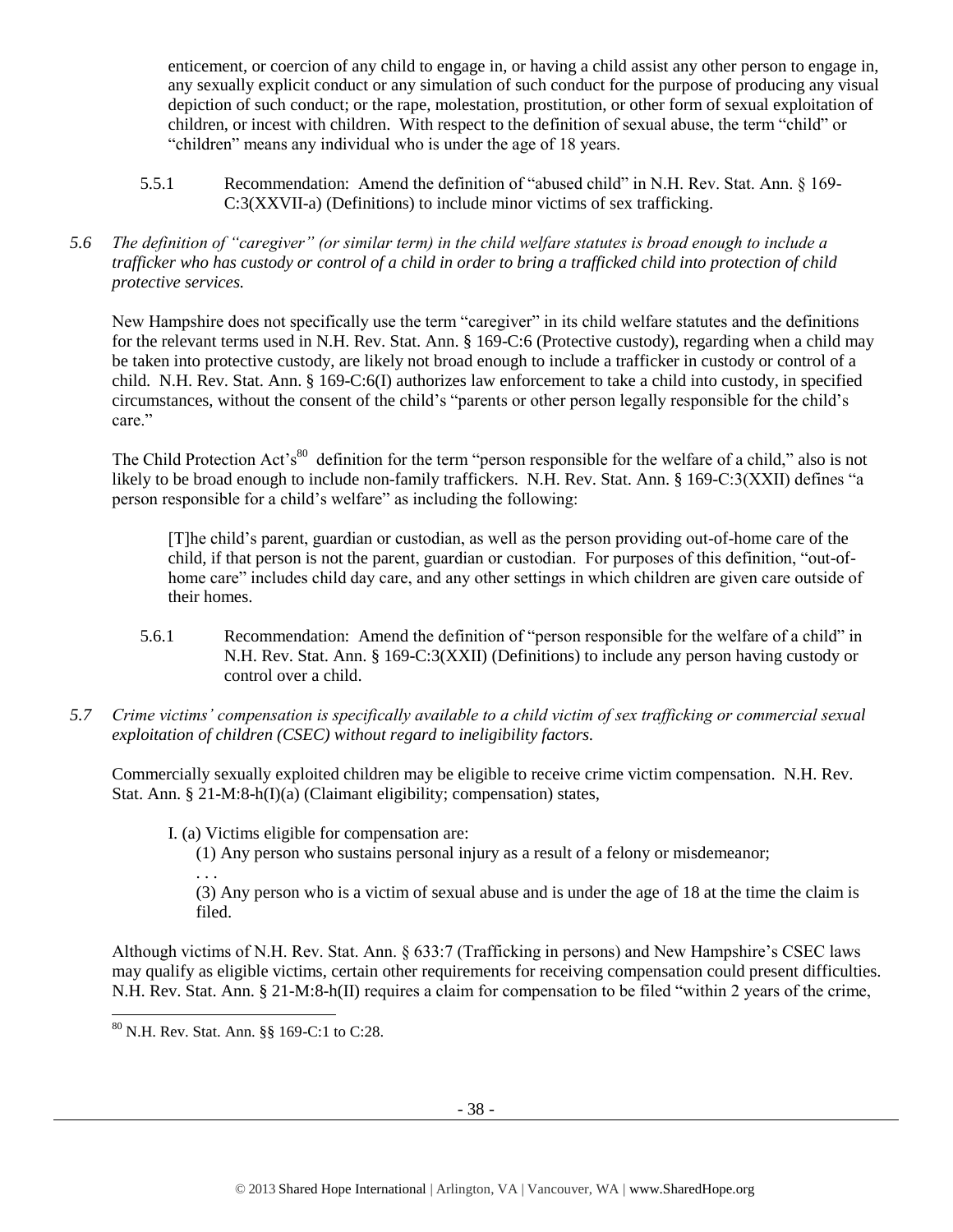enticement, or coercion of any child to engage in, or having a child assist any other person to engage in, any sexually explicit conduct or any simulation of such conduct for the purpose of producing any visual depiction of such conduct; or the rape, molestation, prostitution, or other form of sexual exploitation of children, or incest with children. With respect to the definition of sexual abuse, the term "child" or "children" means any individual who is under the age of 18 years.

5.5.1 Recommendation: Amend the definition of "abused child" in N.H. Rev. Stat. Ann. § 169-C:3(XXVII-a) (Definitions) to include minor victims of sex trafficking.

*5.6 The definition of "caregiver" (or similar term) in the child welfare statutes is broad enough to include a trafficker who has custody or control of a child in order to bring a trafficked child into protection of child protective services.*

New Hampshire does not specifically use the term "caregiver" in its child welfare statutes and the definitions for the relevant terms used in N.H. Rev. Stat. Ann. § 169-C:6 (Protective custody), regarding when a child may be taken into protective custody, are likely not broad enough to include a trafficker in custody or control of a child. N.H. Rev. Stat. Ann. § 169-C:6(I) authorizes law enforcement to take a child into custody, in specified circumstances, without the consent of the child's "parents or other person legally responsible for the child's care."

The Child Protection Act's[80] definition for the term "person responsible for the welfare of a child," also is not likely to be broad enough to include non-family traffickers. N.H. Rev. Stat. Ann. § 169-C:3(XXII) defines "a person responsible for a child's welfare" as including the following:

> [T]he child's parent, guardian or custodian, as well as the person providing out-of-home care of the child, if that person is not the parent, guardian or custodian. For purposes of this definition, "out-of-home care" includes child day care, and any other settings in which children are given care outside of their homes.

5.6.1 Recommendation: Amend the definition of "person responsible for the welfare of a child" in N.H. Rev. Stat. Ann. § 169-C:3(XXII) (Definitions) to include any person having custody or control over a child.

*5.7 Crime victims' compensation is specifically available to a child victim of sex trafficking or commercial sexual exploitation of children (CSEC) without regard to ineligibility factors.*

Commercially sexually exploited children may be eligible to receive crime victim compensation. N.H. Rev. Stat. Ann. § 21-M:8-h(I)(a) (Claimant eligibility; compensation) states,

> I. (a) Victims eligible for compensation are:
>
> (1) Any person who sustains personal injury as a result of a felony or misdemeanor;
>
> . . .
>
> (3) Any person who is a victim of sexual abuse and is under the age of 18 at the time the claim is filed.

Although victims of N.H. Rev. Stat. Ann. § 633:7 (Trafficking in persons) and New Hampshire's CSEC laws may qualify as eligible victims, certain other requirements for receiving compensation could present difficulties. N.H. Rev. Stat. Ann. § 21-M:8-h(II) requires a claim for compensation to be filed "within 2 years of the crime,

[80] N.H. Rev. Stat. Ann. §§ 169-C:1 to C:28.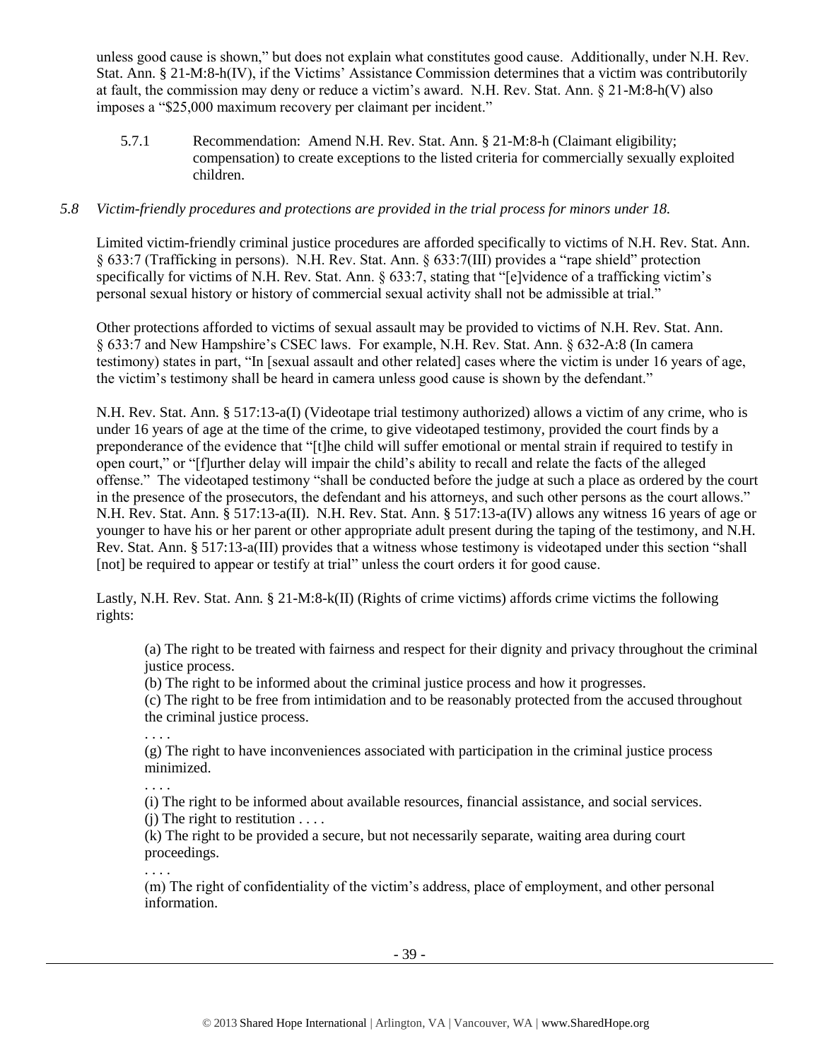unless good cause is shown," but does not explain what constitutes good cause. Additionally, under N.H. Rev. Stat. Ann. § 21-M:8-h(IV), if the Victims' Assistance Commission determines that a victim was contributorily at fault, the commission may deny or reduce a victim's award. N.H. Rev. Stat. Ann. § 21-M:8-h(V) also imposes a "$25,000 maximum recovery per claimant per incident."

5.7.1 Recommendation: Amend N.H. Rev. Stat. Ann. § 21-M:8-h (Claimant eligibility; compensation) to create exceptions to the listed criteria for commercially sexually exploited children.

*5.8 Victim-friendly procedures and protections are provided in the trial process for minors under 18.*

Limited victim-friendly criminal justice procedures are afforded specifically to victims of N.H. Rev. Stat. Ann. § 633:7 (Trafficking in persons). N.H. Rev. Stat. Ann. § 633:7(III) provides a "rape shield" protection specifically for victims of N.H. Rev. Stat. Ann. § 633:7, stating that "[e]vidence of a trafficking victim's personal sexual history or history of commercial sexual activity shall not be admissible at trial."

Other protections afforded to victims of sexual assault may be provided to victims of N.H. Rev. Stat. Ann. § 633:7 and New Hampshire's CSEC laws. For example, N.H. Rev. Stat. Ann. § 632-A:8 (In camera testimony) states in part, "In [sexual assault and other related] cases where the victim is under 16 years of age, the victim's testimony shall be heard in camera unless good cause is shown by the defendant."

N.H. Rev. Stat. Ann. § 517:13-a(I) (Videotape trial testimony authorized) allows a victim of any crime, who is under 16 years of age at the time of the crime, to give videotaped testimony, provided the court finds by a preponderance of the evidence that "[t]he child will suffer emotional or mental strain if required to testify in open court," or "[f]urther delay will impair the child's ability to recall and relate the facts of the alleged offense." The videotaped testimony "shall be conducted before the judge at such a place as ordered by the court in the presence of the prosecutors, the defendant and his attorneys, and such other persons as the court allows." N.H. Rev. Stat. Ann. § 517:13-a(II). N.H. Rev. Stat. Ann. § 517:13-a(IV) allows any witness 16 years of age or younger to have his or her parent or other appropriate adult present during the taping of the testimony, and N.H. Rev. Stat. Ann. § 517:13-a(III) provides that a witness whose testimony is videotaped under this section "shall [not] be required to appear or testify at trial" unless the court orders it for good cause.

Lastly, N.H. Rev. Stat. Ann. § 21-M:8-k(II) (Rights of crime victims) affords crime victims the following rights:

> (a) The right to be treated with fairness and respect for their dignity and privacy throughout the criminal justice process.
> (b) The right to be informed about the criminal justice process and how it progresses.
> (c) The right to be free from intimidation and to be reasonably protected from the accused throughout the criminal justice process.
> . . . .
> (g) The right to have inconveniences associated with participation in the criminal justice process minimized.
> . . . .
> (i) The right to be informed about available resources, financial assistance, and social services.
> (j) The right to restitution . . . .
> (k) The right to be provided a secure, but not necessarily separate, waiting area during court proceedings.
> . . . .
> (m) The right of confidentiality of the victim's address, place of employment, and other personal information.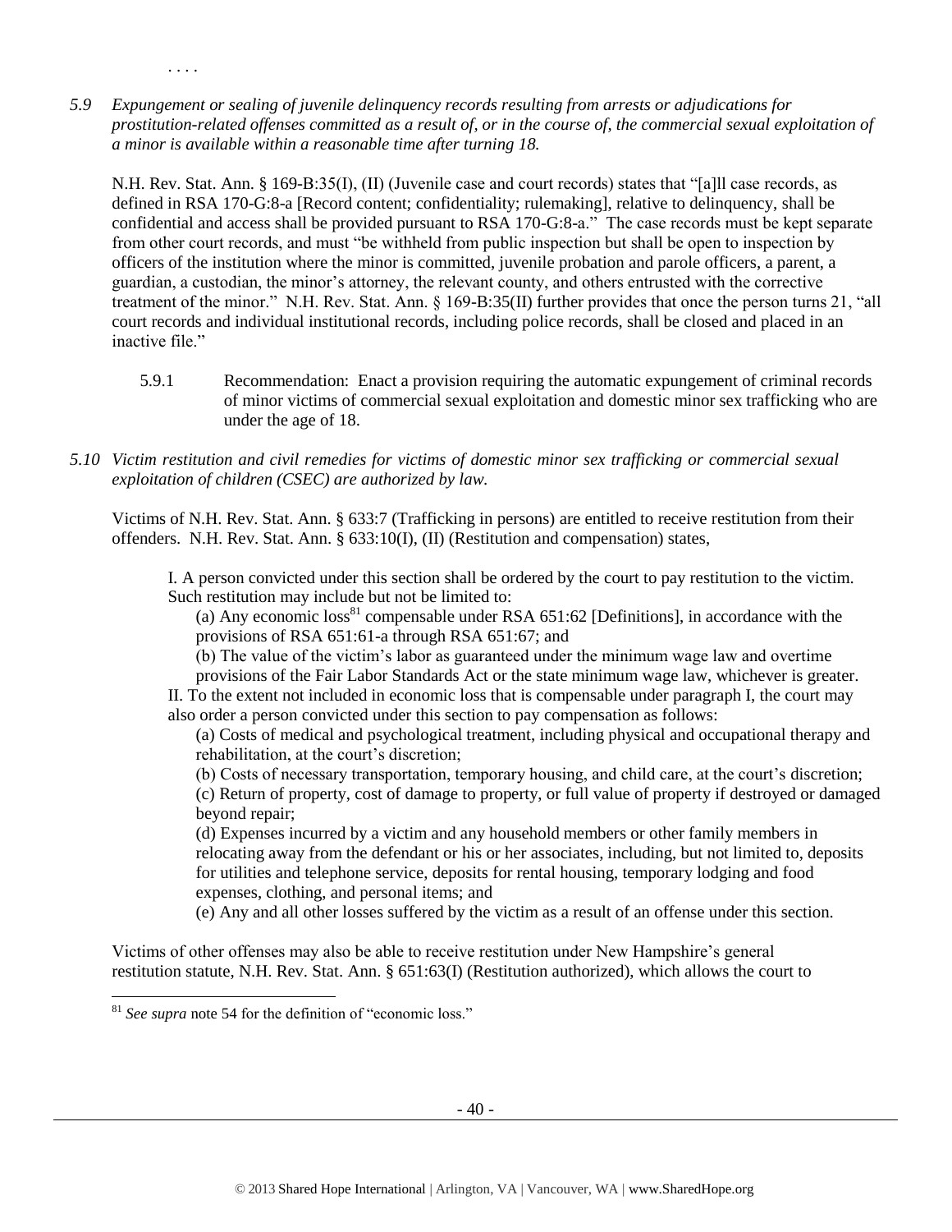. . . .

*5.9 Expungement or sealing of juvenile delinquency records resulting from arrests or adjudications for prostitution-related offenses committed as a result of, or in the course of, the commercial sexual exploitation of a minor is available within a reasonable time after turning 18.*

N.H. Rev. Stat. Ann. § 169-B:35(I), (II) (Juvenile case and court records) states that "[a]ll case records, as defined in RSA 170-G:8-a [Record content; confidentiality; rulemaking], relative to delinquency, shall be confidential and access shall be provided pursuant to RSA 170-G:8-a." The case records must be kept separate from other court records, and must "be withheld from public inspection but shall be open to inspection by officers of the institution where the minor is committed, juvenile probation and parole officers, a parent, a guardian, a custodian, the minor's attorney, the relevant county, and others entrusted with the corrective treatment of the minor." N.H. Rev. Stat. Ann. § 169-B:35(II) further provides that once the person turns 21, "all court records and individual institutional records, including police records, shall be closed and placed in an inactive file."

> 5.9.1 Recommendation: Enact a provision requiring the automatic expungement of criminal records of minor victims of commercial sexual exploitation and domestic minor sex trafficking who are under the age of 18.

*5.10 Victim restitution and civil remedies for victims of domestic minor sex trafficking or commercial sexual exploitation of children (CSEC) are authorized by law.*

Victims of N.H. Rev. Stat. Ann. § 633:7 (Trafficking in persons) are entitled to receive restitution from their offenders. N.H. Rev. Stat. Ann. § 633:10(I), (II) (Restitution and compensation) states,

> I. A person convicted under this section shall be ordered by the court to pay restitution to the victim. Such restitution may include but not be limited to:
>
> (a) Any economic loss[81] compensable under RSA 651:62 [Definitions], in accordance with the provisions of RSA 651:61-a through RSA 651:67; and
>
> (b) The value of the victim's labor as guaranteed under the minimum wage law and overtime provisions of the Fair Labor Standards Act or the state minimum wage law, whichever is greater.
>
> II. To the extent not included in economic loss that is compensable under paragraph I, the court may also order a person convicted under this section to pay compensation as follows:
>
> (a) Costs of medical and psychological treatment, including physical and occupational therapy and rehabilitation, at the court's discretion;
>
> (b) Costs of necessary transportation, temporary housing, and child care, at the court's discretion;
>
> (c) Return of property, cost of damage to property, or full value of property if destroyed or damaged beyond repair;
>
> (d) Expenses incurred by a victim and any household members or other family members in relocating away from the defendant or his or her associates, including, but not limited to, deposits for utilities and telephone service, deposits for rental housing, temporary lodging and food expenses, clothing, and personal items; and
>
> (e) Any and all other losses suffered by the victim as a result of an offense under this section.

Victims of other offenses may also be able to receive restitution under New Hampshire's general restitution statute, N.H. Rev. Stat. Ann. § 651:63(I) (Restitution authorized), which allows the court to

---

[81] *See supra* note 54 for the definition of "economic loss."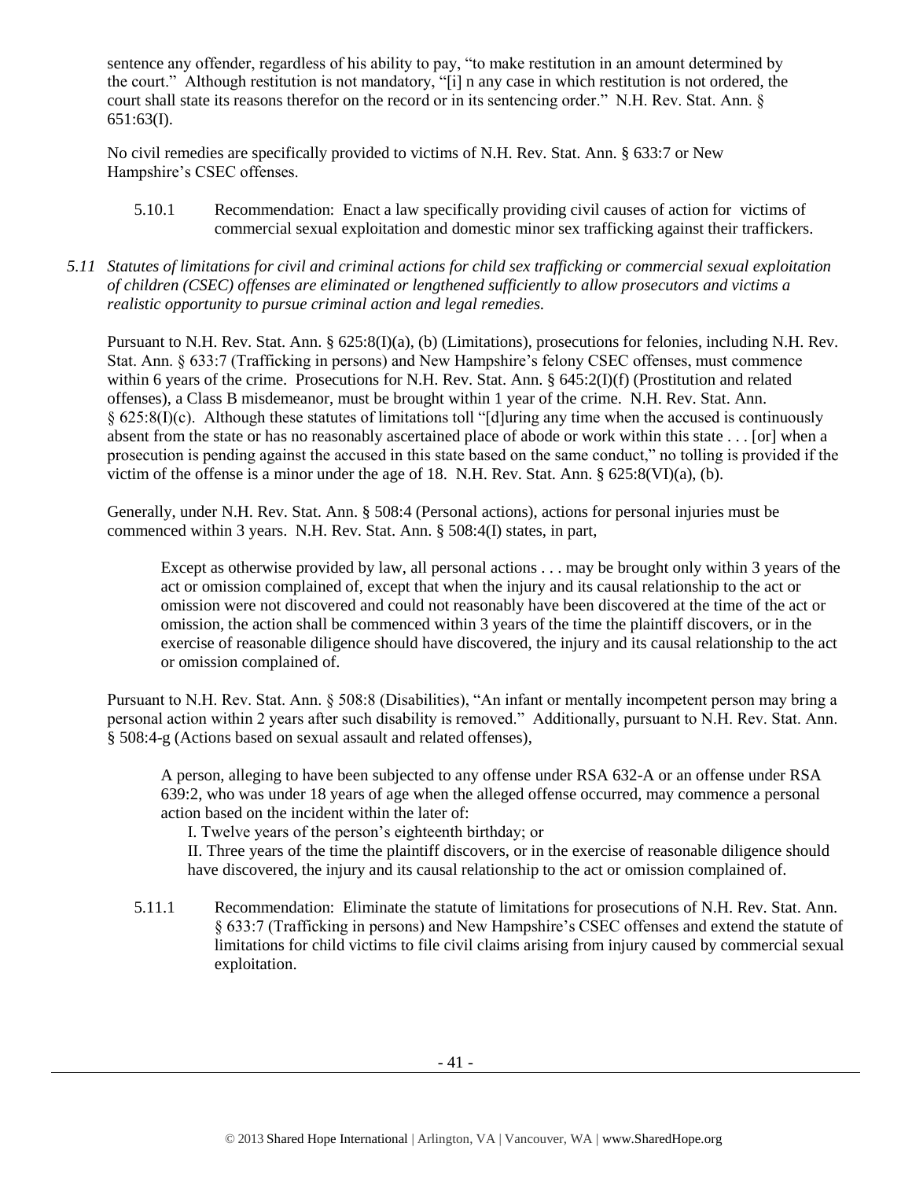sentence any offender, regardless of his ability to pay, "to make restitution in an amount determined by the court." Although restitution is not mandatory, "[i] n any case in which restitution is not ordered, the court shall state its reasons therefor on the record or in its sentencing order." N.H. Rev. Stat. Ann. § 651:63(I).

No civil remedies are specifically provided to victims of N.H. Rev. Stat. Ann. § 633:7 or New Hampshire's CSEC offenses.

5.10.1 Recommendation: Enact a law specifically providing civil causes of action for victims of commercial sexual exploitation and domestic minor sex trafficking against their traffickers.

*5.11 Statutes of limitations for civil and criminal actions for child sex trafficking or commercial sexual exploitation of children (CSEC) offenses are eliminated or lengthened sufficiently to allow prosecutors and victims a realistic opportunity to pursue criminal action and legal remedies.*

Pursuant to N.H. Rev. Stat. Ann. § 625:8(I)(a), (b) (Limitations), prosecutions for felonies, including N.H. Rev. Stat. Ann. § 633:7 (Trafficking in persons) and New Hampshire's felony CSEC offenses, must commence within 6 years of the crime. Prosecutions for N.H. Rev. Stat. Ann. § 645:2(I)(f) (Prostitution and related offenses), a Class B misdemeanor, must be brought within 1 year of the crime. N.H. Rev. Stat. Ann. § 625:8(I)(c). Although these statutes of limitations toll "[d]uring any time when the accused is continuously absent from the state or has no reasonably ascertained place of abode or work within this state . . . [or] when a prosecution is pending against the accused in this state based on the same conduct," no tolling is provided if the victim of the offense is a minor under the age of 18. N.H. Rev. Stat. Ann. § 625:8(VI)(a), (b).

Generally, under N.H. Rev. Stat. Ann. § 508:4 (Personal actions), actions for personal injuries must be commenced within 3 years. N.H. Rev. Stat. Ann. § 508:4(I) states, in part,

> Except as otherwise provided by law, all personal actions . . . may be brought only within 3 years of the act or omission complained of, except that when the injury and its causal relationship to the act or omission were not discovered and could not reasonably have been discovered at the time of the act or omission, the action shall be commenced within 3 years of the time the plaintiff discovers, or in the exercise of reasonable diligence should have discovered, the injury and its causal relationship to the act or omission complained of.

Pursuant to N.H. Rev. Stat. Ann. § 508:8 (Disabilities), "An infant or mentally incompetent person may bring a personal action within 2 years after such disability is removed." Additionally, pursuant to N.H. Rev. Stat. Ann. § 508:4-g (Actions based on sexual assault and related offenses),

> A person, alleging to have been subjected to any offense under RSA 632-A or an offense under RSA 639:2, who was under 18 years of age when the alleged offense occurred, may commence a personal action based on the incident within the later of:
>
> I. Twelve years of the person's eighteenth birthday; or
>
> II. Three years of the time the plaintiff discovers, or in the exercise of reasonable diligence should have discovered, the injury and its causal relationship to the act or omission complained of.

5.11.1 Recommendation: Eliminate the statute of limitations for prosecutions of N.H. Rev. Stat. Ann. § 633:7 (Trafficking in persons) and New Hampshire's CSEC offenses and extend the statute of limitations for child victims to file civil claims arising from injury caused by commercial sexual exploitation.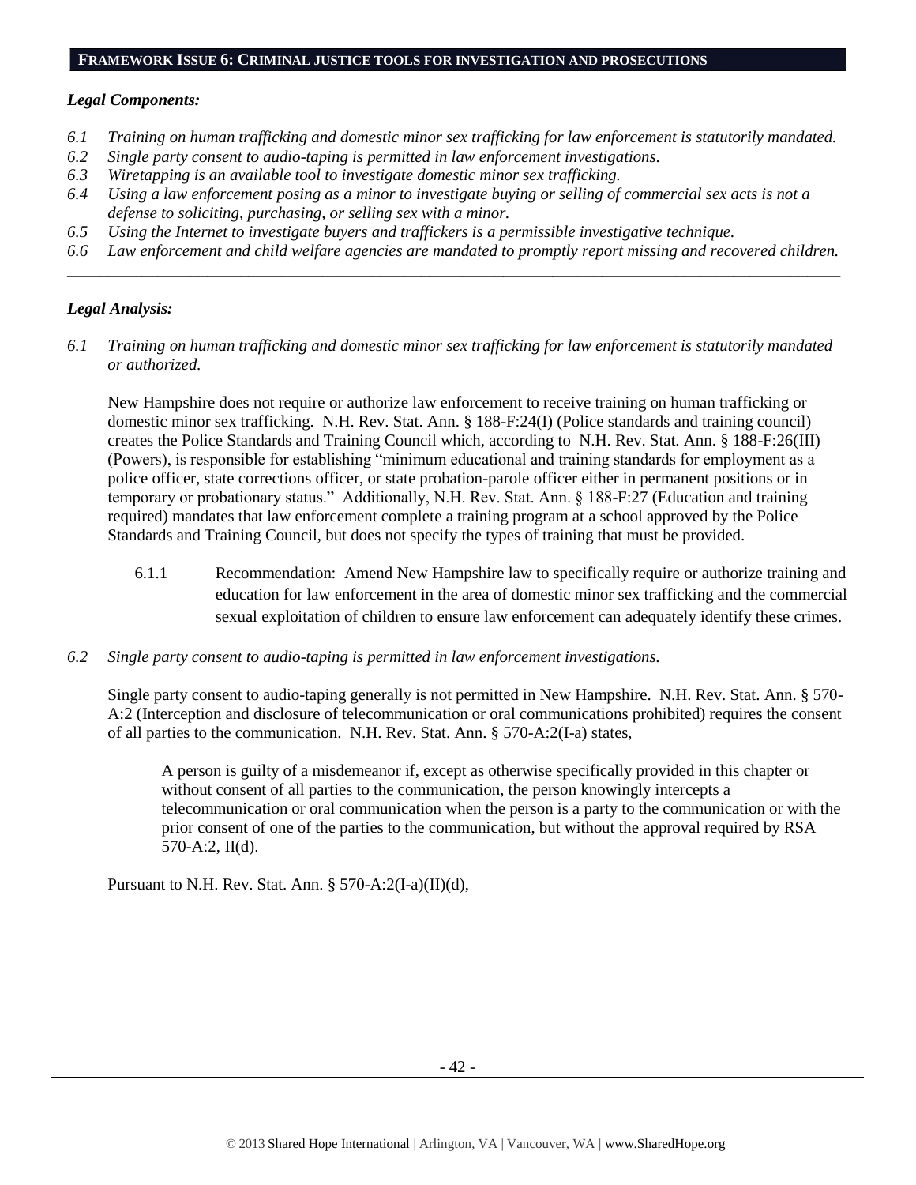**FRAMEWORK ISSUE 6: CRIMINAL JUSTICE TOOLS FOR INVESTIGATION AND PROSECUTIONS**

***Legal Components:***

- *6.1 Training on human trafficking and domestic minor sex trafficking for law enforcement is statutorily mandated.*
- *6.2 Single party consent to audio-taping is permitted in law enforcement investigations.*
- *6.3 Wiretapping is an available tool to investigate domestic minor sex trafficking.*
- *6.4 Using a law enforcement posing as a minor to investigate buying or selling of commercial sex acts is not a defense to soliciting, purchasing, or selling sex with a minor.*
- *6.5 Using the Internet to investigate buyers and traffickers is a permissible investigative technique.*
- *6.6 Law enforcement and child welfare agencies are mandated to promptly report missing and recovered children.*

---

***Legal Analysis:***

*6.1 Training on human trafficking and domestic minor sex trafficking for law enforcement is statutorily mandated or authorized.*

New Hampshire does not require or authorize law enforcement to receive training on human trafficking or domestic minor sex trafficking. N.H. Rev. Stat. Ann. § 188-F:24(I) (Police standards and training council) creates the Police Standards and Training Council which, according to N.H. Rev. Stat. Ann. § 188-F:26(III) (Powers), is responsible for establishing "minimum educational and training standards for employment as a police officer, state corrections officer, or state probation-parole officer either in permanent positions or in temporary or probationary status." Additionally, N.H. Rev. Stat. Ann. § 188-F:27 (Education and training required) mandates that law enforcement complete a training program at a school approved by the Police Standards and Training Council, but does not specify the types of training that must be provided.

6.1.1 Recommendation: Amend New Hampshire law to specifically require or authorize training and education for law enforcement in the area of domestic minor sex trafficking and the commercial sexual exploitation of children to ensure law enforcement can adequately identify these crimes.

*6.2 Single party consent to audio-taping is permitted in law enforcement investigations.*

Single party consent to audio-taping generally is not permitted in New Hampshire. N.H. Rev. Stat. Ann. § 570-A:2 (Interception and disclosure of telecommunication or oral communications prohibited) requires the consent of all parties to the communication. N.H. Rev. Stat. Ann. § 570-A:2(I-a) states,

> A person is guilty of a misdemeanor if, except as otherwise specifically provided in this chapter or without consent of all parties to the communication, the person knowingly intercepts a telecommunication or oral communication when the person is a party to the communication or with the prior consent of one of the parties to the communication, but without the approval required by RSA 570-A:2, II(d).

Pursuant to N.H. Rev. Stat. Ann. § 570-A:2(I-a)(II)(d),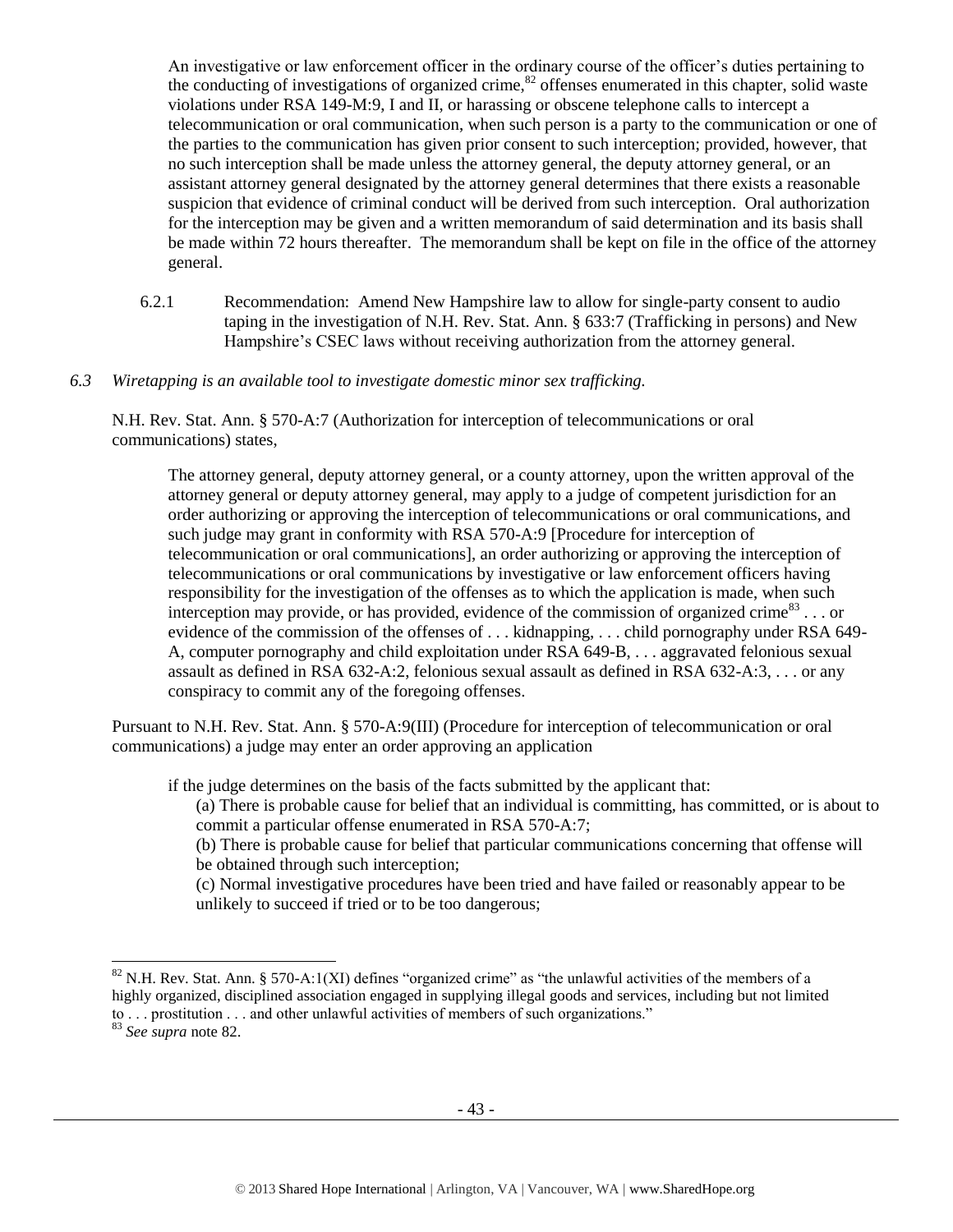An investigative or law enforcement officer in the ordinary course of the officer's duties pertaining to the conducting of investigations of organized crime,[82] offenses enumerated in this chapter, solid waste violations under RSA 149-M:9, I and II, or harassing or obscene telephone calls to intercept a telecommunication or oral communication, when such person is a party to the communication or one of the parties to the communication has given prior consent to such interception; provided, however, that no such interception shall be made unless the attorney general, the deputy attorney general, or an assistant attorney general designated by the attorney general determines that there exists a reasonable suspicion that evidence of criminal conduct will be derived from such interception. Oral authorization for the interception may be given and a written memorandum of said determination and its basis shall be made within 72 hours thereafter. The memorandum shall be kept on file in the office of the attorney general.

6.2.1 Recommendation: Amend New Hampshire law to allow for single-party consent to audio taping in the investigation of N.H. Rev. Stat. Ann. § 633:7 (Trafficking in persons) and New Hampshire's CSEC laws without receiving authorization from the attorney general.

*6.3 Wiretapping is an available tool to investigate domestic minor sex trafficking.*

N.H. Rev. Stat. Ann. § 570-A:7 (Authorization for interception of telecommunications or oral communications) states,

> The attorney general, deputy attorney general, or a county attorney, upon the written approval of the attorney general or deputy attorney general, may apply to a judge of competent jurisdiction for an order authorizing or approving the interception of telecommunications or oral communications, and such judge may grant in conformity with RSA 570-A:9 [Procedure for interception of telecommunication or oral communications], an order authorizing or approving the interception of telecommunications or oral communications by investigative or law enforcement officers having responsibility for the investigation of the offenses as to which the application is made, when such interception may provide, or has provided, evidence of the commission of organized crime[83] . . . or evidence of the commission of the offenses of . . . kidnapping, . . . child pornography under RSA 649-A, computer pornography and child exploitation under RSA 649-B, . . . aggravated felonious sexual assault as defined in RSA 632-A:2, felonious sexual assault as defined in RSA 632-A:3, . . . or any conspiracy to commit any of the foregoing offenses.

Pursuant to N.H. Rev. Stat. Ann. § 570-A:9(III) (Procedure for interception of telecommunication or oral communications) a judge may enter an order approving an application

> if the judge determines on the basis of the facts submitted by the applicant that:
>
> (a) There is probable cause for belief that an individual is committing, has committed, or is about to commit a particular offense enumerated in RSA 570-A:7;
>
> (b) There is probable cause for belief that particular communications concerning that offense will be obtained through such interception;
>
> (c) Normal investigative procedures have been tried and have failed or reasonably appear to be unlikely to succeed if tried or to be too dangerous;

---

[82] N.H. Rev. Stat. Ann. § 570-A:1(XI) defines "organized crime" as "the unlawful activities of the members of a highly organized, disciplined association engaged in supplying illegal goods and services, including but not limited to . . . prostitution . . . and other unlawful activities of members of such organizations."

[83] *See supra* note 82.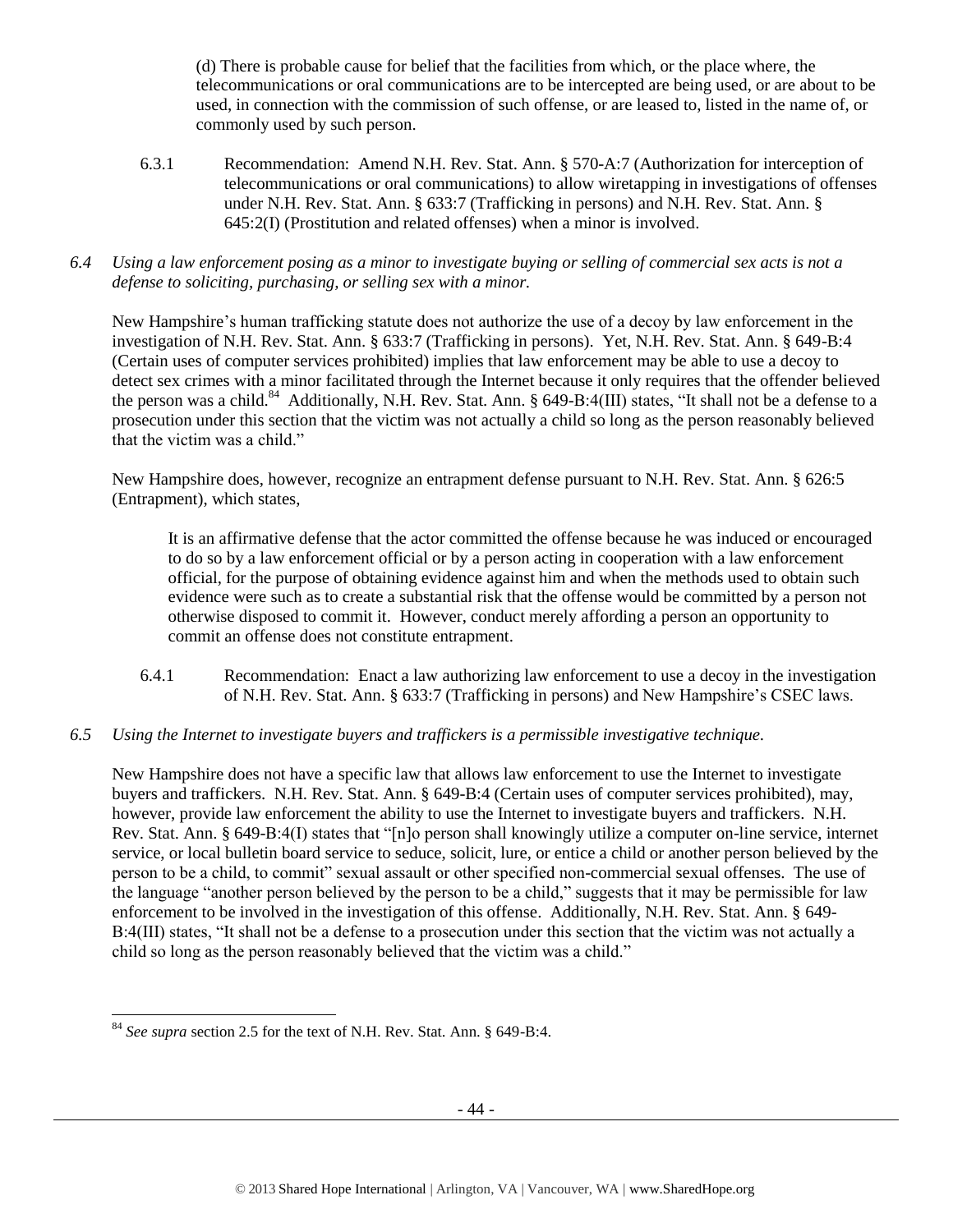(d) There is probable cause for belief that the facilities from which, or the place where, the telecommunications or oral communications are to be intercepted are being used, or are about to be used, in connection with the commission of such offense, or are leased to, listed in the name of, or commonly used by such person.

6.3.1 Recommendation: Amend N.H. Rev. Stat. Ann. § 570-A:7 (Authorization for interception of telecommunications or oral communications) to allow wiretapping in investigations of offenses under N.H. Rev. Stat. Ann. § 633:7 (Trafficking in persons) and N.H. Rev. Stat. Ann. § 645:2(I) (Prostitution and related offenses) when a minor is involved.

*6.4 Using a law enforcement posing as a minor to investigate buying or selling of commercial sex acts is not a defense to soliciting, purchasing, or selling sex with a minor.*

New Hampshire's human trafficking statute does not authorize the use of a decoy by law enforcement in the investigation of N.H. Rev. Stat. Ann. § 633:7 (Trafficking in persons). Yet, N.H. Rev. Stat. Ann. § 649-B:4 (Certain uses of computer services prohibited) implies that law enforcement may be able to use a decoy to detect sex crimes with a minor facilitated through the Internet because it only requires that the offender believed the person was a child.[84] Additionally, N.H. Rev. Stat. Ann. § 649-B:4(III) states, "It shall not be a defense to a prosecution under this section that the victim was not actually a child so long as the person reasonably believed that the victim was a child."

New Hampshire does, however, recognize an entrapment defense pursuant to N.H. Rev. Stat. Ann. § 626:5 (Entrapment), which states,

> It is an affirmative defense that the actor committed the offense because he was induced or encouraged to do so by a law enforcement official or by a person acting in cooperation with a law enforcement official, for the purpose of obtaining evidence against him and when the methods used to obtain such evidence were such as to create a substantial risk that the offense would be committed by a person not otherwise disposed to commit it. However, conduct merely affording a person an opportunity to commit an offense does not constitute entrapment.

6.4.1 Recommendation: Enact a law authorizing law enforcement to use a decoy in the investigation of N.H. Rev. Stat. Ann. § 633:7 (Trafficking in persons) and New Hampshire's CSEC laws.

*6.5 Using the Internet to investigate buyers and traffickers is a permissible investigative technique.*

New Hampshire does not have a specific law that allows law enforcement to use the Internet to investigate buyers and traffickers. N.H. Rev. Stat. Ann. § 649-B:4 (Certain uses of computer services prohibited), may, however, provide law enforcement the ability to use the Internet to investigate buyers and traffickers. N.H. Rev. Stat. Ann. § 649-B:4(I) states that "[n]o person shall knowingly utilize a computer on-line service, internet service, or local bulletin board service to seduce, solicit, lure, or entice a child or another person believed by the person to be a child, to commit" sexual assault or other specified non-commercial sexual offenses. The use of the language "another person believed by the person to be a child," suggests that it may be permissible for law enforcement to be involved in the investigation of this offense. Additionally, N.H. Rev. Stat. Ann. § 649-B:4(III) states, "It shall not be a defense to a prosecution under this section that the victim was not actually a child so long as the person reasonably believed that the victim was a child."

---

[84] *See supra* section 2.5 for the text of N.H. Rev. Stat. Ann. § 649-B:4.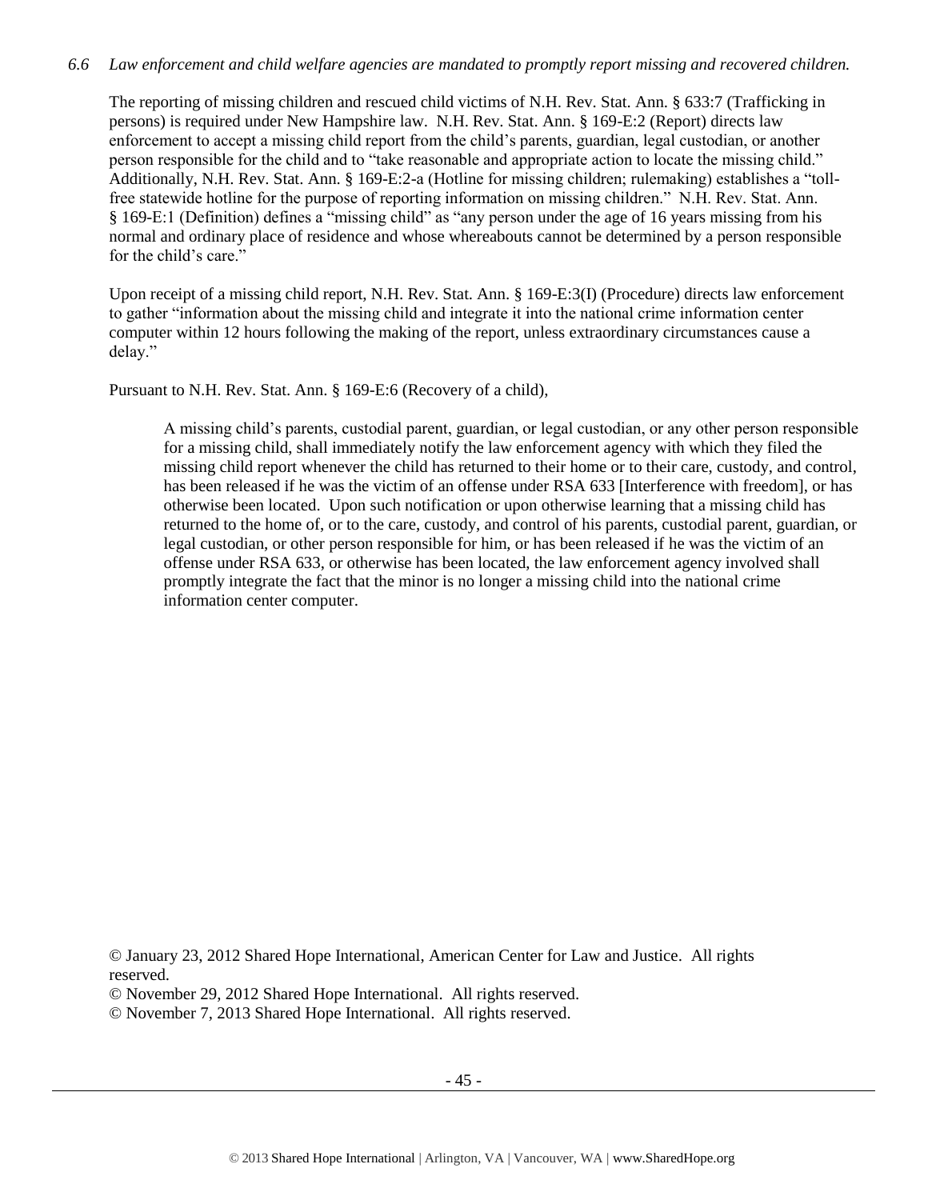*6.6 Law enforcement and child welfare agencies are mandated to promptly report missing and recovered children.*

The reporting of missing children and rescued child victims of N.H. Rev. Stat. Ann. § 633:7 (Trafficking in persons) is required under New Hampshire law. N.H. Rev. Stat. Ann. § 169-E:2 (Report) directs law enforcement to accept a missing child report from the child's parents, guardian, legal custodian, or another person responsible for the child and to "take reasonable and appropriate action to locate the missing child." Additionally, N.H. Rev. Stat. Ann. § 169-E:2-a (Hotline for missing children; rulemaking) establishes a "toll-free statewide hotline for the purpose of reporting information on missing children." N.H. Rev. Stat. Ann. § 169-E:1 (Definition) defines a "missing child" as "any person under the age of 16 years missing from his normal and ordinary place of residence and whose whereabouts cannot be determined by a person responsible for the child's care."

Upon receipt of a missing child report, N.H. Rev. Stat. Ann. § 169-E:3(I) (Procedure) directs law enforcement to gather "information about the missing child and integrate it into the national crime information center computer within 12 hours following the making of the report, unless extraordinary circumstances cause a delay."

Pursuant to N.H. Rev. Stat. Ann. § 169-E:6 (Recovery of a child),

> A missing child's parents, custodial parent, guardian, or legal custodian, or any other person responsible for a missing child, shall immediately notify the law enforcement agency with which they filed the missing child report whenever the child has returned to their home or to their care, custody, and control, has been released if he was the victim of an offense under RSA 633 [Interference with freedom], or has otherwise been located. Upon such notification or upon otherwise learning that a missing child has returned to the home of, or to the care, custody, and control of his parents, custodial parent, guardian, or legal custodian, or other person responsible for him, or has been released if he was the victim of an offense under RSA 633, or otherwise has been located, the law enforcement agency involved shall promptly integrate the fact that the minor is no longer a missing child into the national crime information center computer.

© January 23, 2012 Shared Hope International, American Center for Law and Justice. All rights reserved.
© November 29, 2012 Shared Hope International. All rights reserved.
© November 7, 2013 Shared Hope International. All rights reserved.